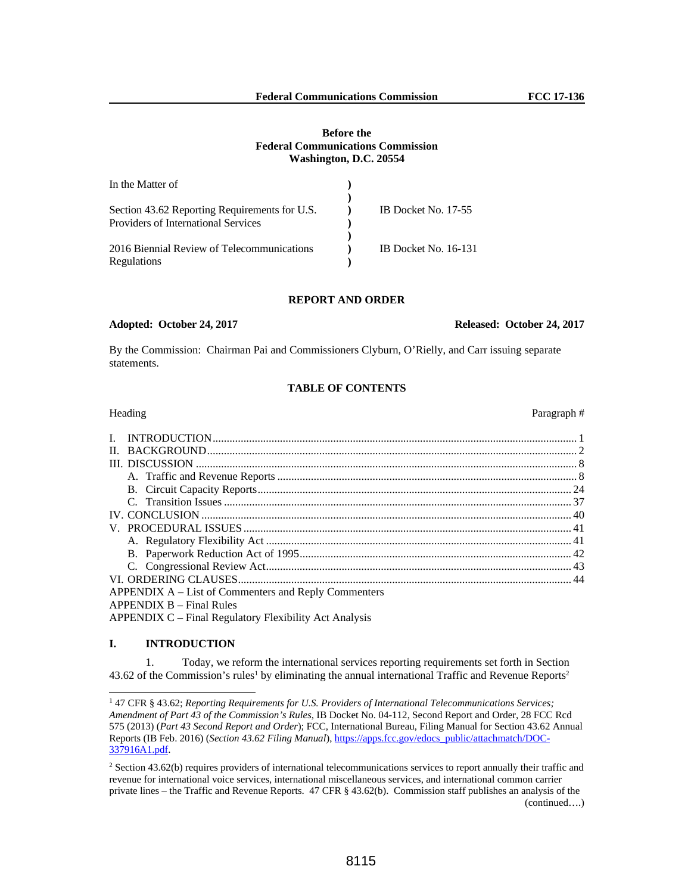**Before the**
**Federal Communications Commission**
**Washington, D.C. 20554**

| In the Matter of | | |
|---|---|---|
| Section 43.62 Reporting Requirements for U.S. Providers of International Services | ) | IB Docket No. 17-55 |
| 2016 Biennial Review of Telecommunications Regulations | ) | IB Docket No. 16-131 |

## REPORT AND ORDER

**Adopted: October 24, 2017** **Released: October 24, 2017**

By the Commission: Chairman Pai and Commissioners Clyburn, O'Rielly, and Carr issuing separate statements.

### TABLE OF CONTENTS

| Heading | Paragraph # |
|---|---|
| I. INTRODUCTION | 1 |
| II. BACKGROUND | 2 |
| III. DISCUSSION | 8 |
| A. Traffic and Revenue Reports | 8 |
| B. Circuit Capacity Reports | 24 |
| C. Transition Issues | 37 |
| IV. CONCLUSION | 40 |
| V. PROCEDURAL ISSUES | 41 |
| A. Regulatory Flexibility Act | 41 |
| B. Paperwork Reduction Act of 1995 | 42 |
| C. Congressional Review Act | 43 |
| VI. ORDERING CLAUSES | 44 |
| APPENDIX A – List of Commenters and Reply Commenters | |
| APPENDIX B – Final Rules | |
| APPENDIX C – Final Regulatory Flexibility Act Analysis | |

## I. INTRODUCTION

1. Today, we reform the international services reporting requirements set forth in Section 43.62 of the Commission's rules[1] by eliminating the annual international Traffic and Revenue Reports[2]

---

[1] 47 CFR § 43.62; *Reporting Requirements for U.S. Providers of International Telecommunications Services; Amendment of Part 43 of the Commission's Rules*, IB Docket No. 04-112, Second Report and Order, 28 FCC Rcd 575 (2013) (*Part 43 Second Report and Order*); FCC, International Bureau, Filing Manual for Section 43.62 Annual Reports (IB Feb. 2016) (*Section 43.62 Filing Manual*), https://apps.fcc.gov/edocs_public/attachmatch/DOC-337916A1.pdf.

[2] Section 43.62(b) requires providers of international telecommunications services to report annually their traffic and revenue for international voice services, international miscellaneous services, and international common carrier private lines – the Traffic and Revenue Reports. 47 CFR § 43.62(b). Commission staff publishes an analysis of the (continued….)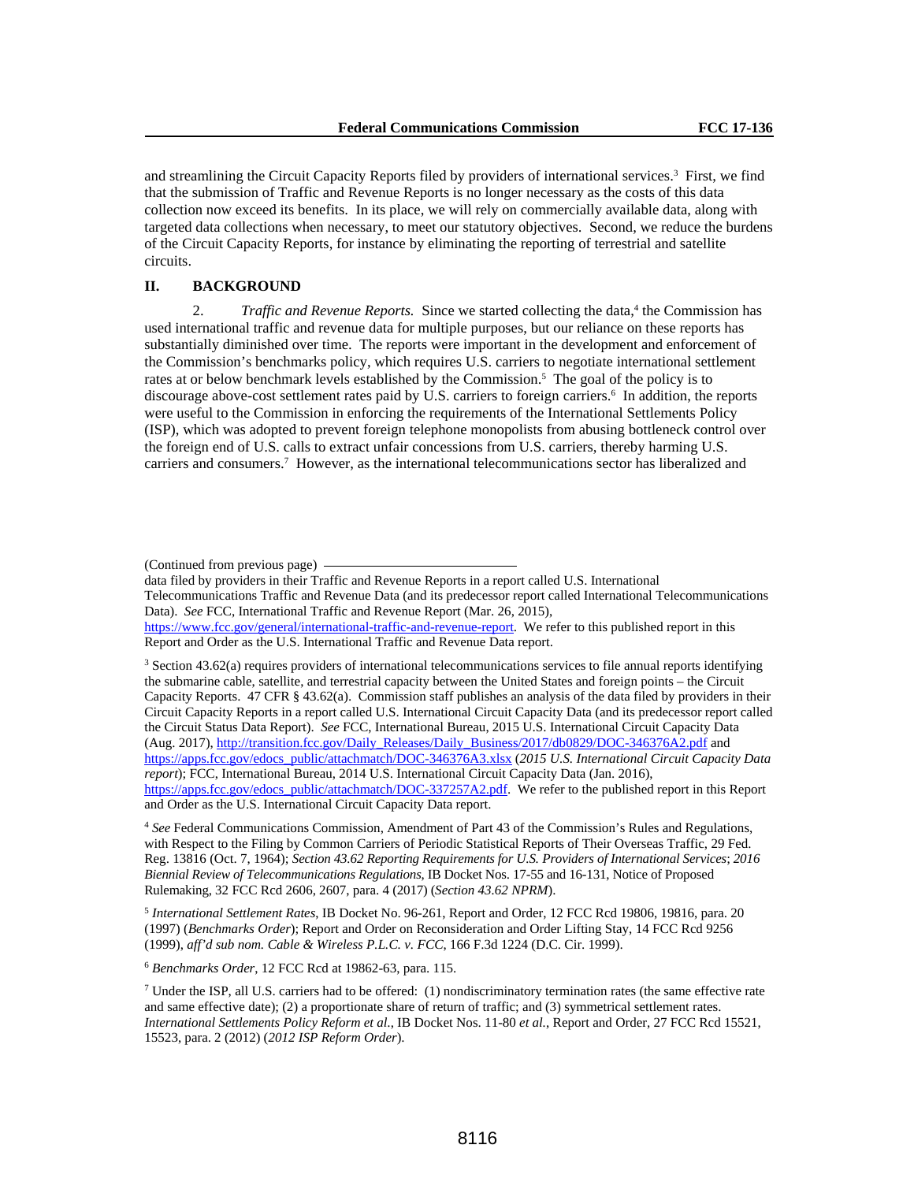and streamlining the Circuit Capacity Reports filed by providers of international services.[3] First, we find that the submission of Traffic and Revenue Reports is no longer necessary as the costs of this data collection now exceed its benefits. In its place, we will rely on commercially available data, along with targeted data collections when necessary, to meet our statutory objectives. Second, we reduce the burdens of the Circuit Capacity Reports, for instance by eliminating the reporting of terrestrial and satellite circuits.

## II. BACKGROUND

2. *Traffic and Revenue Reports.* Since we started collecting the data,[4] the Commission has used international traffic and revenue data for multiple purposes, but our reliance on these reports has substantially diminished over time. The reports were important in the development and enforcement of the Commission's benchmarks policy, which requires U.S. carriers to negotiate international settlement rates at or below benchmark levels established by the Commission.[5] The goal of the policy is to discourage above-cost settlement rates paid by U.S. carriers to foreign carriers.[6] In addition, the reports were useful to the Commission in enforcing the requirements of the International Settlements Policy (ISP), which was adopted to prevent foreign telephone monopolists from abusing bottleneck control over the foreign end of U.S. calls to extract unfair concessions from U.S. carriers, thereby harming U.S. carriers and consumers.[7] However, as the international telecommunications sector has liberalized and

---

(Continued from previous page)

data filed by providers in their Traffic and Revenue Reports in a report called U.S. International Telecommunications Traffic and Revenue Data (and its predecessor report called International Telecommunications Data). *See* FCC, International Traffic and Revenue Report (Mar. 26, 2015), https://www.fcc.gov/general/international-traffic-and-revenue-report. We refer to this published report in this Report and Order as the U.S. International Traffic and Revenue Data report.

[3] Section 43.62(a) requires providers of international telecommunications services to file annual reports identifying the submarine cable, satellite, and terrestrial capacity between the United States and foreign points – the Circuit Capacity Reports. 47 CFR § 43.62(a). Commission staff publishes an analysis of the data filed by providers in their Circuit Capacity Reports in a report called U.S. International Circuit Capacity Data (and its predecessor report called the Circuit Status Data Report). *See* FCC, International Bureau, 2015 U.S. International Circuit Capacity Data (Aug. 2017), http://transition.fcc.gov/Daily_Releases/Daily_Business/2017/db0829/DOC-346376A2.pdf and https://apps.fcc.gov/edocs_public/attachmatch/DOC-346376A3.xlsx (*2015 U.S. International Circuit Capacity Data report*); FCC, International Bureau, 2014 U.S. International Circuit Capacity Data (Jan. 2016), https://apps.fcc.gov/edocs_public/attachmatch/DOC-337257A2.pdf. We refer to the published report in this Report and Order as the U.S. International Circuit Capacity Data report.

[4] *See* Federal Communications Commission, Amendment of Part 43 of the Commission's Rules and Regulations, with Respect to the Filing by Common Carriers of Periodic Statistical Reports of Their Overseas Traffic, 29 Fed. Reg. 13816 (Oct. 7, 1964); *Section 43.62 Reporting Requirements for U.S. Providers of International Services*; *2016 Biennial Review of Telecommunications Regulations*, IB Docket Nos. 17-55 and 16-131, Notice of Proposed Rulemaking, 32 FCC Rcd 2606, 2607, para. 4 (2017) (*Section 43.62 NPRM*).

[5] *International Settlement Rates*, IB Docket No. 96-261, Report and Order, 12 FCC Rcd 19806, 19816, para. 20 (1997) (*Benchmarks Order*); Report and Order on Reconsideration and Order Lifting Stay, 14 FCC Rcd 9256 (1999), *aff'd sub nom. Cable & Wireless P.L.C. v. FCC*, 166 F.3d 1224 (D.C. Cir. 1999).

[6] *Benchmarks Order*, 12 FCC Rcd at 19862-63, para. 115.

[7] Under the ISP, all U.S. carriers had to be offered: (1) nondiscriminatory termination rates (the same effective rate and same effective date); (2) a proportionate share of return of traffic; and (3) symmetrical settlement rates. *International Settlements Policy Reform et al.*, IB Docket Nos. 11-80 *et al.*, Report and Order, 27 FCC Rcd 15521, 15523, para. 2 (2012) (*2012 ISP Reform Order*).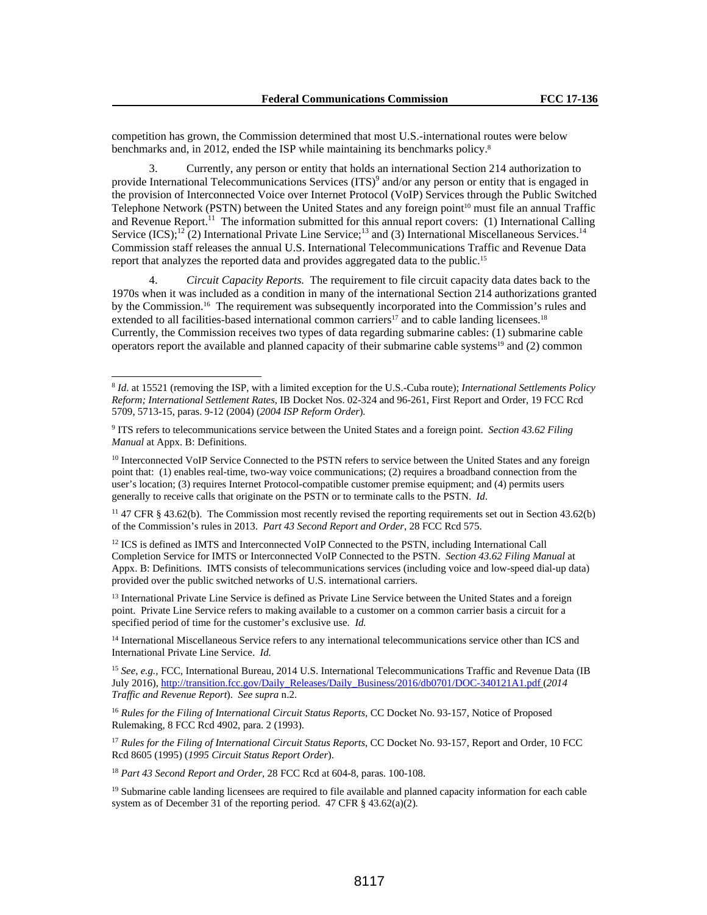competition has grown, the Commission determined that most U.S.-international routes were below benchmarks and, in 2012, ended the ISP while maintaining its benchmarks policy.[8]

3. Currently, any person or entity that holds an international Section 214 authorization to provide International Telecommunications Services (ITS)[9] and/or any person or entity that is engaged in the provision of Interconnected Voice over Internet Protocol (VoIP) Services through the Public Switched Telephone Network (PSTN) between the United States and any foreign point[10] must file an annual Traffic and Revenue Report.[11] The information submitted for this annual report covers: (1) International Calling Service (ICS);[12] (2) International Private Line Service;[13] and (3) International Miscellaneous Services.[14] Commission staff releases the annual U.S. International Telecommunications Traffic and Revenue Data report that analyzes the reported data and provides aggregated data to the public.[15]

4. *Circuit Capacity Reports.* The requirement to file circuit capacity data dates back to the 1970s when it was included as a condition in many of the international Section 214 authorizations granted by the Commission.[16] The requirement was subsequently incorporated into the Commission's rules and extended to all facilities-based international common carriers[17] and to cable landing licensees.[18] Currently, the Commission receives two types of data regarding submarine cables: (1) submarine cable operators report the available and planned capacity of their submarine cable systems[19] and (2) common

---

[8] *Id.* at 15521 (removing the ISP, with a limited exception for the U.S.-Cuba route); *International Settlements Policy Reform; International Settlement Rates*, IB Docket Nos. 02-324 and 96-261, First Report and Order, 19 FCC Rcd 5709, 5713-15, paras. 9-12 (2004) (*2004 ISP Reform Order*).

[9] ITS refers to telecommunications service between the United States and a foreign point. *Section 43.62 Filing Manual* at Appx. B: Definitions.

[10] Interconnected VoIP Service Connected to the PSTN refers to service between the United States and any foreign point that: (1) enables real-time, two-way voice communications; (2) requires a broadband connection from the user's location; (3) requires Internet Protocol-compatible customer premise equipment; and (4) permits users generally to receive calls that originate on the PSTN or to terminate calls to the PSTN. *Id*.

[11] 47 CFR § 43.62(b). The Commission most recently revised the reporting requirements set out in Section 43.62(b) of the Commission's rules in 2013. *Part 43 Second Report and Order*, 28 FCC Rcd 575.

[12] ICS is defined as IMTS and Interconnected VoIP Connected to the PSTN, including International Call Completion Service for IMTS or Interconnected VoIP Connected to the PSTN. *Section 43.62 Filing Manual* at Appx. B: Definitions. IMTS consists of telecommunications services (including voice and low-speed dial-up data) provided over the public switched networks of U.S. international carriers.

[13] International Private Line Service is defined as Private Line Service between the United States and a foreign point. Private Line Service refers to making available to a customer on a common carrier basis a circuit for a specified period of time for the customer's exclusive use. *Id.*

[14] International Miscellaneous Service refers to any international telecommunications service other than ICS and International Private Line Service. *Id.*

[15] *See, e.g.*, FCC, International Bureau, 2014 U.S. International Telecommunications Traffic and Revenue Data (IB July 2016), http://transition.fcc.gov/Daily_Releases/Daily_Business/2016/db0701/DOC-340121A1.pdf (*2014 Traffic and Revenue Report*). *See supra* n.2.

[16] *Rules for the Filing of International Circuit Status Reports*, CC Docket No. 93-157, Notice of Proposed Rulemaking, 8 FCC Rcd 4902, para. 2 (1993).

[17] *Rules for the Filing of International Circuit Status Reports*, CC Docket No. 93-157, Report and Order, 10 FCC Rcd 8605 (1995) (*1995 Circuit Status Report Order*).

[18] *Part 43 Second Report and Order*, 28 FCC Rcd at 604-8, paras. 100-108.

[19] Submarine cable landing licensees are required to file available and planned capacity information for each cable system as of December 31 of the reporting period. 47 CFR § 43.62(a)(2).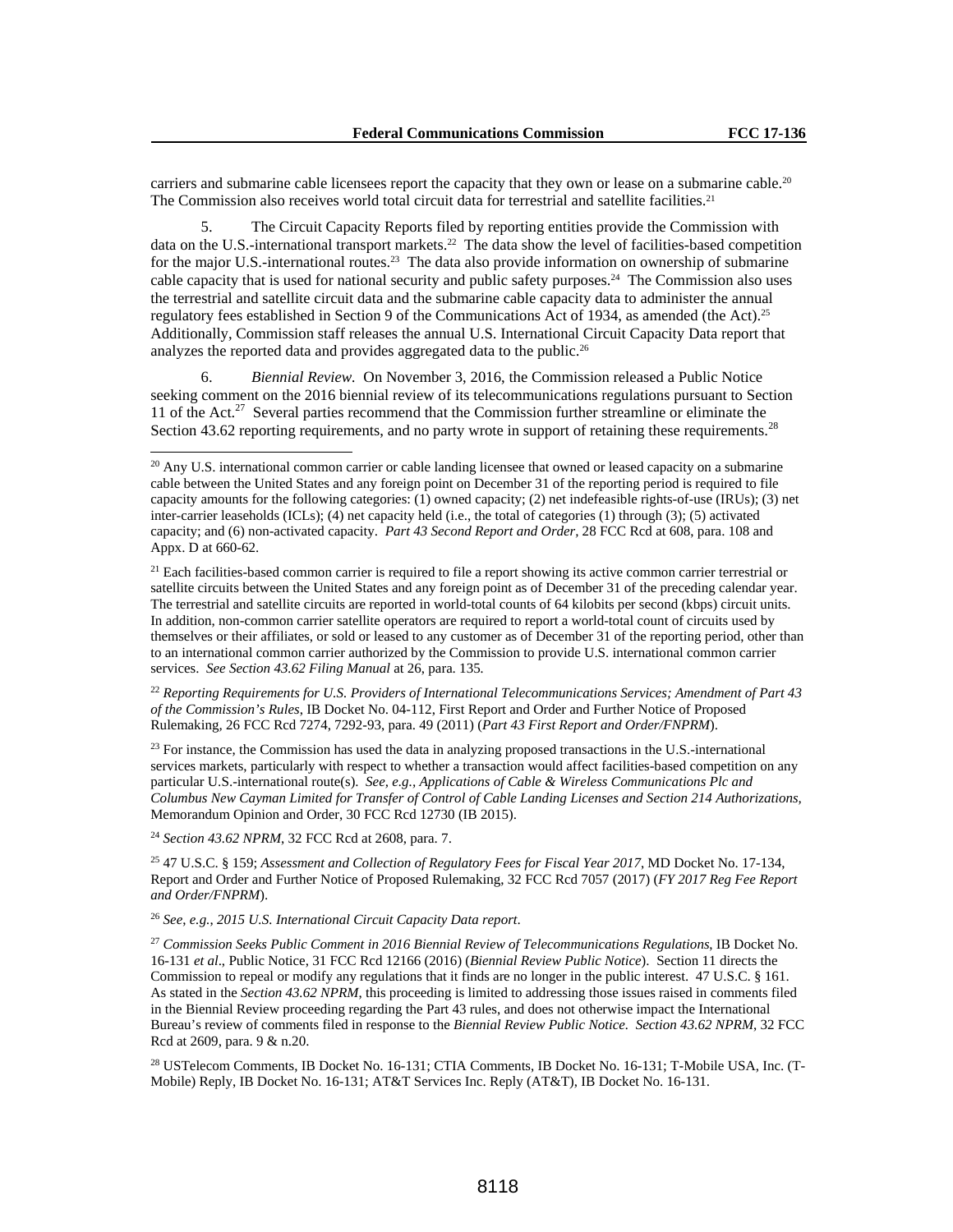carriers and submarine cable licensees report the capacity that they own or lease on a submarine cable.[20] The Commission also receives world total circuit data for terrestrial and satellite facilities.[21]

5. The Circuit Capacity Reports filed by reporting entities provide the Commission with data on the U.S.-international transport markets.[22] The data show the level of facilities-based competition for the major U.S.-international routes.[23] The data also provide information on ownership of submarine cable capacity that is used for national security and public safety purposes.[24] The Commission also uses the terrestrial and satellite circuit data and the submarine cable capacity data to administer the annual regulatory fees established in Section 9 of the Communications Act of 1934, as amended (the Act).[25] Additionally, Commission staff releases the annual U.S. International Circuit Capacity Data report that analyzes the reported data and provides aggregated data to the public.[26]

6. *Biennial Review*. On November 3, 2016, the Commission released a Public Notice seeking comment on the 2016 biennial review of its telecommunications regulations pursuant to Section 11 of the Act.[27] Several parties recommend that the Commission further streamline or eliminate the Section 43.62 reporting requirements, and no party wrote in support of retaining these requirements.[28]

---

[20] Any U.S. international common carrier or cable landing licensee that owned or leased capacity on a submarine cable between the United States and any foreign point on December 31 of the reporting period is required to file capacity amounts for the following categories: (1) owned capacity; (2) net indefeasible rights-of-use (IRUs); (3) net inter-carrier leaseholds (ICLs); (4) net capacity held (i.e., the total of categories (1) through (3); (5) activated capacity; and (6) non-activated capacity. *Part 43 Second Report and Order*, 28 FCC Rcd at 608, para. 108 and Appx. D at 660-62.

[21] Each facilities-based common carrier is required to file a report showing its active common carrier terrestrial or satellite circuits between the United States and any foreign point as of December 31 of the preceding calendar year. The terrestrial and satellite circuits are reported in world-total counts of 64 kilobits per second (kbps) circuit units. In addition, non-common carrier satellite operators are required to report a world-total count of circuits used by themselves or their affiliates, or sold or leased to any customer as of December 31 of the reporting period, other than to an international common carrier authorized by the Commission to provide U.S. international common carrier services. *See Section 43.62 Filing Manual* at 26, para. 135.

[22] *Reporting Requirements for U.S. Providers of International Telecommunications Services; Amendment of Part 43 of the Commission's Rules*, IB Docket No. 04-112, First Report and Order and Further Notice of Proposed Rulemaking, 26 FCC Rcd 7274, 7292-93, para. 49 (2011) (*Part 43 First Report and Order/FNPRM*).

[23] For instance, the Commission has used the data in analyzing proposed transactions in the U.S.-international services markets, particularly with respect to whether a transaction would affect facilities-based competition on any particular U.S.-international route(s). *See, e.g., Applications of Cable & Wireless Communications Plc and Columbus New Cayman Limited for Transfer of Control of Cable Landing Licenses and Section 214 Authorizations*, Memorandum Opinion and Order, 30 FCC Rcd 12730 (IB 2015).

[24] *Section 43.62 NPRM*, 32 FCC Rcd at 2608, para. 7.

[25] 47 U.S.C. § 159; *Assessment and Collection of Regulatory Fees for Fiscal Year 2017*, MD Docket No. 17-134, Report and Order and Further Notice of Proposed Rulemaking, 32 FCC Rcd 7057 (2017) (*FY 2017 Reg Fee Report and Order/FNPRM*).

[26] *See, e.g., 2015 U.S. International Circuit Capacity Data report*.

[27] *Commission Seeks Public Comment in 2016 Biennial Review of Telecommunications Regulations*, IB Docket No. 16-131 *et al*., Public Notice, 31 FCC Rcd 12166 (2016) (*Biennial Review Public Notice*). Section 11 directs the Commission to repeal or modify any regulations that it finds are no longer in the public interest. 47 U.S.C. § 161. As stated in the *Section 43.62 NPRM*, this proceeding is limited to addressing those issues raised in comments filed in the Biennial Review proceeding regarding the Part 43 rules, and does not otherwise impact the International Bureau's review of comments filed in response to the *Biennial Review Public Notice*. *Section 43.62 NPRM*, 32 FCC Rcd at 2609, para. 9 & n.20.

[28] USTelecom Comments, IB Docket No. 16-131; CTIA Comments, IB Docket No. 16-131; T-Mobile USA, Inc. (T-Mobile) Reply, IB Docket No. 16-131; AT&T Services Inc. Reply (AT&T), IB Docket No. 16-131.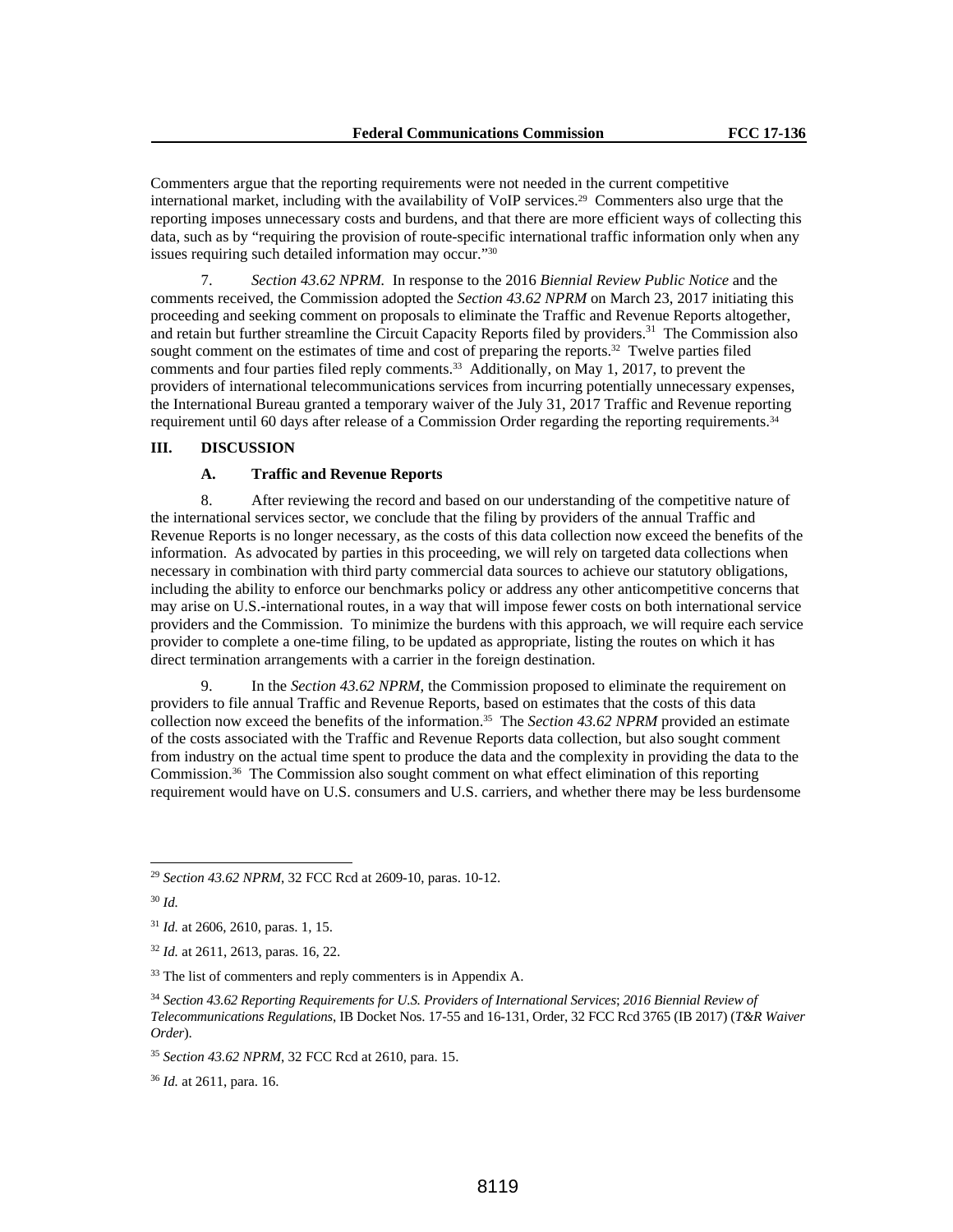Commenters argue that the reporting requirements were not needed in the current competitive international market, including with the availability of VoIP services.[29] Commenters also urge that the reporting imposes unnecessary costs and burdens, and that there are more efficient ways of collecting this data, such as by "requiring the provision of route-specific international traffic information only when any issues requiring such detailed information may occur."[30]

7. *Section 43.62 NPRM.* In response to the 2016 *Biennial Review Public Notice* and the comments received, the Commission adopted the *Section 43.62 NPRM* on March 23, 2017 initiating this proceeding and seeking comment on proposals to eliminate the Traffic and Revenue Reports altogether, and retain but further streamline the Circuit Capacity Reports filed by providers.[31] The Commission also sought comment on the estimates of time and cost of preparing the reports.[32] Twelve parties filed comments and four parties filed reply comments.[33] Additionally, on May 1, 2017, to prevent the providers of international telecommunications services from incurring potentially unnecessary expenses, the International Bureau granted a temporary waiver of the July 31, 2017 Traffic and Revenue reporting requirement until 60 days after release of a Commission Order regarding the reporting requirements.[34]

## III. DISCUSSION

### A. Traffic and Revenue Reports

8. After reviewing the record and based on our understanding of the competitive nature of the international services sector, we conclude that the filing by providers of the annual Traffic and Revenue Reports is no longer necessary, as the costs of this data collection now exceed the benefits of the information. As advocated by parties in this proceeding, we will rely on targeted data collections when necessary in combination with third party commercial data sources to achieve our statutory obligations, including the ability to enforce our benchmarks policy or address any other anticompetitive concerns that may arise on U.S.-international routes, in a way that will impose fewer costs on both international service providers and the Commission. To minimize the burdens with this approach, we will require each service provider to complete a one-time filing, to be updated as appropriate, listing the routes on which it has direct termination arrangements with a carrier in the foreign destination.

9. In the *Section 43.62 NPRM*, the Commission proposed to eliminate the requirement on providers to file annual Traffic and Revenue Reports, based on estimates that the costs of this data collection now exceed the benefits of the information.[35] The *Section 43.62 NPRM* provided an estimate of the costs associated with the Traffic and Revenue Reports data collection, but also sought comment from industry on the actual time spent to produce the data and the complexity in providing the data to the Commission.[36] The Commission also sought comment on what effect elimination of this reporting requirement would have on U.S. consumers and U.S. carriers, and whether there may be less burdensome

---

[29] *Section 43.62 NPRM*, 32 FCC Rcd at 2609-10, paras. 10-12.

[30] *Id.*

[31] *Id.* at 2606, 2610, paras. 1, 15.

[32] *Id.* at 2611, 2613, paras. 16, 22.

[33] The list of commenters and reply commenters is in Appendix A.

[34] *Section 43.62 Reporting Requirements for U.S. Providers of International Services*; *2016 Biennial Review of Telecommunications Regulations*, IB Docket Nos. 17-55 and 16-131, Order, 32 FCC Rcd 3765 (IB 2017) (*T&R Waiver Order*).

[35] *Section 43.62 NPRM*, 32 FCC Rcd at 2610, para. 15.

[36] *Id.* at 2611, para. 16.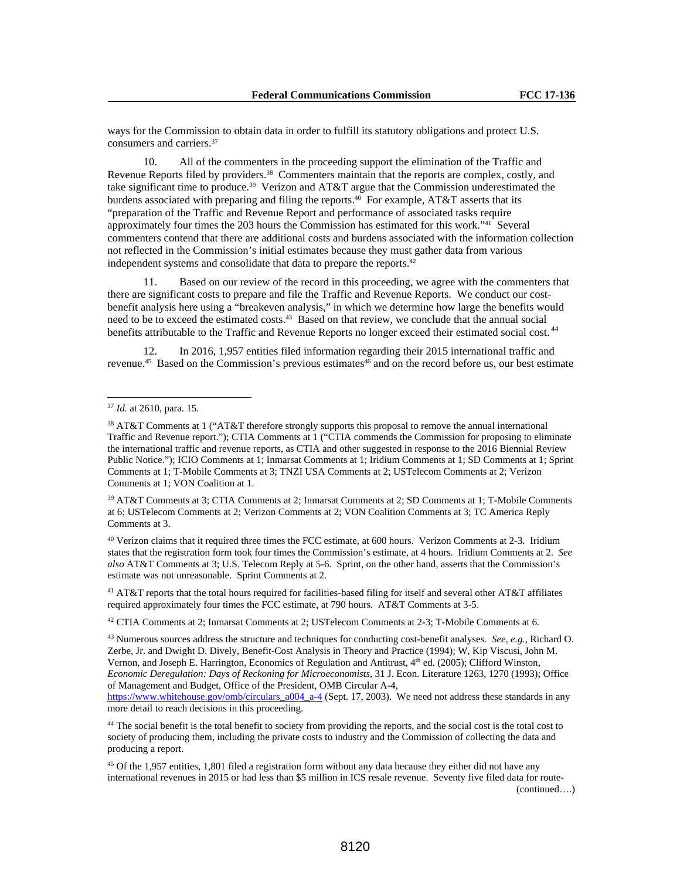ways for the Commission to obtain data in order to fulfill its statutory obligations and protect U.S. consumers and carriers.[37]

10. All of the commenters in the proceeding support the elimination of the Traffic and Revenue Reports filed by providers.[38] Commenters maintain that the reports are complex, costly, and take significant time to produce.[39] Verizon and AT&T argue that the Commission underestimated the burdens associated with preparing and filing the reports.[40] For example, AT&T asserts that its "preparation of the Traffic and Revenue Report and performance of associated tasks require approximately four times the 203 hours the Commission has estimated for this work."[41] Several commenters contend that there are additional costs and burdens associated with the information collection not reflected in the Commission's initial estimates because they must gather data from various independent systems and consolidate that data to prepare the reports.[42]

11. Based on our review of the record in this proceeding, we agree with the commenters that there are significant costs to prepare and file the Traffic and Revenue Reports. We conduct our cost-benefit analysis here using a "breakeven analysis," in which we determine how large the benefits would need to be to exceed the estimated costs.[43] Based on that review, we conclude that the annual social benefits attributable to the Traffic and Revenue Reports no longer exceed their estimated social cost.[44]

12. In 2016, 1,957 entities filed information regarding their 2015 international traffic and revenue.[45] Based on the Commission's previous estimates[46] and on the record before us, our best estimate

---

[37] *Id.* at 2610, para. 15.

[38] AT&T Comments at 1 ("AT&T therefore strongly supports this proposal to remove the annual international Traffic and Revenue report."); CTIA Comments at 1 ("CTIA commends the Commission for proposing to eliminate the international traffic and revenue reports, as CTIA and other suggested in response to the 2016 Biennial Review Public Notice."); ICIO Comments at 1; Inmarsat Comments at 1; Iridium Comments at 1; SD Comments at 1; Sprint Comments at 1; T-Mobile Comments at 3; TNZI USA Comments at 2; USTelecom Comments at 2; Verizon Comments at 1; VON Coalition at 1.

[39] AT&T Comments at 3; CTIA Comments at 2; Inmarsat Comments at 2; SD Comments at 1; T-Mobile Comments at 6; USTelecom Comments at 2; Verizon Comments at 2; VON Coalition Comments at 3; TC America Reply Comments at 3.

[40] Verizon claims that it required three times the FCC estimate, at 600 hours. Verizon Comments at 2-3. Iridium states that the registration form took four times the Commission's estimate, at 4 hours. Iridium Comments at 2. *See also* AT&T Comments at 3; U.S. Telecom Reply at 5-6. Sprint, on the other hand, asserts that the Commission's estimate was not unreasonable. Sprint Comments at 2.

[41] AT&T reports that the total hours required for facilities-based filing for itself and several other AT&T affiliates required approximately four times the FCC estimate, at 790 hours. AT&T Comments at 3-5.

[42] CTIA Comments at 2; Inmarsat Comments at 2; USTelecom Comments at 2-3; T-Mobile Comments at 6.

[43] Numerous sources address the structure and techniques for conducting cost-benefit analyses. *See, e.g.*, Richard O. Zerbe, Jr. and Dwight D. Dively, Benefit-Cost Analysis in Theory and Practice (1994); W, Kip Viscusi, John M. Vernon, and Joseph E. Harrington, Economics of Regulation and Antitrust, 4th ed. (2005); Clifford Winston, *Economic Deregulation: Days of Reckoning for Microeconomists*, 31 J. Econ. Literature 1263, 1270 (1993); Office of Management and Budget, Office of the President, OMB Circular A-4, https://www.whitehouse.gov/omb/circulars_a004_a-4 (Sept. 17, 2003). We need not address these standards in any more detail to reach decisions in this proceeding.

[44] The social benefit is the total benefit to society from providing the reports, and the social cost is the total cost to society of producing them, including the private costs to industry and the Commission of collecting the data and producing a report.

[45] Of the 1,957 entities, 1,801 filed a registration form without any data because they either did not have any international revenues in 2015 or had less than $5 million in ICS resale revenue. Seventy five filed data for route-

(continued….)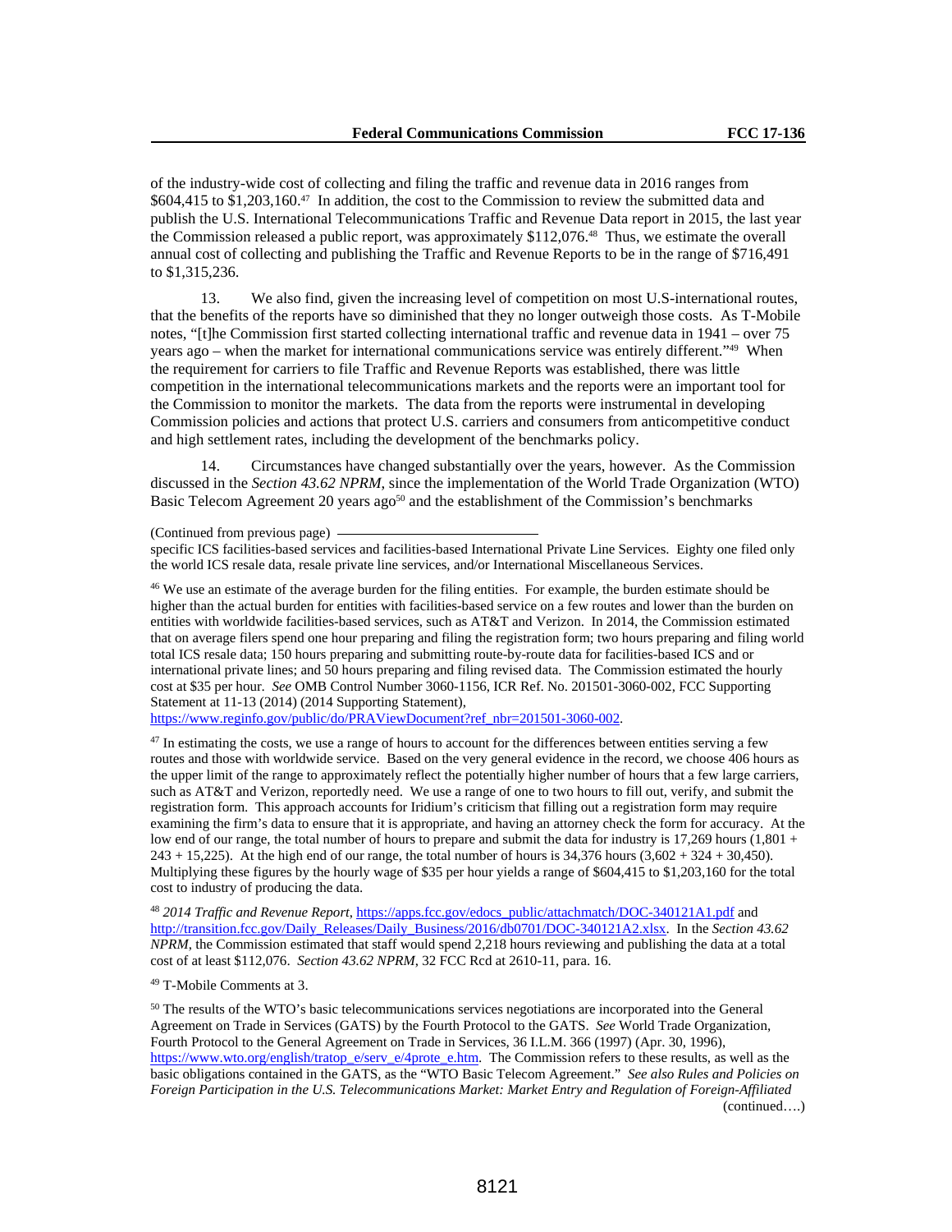of the industry-wide cost of collecting and filing the traffic and revenue data in 2016 ranges from $604,415 to $1,203,160.[47] In addition, the cost to the Commission to review the submitted data and publish the U.S. International Telecommunications Traffic and Revenue Data report in 2015, the last year the Commission released a public report, was approximately $112,076.[48] Thus, we estimate the overall annual cost of collecting and publishing the Traffic and Revenue Reports to be in the range of $716,491 to $1,315,236.

13. We also find, given the increasing level of competition on most U.S-international routes, that the benefits of the reports have so diminished that they no longer outweigh those costs. As T-Mobile notes, "[t]he Commission first started collecting international traffic and revenue data in 1941 – over 75 years ago – when the market for international communications service was entirely different."[49] When the requirement for carriers to file Traffic and Revenue Reports was established, there was little competition in the international telecommunications markets and the reports were an important tool for the Commission to monitor the markets. The data from the reports were instrumental in developing Commission policies and actions that protect U.S. carriers and consumers from anticompetitive conduct and high settlement rates, including the development of the benchmarks policy.

14. Circumstances have changed substantially over the years, however. As the Commission discussed in the *Section 43.62 NPRM*, since the implementation of the World Trade Organization (WTO) Basic Telecom Agreement 20 years ago[50] and the establishment of the Commission's benchmarks

---

(Continued from previous page)

specific ICS facilities-based services and facilities-based International Private Line Services. Eighty one filed only the world ICS resale data, resale private line services, and/or International Miscellaneous Services.

[46] We use an estimate of the average burden for the filing entities. For example, the burden estimate should be higher than the actual burden for entities with facilities-based service on a few routes and lower than the burden on entities with worldwide facilities-based services, such as AT&T and Verizon. In 2014, the Commission estimated that on average filers spend one hour preparing and filing the registration form; two hours preparing and filing world total ICS resale data; 150 hours preparing and submitting route-by-route data for facilities-based ICS and or international private lines; and 50 hours preparing and filing revised data. The Commission estimated the hourly cost at $35 per hour. *See* OMB Control Number 3060-1156, ICR Ref. No. 201501-3060-002, FCC Supporting Statement at 11-13 (2014) (2014 Supporting Statement), https://www.reginfo.gov/public/do/PRAViewDocument?ref_nbr=201501-3060-002.

[47] In estimating the costs, we use a range of hours to account for the differences between entities serving a few routes and those with worldwide service. Based on the very general evidence in the record, we choose 406 hours as the upper limit of the range to approximately reflect the potentially higher number of hours that a few large carriers, such as AT&T and Verizon, reportedly need. We use a range of one to two hours to fill out, verify, and submit the registration form. This approach accounts for Iridium's criticism that filling out a registration form may require examining the firm's data to ensure that it is appropriate, and having an attorney check the form for accuracy. At the low end of our range, the total number of hours to prepare and submit the data for industry is 17,269 hours (1,801 + 243 + 15,225). At the high end of our range, the total number of hours is 34,376 hours (3,602 + 324 + 30,450). Multiplying these figures by the hourly wage of $35 per hour yields a range of $604,415 to $1,203,160 for the total cost to industry of producing the data.

[48] *2014 Traffic and Revenue Report*, https://apps.fcc.gov/edocs_public/attachmatch/DOC-340121A1.pdf and http://transition.fcc.gov/Daily_Releases/Daily_Business/2016/db0701/DOC-340121A2.xlsx. In the *Section 43.62 NPRM*, the Commission estimated that staff would spend 2,218 hours reviewing and publishing the data at a total cost of at least $112,076. *Section 43.62 NPRM*, 32 FCC Rcd at 2610-11, para. 16.

[49] T-Mobile Comments at 3.

[50] The results of the WTO's basic telecommunications services negotiations are incorporated into the General Agreement on Trade in Services (GATS) by the Fourth Protocol to the GATS. *See* World Trade Organization, Fourth Protocol to the General Agreement on Trade in Services, 36 I.L.M. 366 (1997) (Apr. 30, 1996), https://www.wto.org/english/tratop_e/serv_e/4prote_e.htm. The Commission refers to these results, as well as the basic obligations contained in the GATS, as the "WTO Basic Telecom Agreement." *See also Rules and Policies on Foreign Participation in the U.S. Telecommunications Market: Market Entry and Regulation of Foreign-Affiliated*

(continued….)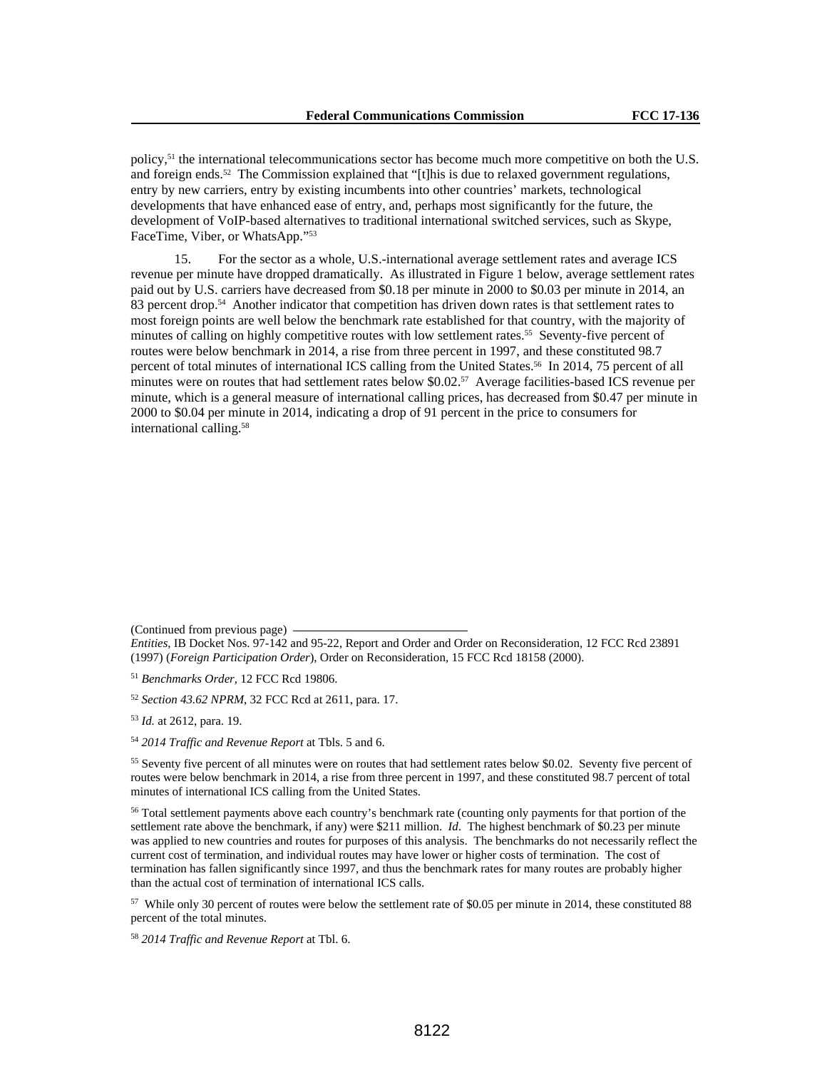policy,[51] the international telecommunications sector has become much more competitive on both the U.S. and foreign ends.[52] The Commission explained that "[t]his is due to relaxed government regulations, entry by new carriers, entry by existing incumbents into other countries' markets, technological developments that have enhanced ease of entry, and, perhaps most significantly for the future, the development of VoIP-based alternatives to traditional international switched services, such as Skype, FaceTime, Viber, or WhatsApp."[53]

15. For the sector as a whole, U.S.-international average settlement rates and average ICS revenue per minute have dropped dramatically. As illustrated in Figure 1 below, average settlement rates paid out by U.S. carriers have decreased from $0.18 per minute in 2000 to $0.03 per minute in 2014, an 83 percent drop.[54] Another indicator that competition has driven down rates is that settlement rates to most foreign points are well below the benchmark rate established for that country, with the majority of minutes of calling on highly competitive routes with low settlement rates.[55] Seventy-five percent of routes were below benchmark in 2014, a rise from three percent in 1997, and these constituted 98.7 percent of total minutes of international ICS calling from the United States.[56] In 2014, 75 percent of all minutes were on routes that had settlement rates below $0.02.[57] Average facilities-based ICS revenue per minute, which is a general measure of international calling prices, has decreased from $0.47 per minute in 2000 to $0.04 per minute in 2014, indicating a drop of 91 percent in the price to consumers for international calling.[58]

(Continued from previous page)

*Entities*, IB Docket Nos. 97-142 and 95-22, Report and Order and Order on Reconsideration, 12 FCC Rcd 23891 (1997) (*Foreign Participation Order*), Order on Reconsideration, 15 FCC Rcd 18158 (2000).

[51] *Benchmarks Order*, 12 FCC Rcd 19806.

[52] *Section 43.62 NPRM*, 32 FCC Rcd at 2611, para. 17.

[53] *Id.* at 2612, para. 19.

[54] *2014 Traffic and Revenue Report* at Tbls. 5 and 6.

[55] Seventy five percent of all minutes were on routes that had settlement rates below $0.02. Seventy five percent of routes were below benchmark in 2014, a rise from three percent in 1997, and these constituted 98.7 percent of total minutes of international ICS calling from the United States.

[56] Total settlement payments above each country's benchmark rate (counting only payments for that portion of the settlement rate above the benchmark, if any) were $211 million. *Id*. The highest benchmark of $0.23 per minute was applied to new countries and routes for purposes of this analysis. The benchmarks do not necessarily reflect the current cost of termination, and individual routes may have lower or higher costs of termination. The cost of termination has fallen significantly since 1997, and thus the benchmark rates for many routes are probably higher than the actual cost of termination of international ICS calls.

[57] While only 30 percent of routes were below the settlement rate of $0.05 per minute in 2014, these constituted 88 percent of the total minutes.

[58] *2014 Traffic and Revenue Report* at Tbl. 6.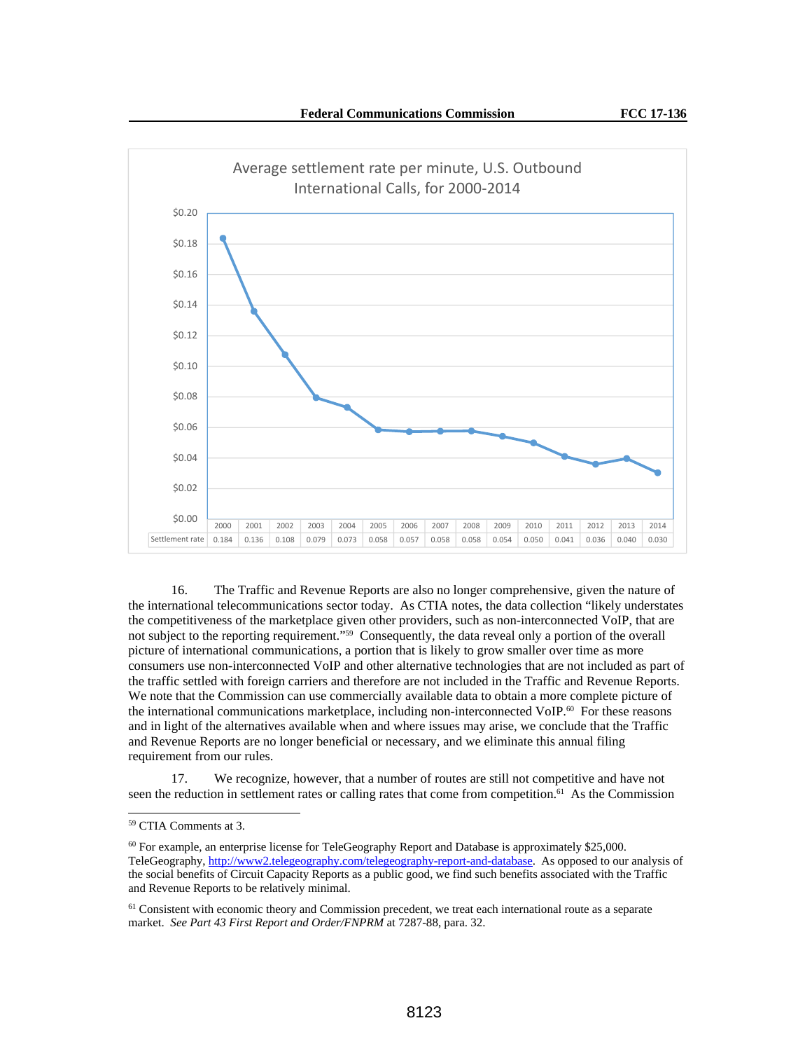**Average settlement rate per minute, U.S. Outbound International Calls, for 2000-2014**

| | 2000 | 2001 | 2002 | 2003 | 2004 | 2005 | 2006 | 2007 | 2008 | 2009 | 2010 | 2011 | 2012 | 2013 | 2014 |
|---|---|---|---|---|---|---|---|---|---|---|---|---|---|---|---|
| Settlement rate | 0.184 | 0.136 | 0.108 | 0.079 | 0.073 | 0.058 | 0.057 | 0.058 | 0.058 | 0.054 | 0.050 | 0.041 | 0.036 | 0.040 | 0.030 |

16. The Traffic and Revenue Reports are also no longer comprehensive, given the nature of the international telecommunications sector today. As CTIA notes, the data collection "likely understates the competitiveness of the marketplace given other providers, such as non-interconnected VoIP, that are not subject to the reporting requirement."[59] Consequently, the data reveal only a portion of the overall picture of international communications, a portion that is likely to grow smaller over time as more consumers use non-interconnected VoIP and other alternative technologies that are not included as part of the traffic settled with foreign carriers and therefore are not included in the Traffic and Revenue Reports. We note that the Commission can use commercially available data to obtain a more complete picture of the international communications marketplace, including non-interconnected VoIP.[60] For these reasons and in light of the alternatives available when and where issues may arise, we conclude that the Traffic and Revenue Reports are no longer beneficial or necessary, and we eliminate this annual filing requirement from our rules.

17. We recognize, however, that a number of routes are still not competitive and have not seen the reduction in settlement rates or calling rates that come from competition.[61] As the Commission

---

[59] CTIA Comments at 3.

[60] For example, an enterprise license for TeleGeography Report and Database is approximately $25,000. TeleGeography, http://www2.telegeography.com/telegeography-report-and-database. As opposed to our analysis of the social benefits of Circuit Capacity Reports as a public good, we find such benefits associated with the Traffic and Revenue Reports to be relatively minimal.

[61] Consistent with economic theory and Commission precedent, we treat each international route as a separate market. *See Part 43 First Report and Order/FNPRM* at 7287-88, para. 32.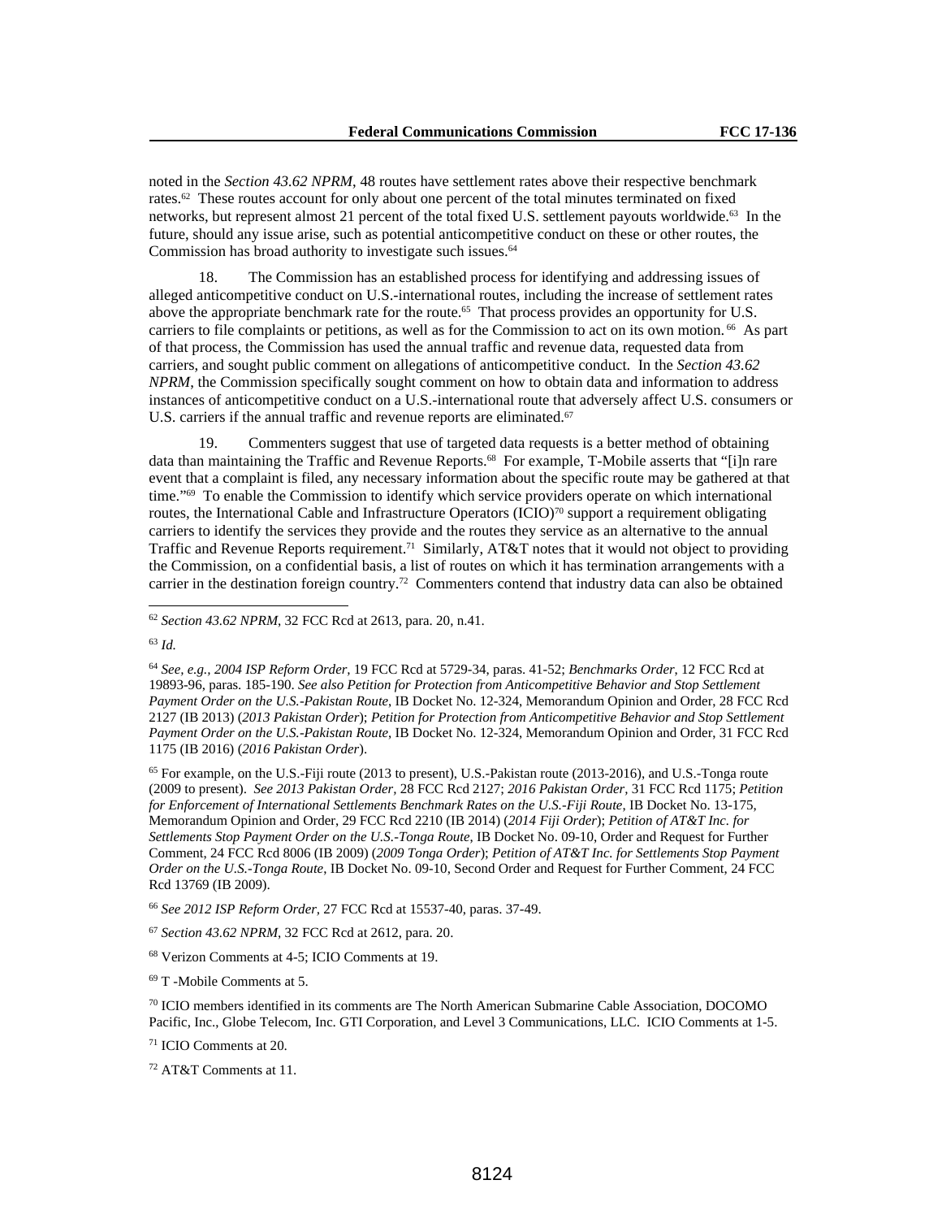noted in the *Section 43.62 NPRM*, 48 routes have settlement rates above their respective benchmark rates.[62] These routes account for only about one percent of the total minutes terminated on fixed networks, but represent almost 21 percent of the total fixed U.S. settlement payouts worldwide.[63] In the future, should any issue arise, such as potential anticompetitive conduct on these or other routes, the Commission has broad authority to investigate such issues.[64]

18. The Commission has an established process for identifying and addressing issues of alleged anticompetitive conduct on U.S.-international routes, including the increase of settlement rates above the appropriate benchmark rate for the route.[65] That process provides an opportunity for U.S. carriers to file complaints or petitions, as well as for the Commission to act on its own motion.[66] As part of that process, the Commission has used the annual traffic and revenue data, requested data from carriers, and sought public comment on allegations of anticompetitive conduct. In the *Section 43.62 NPRM*, the Commission specifically sought comment on how to obtain data and information to address instances of anticompetitive conduct on a U.S.-international route that adversely affect U.S. consumers or U.S. carriers if the annual traffic and revenue reports are eliminated.[67]

19. Commenters suggest that use of targeted data requests is a better method of obtaining data than maintaining the Traffic and Revenue Reports.[68] For example, T-Mobile asserts that "[i]n rare event that a complaint is filed, any necessary information about the specific route may be gathered at that time."[69] To enable the Commission to identify which service providers operate on which international routes, the International Cable and Infrastructure Operators (ICIO)[70] support a requirement obligating carriers to identify the services they provide and the routes they service as an alternative to the annual Traffic and Revenue Reports requirement.[71] Similarly, AT&T notes that it would not object to providing the Commission, on a confidential basis, a list of routes on which it has termination arrangements with a carrier in the destination foreign country.[72] Commenters contend that industry data can also be obtained

---

[62] *Section 43.62 NPRM*, 32 FCC Rcd at 2613, para. 20, n.41.

[63] *Id.*

[64] *See, e.g.*, *2004 ISP Reform Order*, 19 FCC Rcd at 5729-34, paras. 41-52; *Benchmarks Order*, 12 FCC Rcd at 19893-96, paras. 185-190. *See also Petition for Protection from Anticompetitive Behavior and Stop Settlement Payment Order on the U.S.-Pakistan Route*, IB Docket No. 12-324, Memorandum Opinion and Order, 28 FCC Rcd 2127 (IB 2013) (*2013 Pakistan Order*); *Petition for Protection from Anticompetitive Behavior and Stop Settlement Payment Order on the U.S.-Pakistan Route*, IB Docket No. 12-324, Memorandum Opinion and Order, 31 FCC Rcd 1175 (IB 2016) (*2016 Pakistan Order*).

[65] For example, on the U.S.-Fiji route (2013 to present), U.S.-Pakistan route (2013-2016), and U.S.-Tonga route (2009 to present). *See 2013 Pakistan Order*, 28 FCC Rcd 2127; *2016 Pakistan Order*, 31 FCC Rcd 1175; *Petition for Enforcement of International Settlements Benchmark Rates on the U.S.-Fiji Route*, IB Docket No. 13-175, Memorandum Opinion and Order, 29 FCC Rcd 2210 (IB 2014) (*2014 Fiji Order*); *Petition of AT&T Inc. for Settlements Stop Payment Order on the U.S.-Tonga Route*, IB Docket No. 09-10, Order and Request for Further Comment, 24 FCC Rcd 8006 (IB 2009) (*2009 Tonga Order*); *Petition of AT&T Inc. for Settlements Stop Payment Order on the U.S.-Tonga Route*, IB Docket No. 09-10, Second Order and Request for Further Comment, 24 FCC Rcd 13769 (IB 2009).

[66] *See 2012 ISP Reform Order*, 27 FCC Rcd at 15537-40, paras. 37-49.

[67] *Section 43.62 NPRM*, 32 FCC Rcd at 2612, para. 20.

[68] Verizon Comments at 4-5; ICIO Comments at 19.

[69] T -Mobile Comments at 5.

[70] ICIO members identified in its comments are The North American Submarine Cable Association, DOCOMO Pacific, Inc., Globe Telecom, Inc. GTI Corporation, and Level 3 Communications, LLC. ICIO Comments at 1-5.

[71] ICIO Comments at 20.

[72] AT&T Comments at 11.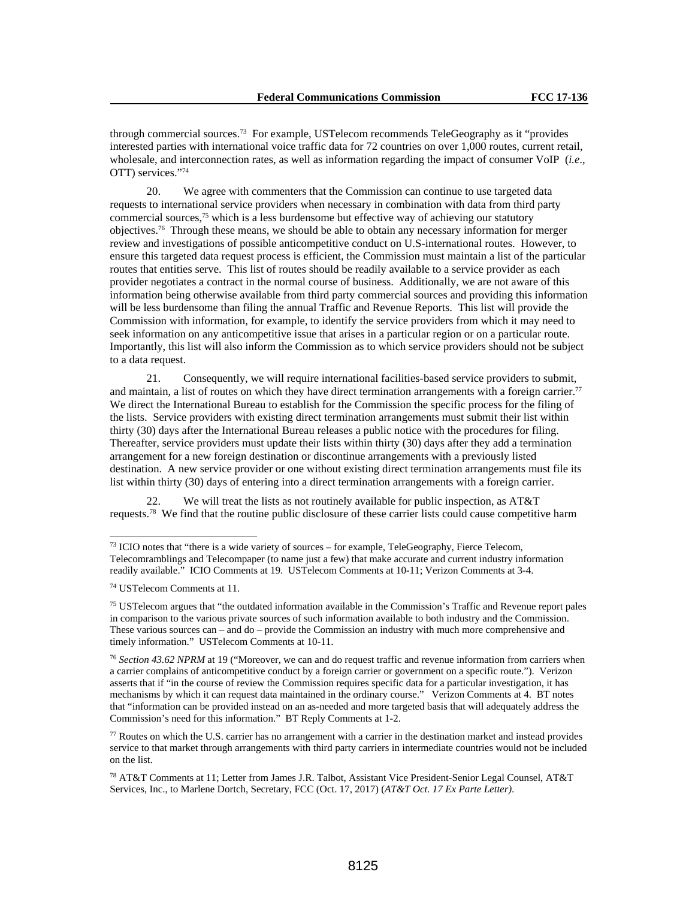through commercial sources.[73] For example, USTelecom recommends TeleGeography as it "provides interested parties with international voice traffic data for 72 countries on over 1,000 routes, current retail, wholesale, and interconnection rates, as well as information regarding the impact of consumer VoIP (*i.e*., OTT) services."[74]

20. We agree with commenters that the Commission can continue to use targeted data requests to international service providers when necessary in combination with data from third party commercial sources,[75] which is a less burdensome but effective way of achieving our statutory objectives.[76] Through these means, we should be able to obtain any necessary information for merger review and investigations of possible anticompetitive conduct on U.S-international routes. However, to ensure this targeted data request process is efficient, the Commission must maintain a list of the particular routes that entities serve. This list of routes should be readily available to a service provider as each provider negotiates a contract in the normal course of business. Additionally, we are not aware of this information being otherwise available from third party commercial sources and providing this information will be less burdensome than filing the annual Traffic and Revenue Reports. This list will provide the Commission with information, for example, to identify the service providers from which it may need to seek information on any anticompetitive issue that arises in a particular region or on a particular route. Importantly, this list will also inform the Commission as to which service providers should not be subject to a data request.

21. Consequently, we will require international facilities-based service providers to submit, and maintain, a list of routes on which they have direct termination arrangements with a foreign carrier.[77] We direct the International Bureau to establish for the Commission the specific process for the filing of the lists. Service providers with existing direct termination arrangements must submit their list within thirty (30) days after the International Bureau releases a public notice with the procedures for filing. Thereafter, service providers must update their lists within thirty (30) days after they add a termination arrangement for a new foreign destination or discontinue arrangements with a previously listed destination. A new service provider or one without existing direct termination arrangements must file its list within thirty (30) days of entering into a direct termination arrangements with a foreign carrier.

22. We will treat the lists as not routinely available for public inspection, as AT&T requests.[78] We find that the routine public disclosure of these carrier lists could cause competitive harm

---

[73] ICIO notes that "there is a wide variety of sources – for example, TeleGeography, Fierce Telecom, Telecomramblings and Telecompaper (to name just a few) that make accurate and current industry information readily available." ICIO Comments at 19. USTelecom Comments at 10-11; Verizon Comments at 3-4.

[74] USTelecom Comments at 11.

[75] USTelecom argues that "the outdated information available in the Commission's Traffic and Revenue report pales in comparison to the various private sources of such information available to both industry and the Commission. These various sources can – and do – provide the Commission an industry with much more comprehensive and timely information." USTelecom Comments at 10-11.

[76] *Section 43.62 NPRM* at 19 ("Moreover, we can and do request traffic and revenue information from carriers when a carrier complains of anticompetitive conduct by a foreign carrier or government on a specific route."). Verizon asserts that if "in the course of review the Commission requires specific data for a particular investigation, it has mechanisms by which it can request data maintained in the ordinary course." Verizon Comments at 4. BT notes that "information can be provided instead on an as-needed and more targeted basis that will adequately address the Commission's need for this information." BT Reply Comments at 1-2.

[77] Routes on which the U.S. carrier has no arrangement with a carrier in the destination market and instead provides service to that market through arrangements with third party carriers in intermediate countries would not be included on the list.

[78] AT&T Comments at 11; Letter from James J.R. Talbot, Assistant Vice President-Senior Legal Counsel, AT&T Services, Inc., to Marlene Dortch, Secretary, FCC (Oct. 17, 2017) (*AT&T Oct. 17 Ex Parte Letter)*.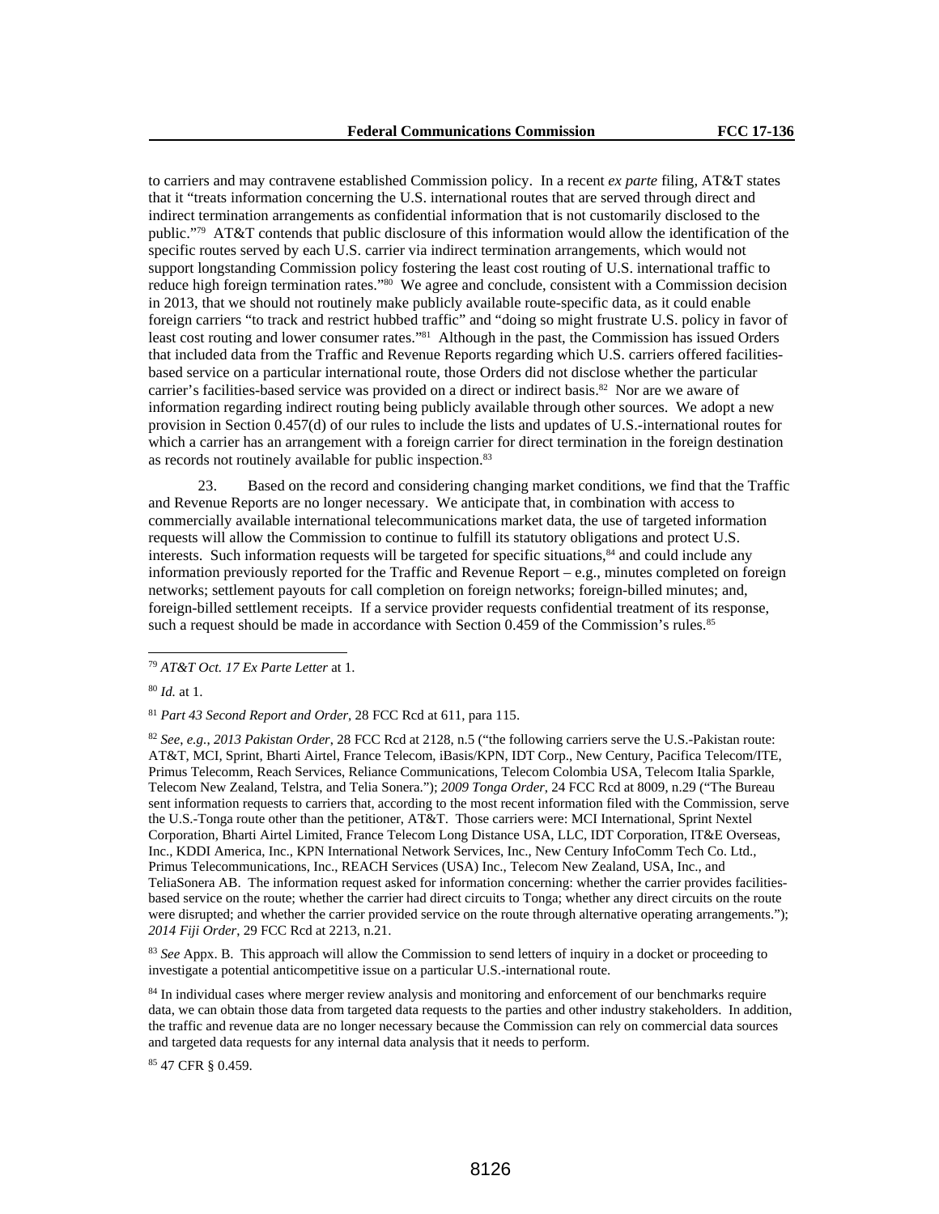to carriers and may contravene established Commission policy. In a recent *ex parte* filing, AT&T states that it "treats information concerning the U.S. international routes that are served through direct and indirect termination arrangements as confidential information that is not customarily disclosed to the public."[79] AT&T contends that public disclosure of this information would allow the identification of the specific routes served by each U.S. carrier via indirect termination arrangements, which would not support longstanding Commission policy fostering the least cost routing of U.S. international traffic to reduce high foreign termination rates."[80] We agree and conclude, consistent with a Commission decision in 2013, that we should not routinely make publicly available route-specific data, as it could enable foreign carriers "to track and restrict hubbed traffic" and "doing so might frustrate U.S. policy in favor of least cost routing and lower consumer rates."[81] Although in the past, the Commission has issued Orders that included data from the Traffic and Revenue Reports regarding which U.S. carriers offered facilities-based service on a particular international route, those Orders did not disclose whether the particular carrier's facilities-based service was provided on a direct or indirect basis.[82] Nor are we aware of information regarding indirect routing being publicly available through other sources. We adopt a new provision in Section 0.457(d) of our rules to include the lists and updates of U.S.-international routes for which a carrier has an arrangement with a foreign carrier for direct termination in the foreign destination as records not routinely available for public inspection.[83]

23. Based on the record and considering changing market conditions, we find that the Traffic and Revenue Reports are no longer necessary. We anticipate that, in combination with access to commercially available international telecommunications market data, the use of targeted information requests will allow the Commission to continue to fulfill its statutory obligations and protect U.S. interests. Such information requests will be targeted for specific situations,[84] and could include any information previously reported for the Traffic and Revenue Report – e.g., minutes completed on foreign networks; settlement payouts for call completion on foreign networks; foreign-billed minutes; and, foreign-billed settlement receipts. If a service provider requests confidential treatment of its response, such a request should be made in accordance with Section 0.459 of the Commission's rules.[85]

---

[79] *AT&T Oct. 17 Ex Parte Letter* at 1.

[80] *Id.* at 1.

[81] *Part 43 Second Report and Order*, 28 FCC Rcd at 611, para 115.

[82] *See, e.g., 2013 Pakistan Order*, 28 FCC Rcd at 2128, n.5 ("the following carriers serve the U.S.-Pakistan route: AT&T, MCI, Sprint, Bharti Airtel, France Telecom, iBasis/KPN, IDT Corp., New Century, Pacifica Telecom/ITE, Primus Telecomm, Reach Services, Reliance Communications, Telecom Colombia USA, Telecom Italia Sparkle, Telecom New Zealand, Telstra, and Telia Sonera."); *2009 Tonga Order*, 24 FCC Rcd at 8009, n.29 ("The Bureau sent information requests to carriers that, according to the most recent information filed with the Commission, serve the U.S.-Tonga route other than the petitioner, AT&T. Those carriers were: MCI International, Sprint Nextel Corporation, Bharti Airtel Limited, France Telecom Long Distance USA, LLC, IDT Corporation, IT&E Overseas, Inc., KDDI America, Inc., KPN International Network Services, Inc., New Century InfoComm Tech Co. Ltd., Primus Telecommunications, Inc., REACH Services (USA) Inc., Telecom New Zealand, USA, Inc., and TeliaSonera AB. The information request asked for information concerning: whether the carrier provides facilities-based service on the route; whether the carrier had direct circuits to Tonga; whether any direct circuits on the route were disrupted; and whether the carrier provided service on the route through alternative operating arrangements."); *2014 Fiji Order*, 29 FCC Rcd at 2213, n.21.

[83] *See* Appx. B. This approach will allow the Commission to send letters of inquiry in a docket or proceeding to investigate a potential anticompetitive issue on a particular U.S.-international route.

[84] In individual cases where merger review analysis and monitoring and enforcement of our benchmarks require data, we can obtain those data from targeted data requests to the parties and other industry stakeholders. In addition, the traffic and revenue data are no longer necessary because the Commission can rely on commercial data sources and targeted data requests for any internal data analysis that it needs to perform.

[85] 47 CFR § 0.459.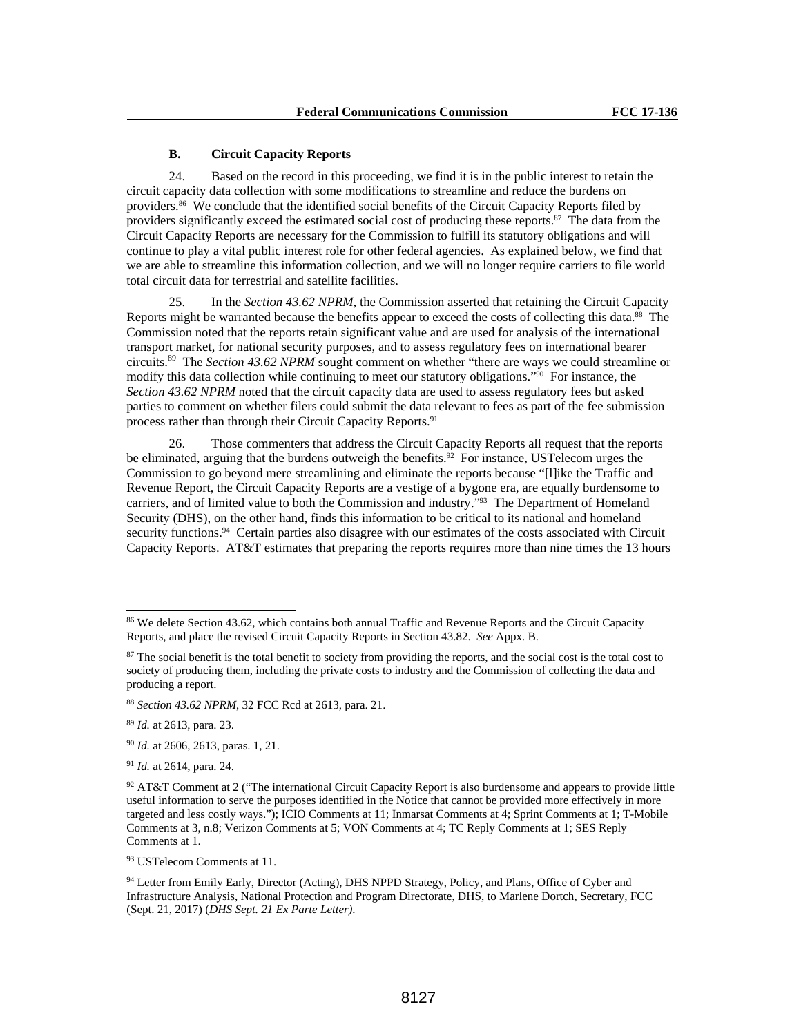### B. Circuit Capacity Reports

24. Based on the record in this proceeding, we find it is in the public interest to retain the circuit capacity data collection with some modifications to streamline and reduce the burdens on providers.[86] We conclude that the identified social benefits of the Circuit Capacity Reports filed by providers significantly exceed the estimated social cost of producing these reports.[87] The data from the Circuit Capacity Reports are necessary for the Commission to fulfill its statutory obligations and will continue to play a vital public interest role for other federal agencies. As explained below, we find that we are able to streamline this information collection, and we will no longer require carriers to file world total circuit data for terrestrial and satellite facilities.

25. In the *Section 43.62 NPRM*, the Commission asserted that retaining the Circuit Capacity Reports might be warranted because the benefits appear to exceed the costs of collecting this data.[88] The Commission noted that the reports retain significant value and are used for analysis of the international transport market, for national security purposes, and to assess regulatory fees on international bearer circuits.[89] The *Section 43.62 NPRM* sought comment on whether "there are ways we could streamline or modify this data collection while continuing to meet our statutory obligations."[90] For instance, the *Section 43.62 NPRM* noted that the circuit capacity data are used to assess regulatory fees but asked parties to comment on whether filers could submit the data relevant to fees as part of the fee submission process rather than through their Circuit Capacity Reports.[91]

26. Those commenters that address the Circuit Capacity Reports all request that the reports be eliminated, arguing that the burdens outweigh the benefits.[92] For instance, USTelecom urges the Commission to go beyond mere streamlining and eliminate the reports because "[l]ike the Traffic and Revenue Report, the Circuit Capacity Reports are a vestige of a bygone era, are equally burdensome to carriers, and of limited value to both the Commission and industry."[93] The Department of Homeland Security (DHS), on the other hand, finds this information to be critical to its national and homeland security functions.[94] Certain parties also disagree with our estimates of the costs associated with Circuit Capacity Reports. AT&T estimates that preparing the reports requires more than nine times the 13 hours

---

[86] We delete Section 43.62, which contains both annual Traffic and Revenue Reports and the Circuit Capacity Reports, and place the revised Circuit Capacity Reports in Section 43.82. *See* Appx. B.

[87] The social benefit is the total benefit to society from providing the reports, and the social cost is the total cost to society of producing them, including the private costs to industry and the Commission of collecting the data and producing a report.

[88] *Section 43.62 NPRM*, 32 FCC Rcd at 2613, para. 21.

[89] *Id.* at 2613, para. 23.

[90] *Id.* at 2606, 2613, paras. 1, 21.

[91] *Id.* at 2614, para. 24.

[92] AT&T Comment at 2 ("The international Circuit Capacity Report is also burdensome and appears to provide little useful information to serve the purposes identified in the Notice that cannot be provided more effectively in more targeted and less costly ways."); ICIO Comments at 11; Inmarsat Comments at 4; Sprint Comments at 1; T-Mobile Comments at 3, n.8; Verizon Comments at 5; VON Comments at 4; TC Reply Comments at 1; SES Reply Comments at 1.

[93] USTelecom Comments at 11.

[94] Letter from Emily Early, Director (Acting), DHS NPPD Strategy, Policy, and Plans, Office of Cyber and Infrastructure Analysis, National Protection and Program Directorate, DHS, to Marlene Dortch, Secretary, FCC (Sept. 21, 2017) (*DHS Sept. 21 Ex Parte Letter)*.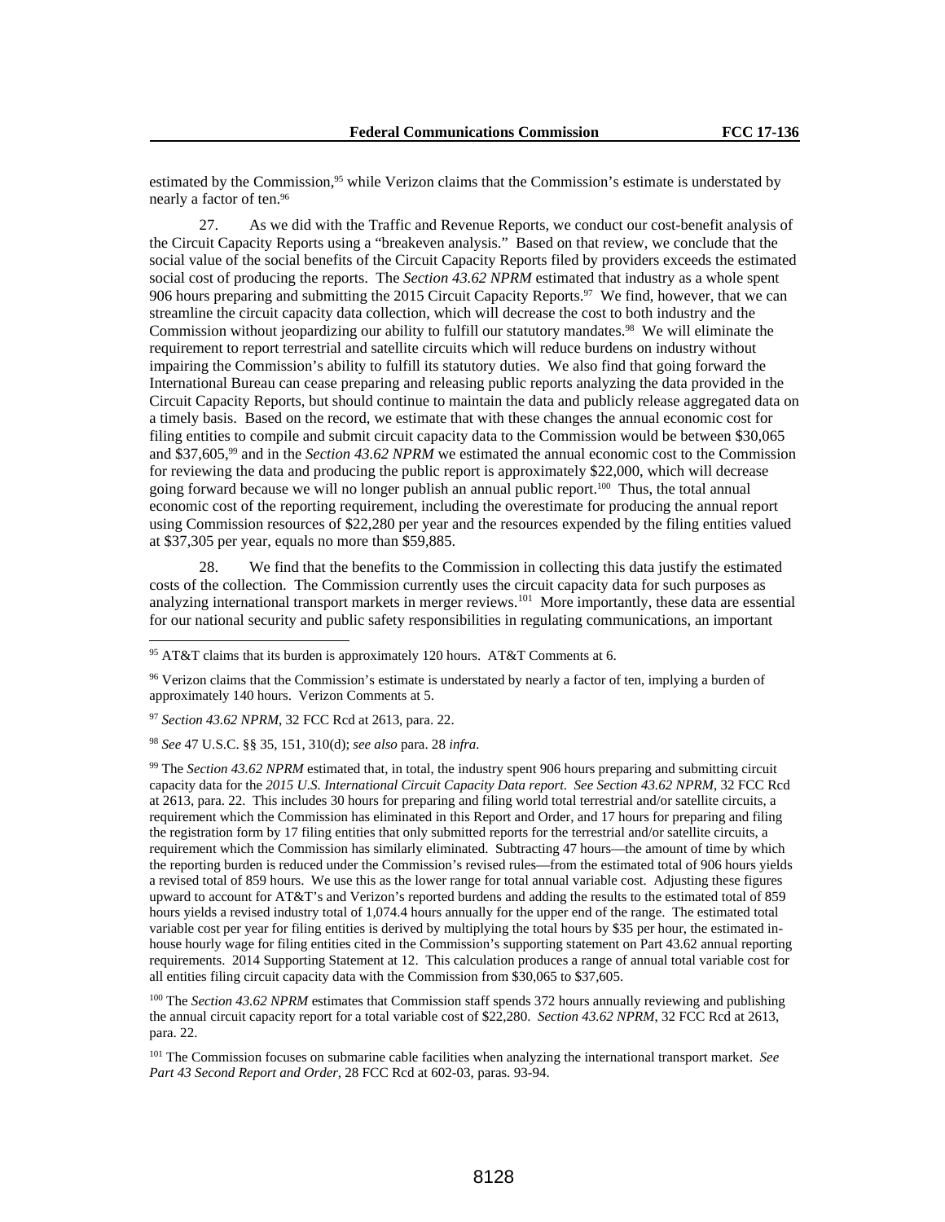estimated by the Commission,[95] while Verizon claims that the Commission's estimate is understated by nearly a factor of ten.[96]

27. As we did with the Traffic and Revenue Reports, we conduct our cost-benefit analysis of the Circuit Capacity Reports using a "breakeven analysis." Based on that review, we conclude that the social value of the social benefits of the Circuit Capacity Reports filed by providers exceeds the estimated social cost of producing the reports. The *Section 43.62 NPRM* estimated that industry as a whole spent 906 hours preparing and submitting the 2015 Circuit Capacity Reports.[97] We find, however, that we can streamline the circuit capacity data collection, which will decrease the cost to both industry and the Commission without jeopardizing our ability to fulfill our statutory mandates.[98] We will eliminate the requirement to report terrestrial and satellite circuits which will reduce burdens on industry without impairing the Commission's ability to fulfill its statutory duties. We also find that going forward the International Bureau can cease preparing and releasing public reports analyzing the data provided in the Circuit Capacity Reports, but should continue to maintain the data and publicly release aggregated data on a timely basis. Based on the record, we estimate that with these changes the annual economic cost for filing entities to compile and submit circuit capacity data to the Commission would be between $30,065 and $37,605,[99] and in the *Section 43.62 NPRM* we estimated the annual economic cost to the Commission for reviewing the data and producing the public report is approximately $22,000, which will decrease going forward because we will no longer publish an annual public report.[100] Thus, the total annual economic cost of the reporting requirement, including the overestimate for producing the annual report using Commission resources of $22,280 per year and the resources expended by the filing entities valued at $37,305 per year, equals no more than $59,885.

28. We find that the benefits to the Commission in collecting this data justify the estimated costs of the collection. The Commission currently uses the circuit capacity data for such purposes as analyzing international transport markets in merger reviews.[101] More importantly, these data are essential for our national security and public safety responsibilities in regulating communications, an important

---

[95] AT&T claims that its burden is approximately 120 hours. AT&T Comments at 6.

[96] Verizon claims that the Commission's estimate is understated by nearly a factor of ten, implying a burden of approximately 140 hours. Verizon Comments at 5.

[97] *Section 43.62 NPRM*, 32 FCC Rcd at 2613, para. 22.

[98] *See* 47 U.S.C. §§ 35, 151, 310(d); *see also* para. 28 *infra*.

[99] The *Section 43.62 NPRM* estimated that, in total, the industry spent 906 hours preparing and submitting circuit capacity data for the *2015 U.S. International Circuit Capacity Data report*. *See Section 43.62 NPRM*, 32 FCC Rcd at 2613, para. 22. This includes 30 hours for preparing and filing world total terrestrial and/or satellite circuits, a requirement which the Commission has eliminated in this Report and Order, and 17 hours for preparing and filing the registration form by 17 filing entities that only submitted reports for the terrestrial and/or satellite circuits, a requirement which the Commission has similarly eliminated. Subtracting 47 hours—the amount of time by which the reporting burden is reduced under the Commission's revised rules—from the estimated total of 906 hours yields a revised total of 859 hours. We use this as the lower range for total annual variable cost. Adjusting these figures upward to account for AT&T's and Verizon's reported burdens and adding the results to the estimated total of 859 hours yields a revised industry total of 1,074.4 hours annually for the upper end of the range. The estimated total variable cost per year for filing entities is derived by multiplying the total hours by $35 per hour, the estimated in-house hourly wage for filing entities cited in the Commission's supporting statement on Part 43.62 annual reporting requirements. 2014 Supporting Statement at 12. This calculation produces a range of annual total variable cost for all entities filing circuit capacity data with the Commission from $30,065 to $37,605.

[100] The *Section 43.62 NPRM* estimates that Commission staff spends 372 hours annually reviewing and publishing the annual circuit capacity report for a total variable cost of $22,280. *Section 43.62 NPRM*, 32 FCC Rcd at 2613, para. 22.

[101] The Commission focuses on submarine cable facilities when analyzing the international transport market. *See Part 43 Second Report and Order*, 28 FCC Rcd at 602-03, paras. 93-94.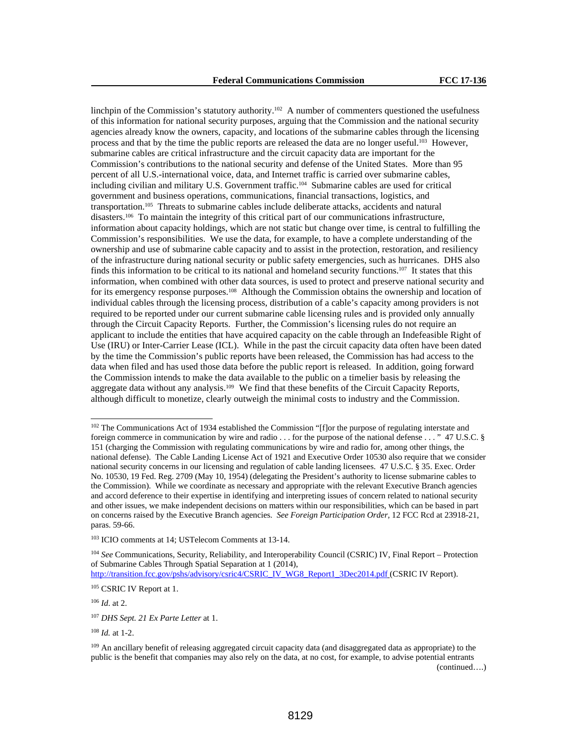linchpin of the Commission's statutory authority.[102] A number of commenters questioned the usefulness of this information for national security purposes, arguing that the Commission and the national security agencies already know the owners, capacity, and locations of the submarine cables through the licensing process and that by the time the public reports are released the data are no longer useful.[103] However, submarine cables are critical infrastructure and the circuit capacity data are important for the Commission's contributions to the national security and defense of the United States. More than 95 percent of all U.S.-international voice, data, and Internet traffic is carried over submarine cables, including civilian and military U.S. Government traffic.[104] Submarine cables are used for critical government and business operations, communications, financial transactions, logistics, and transportation.[105] Threats to submarine cables include deliberate attacks, accidents and natural disasters.[106] To maintain the integrity of this critical part of our communications infrastructure, information about capacity holdings, which are not static but change over time, is central to fulfilling the Commission's responsibilities. We use the data, for example, to have a complete understanding of the ownership and use of submarine cable capacity and to assist in the protection, restoration, and resiliency of the infrastructure during national security or public safety emergencies, such as hurricanes. DHS also finds this information to be critical to its national and homeland security functions.[107] It states that this information, when combined with other data sources, is used to protect and preserve national security and for its emergency response purposes.[108] Although the Commission obtains the ownership and location of individual cables through the licensing process, distribution of a cable's capacity among providers is not required to be reported under our current submarine cable licensing rules and is provided only annually through the Circuit Capacity Reports. Further, the Commission's licensing rules do not require an applicant to include the entities that have acquired capacity on the cable through an Indefeasible Right of Use (IRU) or Inter-Carrier Lease (ICL). While in the past the circuit capacity data often have been dated by the time the Commission's public reports have been released, the Commission has had access to the data when filed and has used those data before the public report is released. In addition, going forward the Commission intends to make the data available to the public on a timelier basis by releasing the aggregate data without any analysis.[109] We find that these benefits of the Circuit Capacity Reports, although difficult to monetize, clearly outweigh the minimal costs to industry and the Commission.

---

[102] The Communications Act of 1934 established the Commission "[f]or the purpose of regulating interstate and foreign commerce in communication by wire and radio . . . for the purpose of the national defense . . . " 47 U.S.C. § 151 (charging the Commission with regulating communications by wire and radio for, among other things, the national defense). The Cable Landing License Act of 1921 and Executive Order 10530 also require that we consider national security concerns in our licensing and regulation of cable landing licensees. 47 U.S.C. § 35. Exec. Order No. 10530, 19 Fed. Reg. 2709 (May 10, 1954) (delegating the President's authority to license submarine cables to the Commission). While we coordinate as necessary and appropriate with the relevant Executive Branch agencies and accord deference to their expertise in identifying and interpreting issues of concern related to national security and other issues, we make independent decisions on matters within our responsibilities, which can be based in part on concerns raised by the Executive Branch agencies. *See Foreign Participation Order*, 12 FCC Rcd at 23918-21, paras. 59-66.

[103] ICIO comments at 14; USTelecom Comments at 13-14.

[104] *See* Communications, Security, Reliability, and Interoperability Council (CSRIC) IV, Final Report – Protection of Submarine Cables Through Spatial Separation at 1 (2014), http://transition.fcc.gov/pshs/advisory/csric4/CSRIC_IV_WG8_Report1_3Dec2014.pdf (CSRIC IV Report).

[105] CSRIC IV Report at 1.

[106] *Id*. at 2.

[107] *DHS Sept. 21 Ex Parte Letter* at 1.

[108] *Id.* at 1-2.

[109] An ancillary benefit of releasing aggregated circuit capacity data (and disaggregated data as appropriate) to the public is the benefit that companies may also rely on the data, at no cost, for example, to advise potential entrants

(continued….)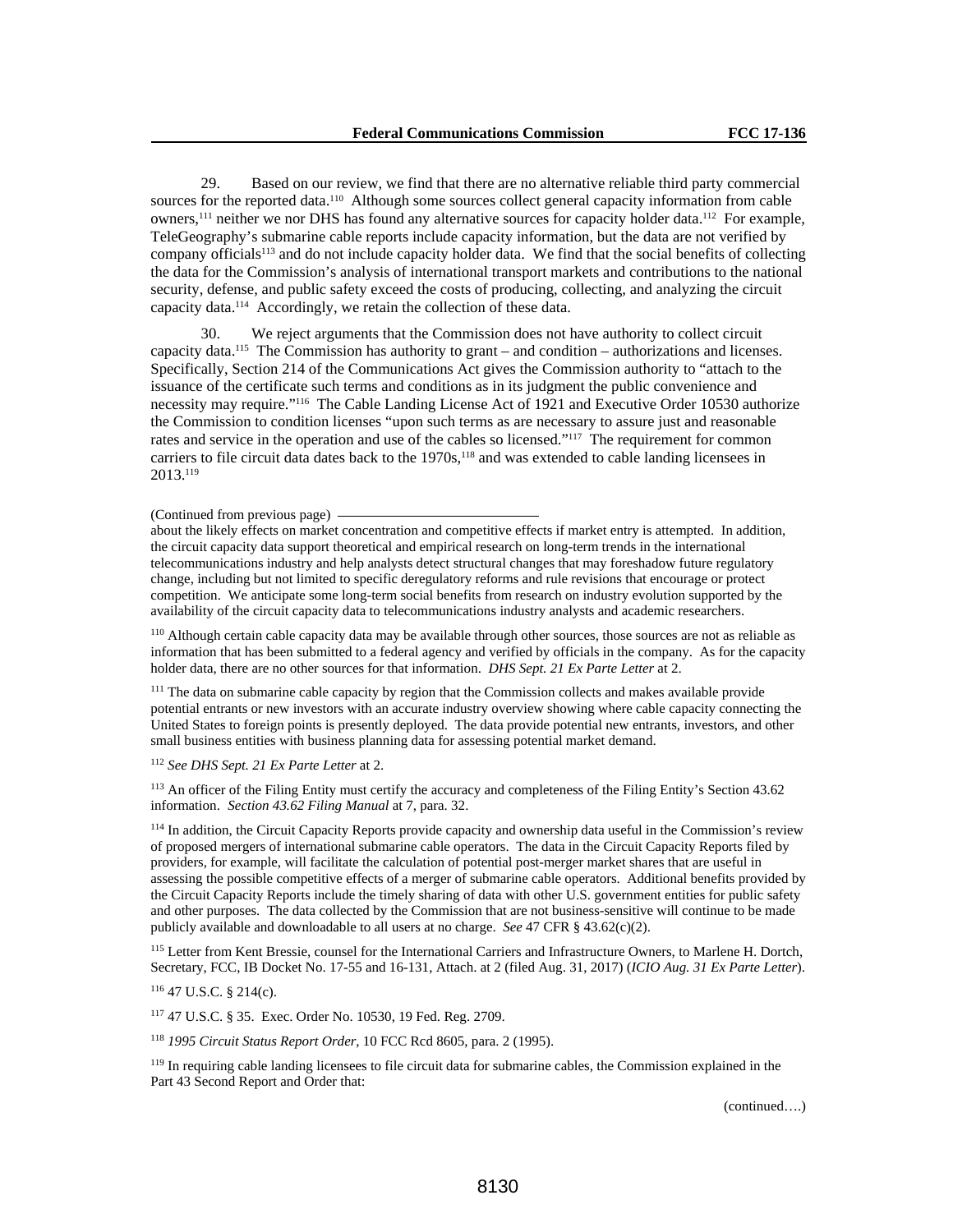29. Based on our review, we find that there are no alternative reliable third party commercial sources for the reported data.[110] Although some sources collect general capacity information from cable owners,[111] neither we nor DHS has found any alternative sources for capacity holder data.[112] For example, TeleGeography's submarine cable reports include capacity information, but the data are not verified by company officials[113] and do not include capacity holder data. We find that the social benefits of collecting the data for the Commission's analysis of international transport markets and contributions to the national security, defense, and public safety exceed the costs of producing, collecting, and analyzing the circuit capacity data.[114] Accordingly, we retain the collection of these data.

30. We reject arguments that the Commission does not have authority to collect circuit capacity data.[115] The Commission has authority to grant – and condition – authorizations and licenses. Specifically, Section 214 of the Communications Act gives the Commission authority to "attach to the issuance of the certificate such terms and conditions as in its judgment the public convenience and necessity may require."[116] The Cable Landing License Act of 1921 and Executive Order 10530 authorize the Commission to condition licenses "upon such terms as are necessary to assure just and reasonable rates and service in the operation and use of the cables so licensed."[117] The requirement for common carriers to file circuit data dates back to the 1970s,[118] and was extended to cable landing licensees in 2013.[119]

(Continued from previous page)

about the likely effects on market concentration and competitive effects if market entry is attempted. In addition, the circuit capacity data support theoretical and empirical research on long-term trends in the international telecommunications industry and help analysts detect structural changes that may foreshadow future regulatory change, including but not limited to specific deregulatory reforms and rule revisions that encourage or protect competition. We anticipate some long-term social benefits from research on industry evolution supported by the availability of the circuit capacity data to telecommunications industry analysts and academic researchers.

[110] Although certain cable capacity data may be available through other sources, those sources are not as reliable as information that has been submitted to a federal agency and verified by officials in the company. As for the capacity holder data, there are no other sources for that information. *DHS Sept. 21 Ex Parte Letter* at 2.

[111] The data on submarine cable capacity by region that the Commission collects and makes available provide potential entrants or new investors with an accurate industry overview showing where cable capacity connecting the United States to foreign points is presently deployed. The data provide potential new entrants, investors, and other small business entities with business planning data for assessing potential market demand.

[112] *See DHS Sept. 21 Ex Parte Letter* at 2.

[113] An officer of the Filing Entity must certify the accuracy and completeness of the Filing Entity's Section 43.62 information. *Section 43.62 Filing Manual* at 7, para. 32.

[114] In addition, the Circuit Capacity Reports provide capacity and ownership data useful in the Commission's review of proposed mergers of international submarine cable operators. The data in the Circuit Capacity Reports filed by providers, for example, will facilitate the calculation of potential post-merger market shares that are useful in assessing the possible competitive effects of a merger of submarine cable operators. Additional benefits provided by the Circuit Capacity Reports include the timely sharing of data with other U.S. government entities for public safety and other purposes. The data collected by the Commission that are not business-sensitive will continue to be made publicly available and downloadable to all users at no charge. *See* 47 CFR § 43.62(c)(2).

[115] Letter from Kent Bressie, counsel for the International Carriers and Infrastructure Owners, to Marlene H. Dortch, Secretary, FCC, IB Docket No. 17-55 and 16-131, Attach. at 2 (filed Aug. 31, 2017) (*ICIO Aug. 31 Ex Parte Letter*).

[116] 47 U.S.C. § 214(c).

[117] 47 U.S.C. § 35. Exec. Order No. 10530, 19 Fed. Reg. 2709.

[118] *1995 Circuit Status Report Order*, 10 FCC Rcd 8605, para. 2 (1995).

[119] In requiring cable landing licensees to file circuit data for submarine cables, the Commission explained in the Part 43 Second Report and Order that:

(continued….)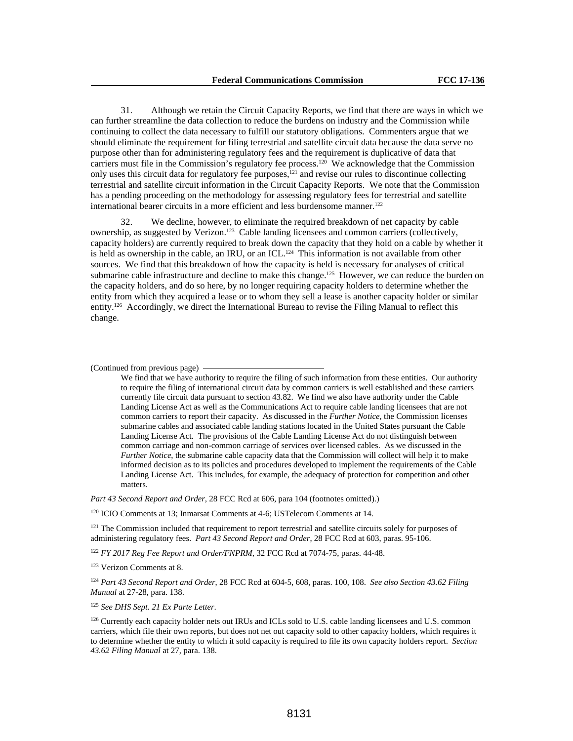31. Although we retain the Circuit Capacity Reports, we find that there are ways in which we can further streamline the data collection to reduce the burdens on industry and the Commission while continuing to collect the data necessary to fulfill our statutory obligations. Commenters argue that we should eliminate the requirement for filing terrestrial and satellite circuit data because the data serve no purpose other than for administering regulatory fees and the requirement is duplicative of data that carriers must file in the Commission's regulatory fee process.[120] We acknowledge that the Commission only uses this circuit data for regulatory fee purposes,[121] and revise our rules to discontinue collecting terrestrial and satellite circuit information in the Circuit Capacity Reports. We note that the Commission has a pending proceeding on the methodology for assessing regulatory fees for terrestrial and satellite international bearer circuits in a more efficient and less burdensome manner.[122]

32. We decline, however, to eliminate the required breakdown of net capacity by cable ownership, as suggested by Verizon.[123] Cable landing licensees and common carriers (collectively, capacity holders) are currently required to break down the capacity that they hold on a cable by whether it is held as ownership in the cable, an IRU, or an ICL.[124] This information is not available from other sources. We find that this breakdown of how the capacity is held is necessary for analyses of critical submarine cable infrastructure and decline to make this change.[125] However, we can reduce the burden on the capacity holders, and do so here, by no longer requiring capacity holders to determine whether the entity from which they acquired a lease or to whom they sell a lease is another capacity holder or similar entity.[126] Accordingly, we direct the International Bureau to revise the Filing Manual to reflect this change.

---

(Continued from previous page)

> We find that we have authority to require the filing of such information from these entities. Our authority to require the filing of international circuit data by common carriers is well established and these carriers currently file circuit data pursuant to section 43.82. We find we also have authority under the Cable Landing License Act as well as the Communications Act to require cable landing licensees that are not common carriers to report their capacity. As discussed in the *Further Notice*, the Commission licenses submarine cables and associated cable landing stations located in the United States pursuant the Cable Landing License Act. The provisions of the Cable Landing License Act do not distinguish between common carriage and non-common carriage of services over licensed cables. As we discussed in the *Further Notice*, the submarine cable capacity data that the Commission will collect will help it to make informed decision as to its policies and procedures developed to implement the requirements of the Cable Landing License Act. This includes, for example, the adequacy of protection for competition and other matters.

*Part 43 Second Report and Order*, 28 FCC Rcd at 606, para 104 (footnotes omitted).)

[120] ICIO Comments at 13; Inmarsat Comments at 4-6; USTelecom Comments at 14.

[121] The Commission included that requirement to report terrestrial and satellite circuits solely for purposes of administering regulatory fees. *Part 43 Second Report and Order*, 28 FCC Rcd at 603, paras. 95-106.

[122] *FY 2017 Reg Fee Report and Order/FNPRM*, 32 FCC Rcd at 7074-75, paras. 44-48.

[123] Verizon Comments at 8.

[124] *Part 43 Second Report and Order*, 28 FCC Rcd at 604-5, 608, paras. 100, 108. *See also Section 43.62 Filing Manual* at 27-28, para. 138.

[125] *See DHS Sept. 21 Ex Parte Letter*.

[126] Currently each capacity holder nets out IRUs and ICLs sold to U.S. cable landing licensees and U.S. common carriers, which file their own reports, but does not net out capacity sold to other capacity holders, which requires it to determine whether the entity to which it sold capacity is required to file its own capacity holders report. *Section 43.62 Filing Manual* at 27, para. 138.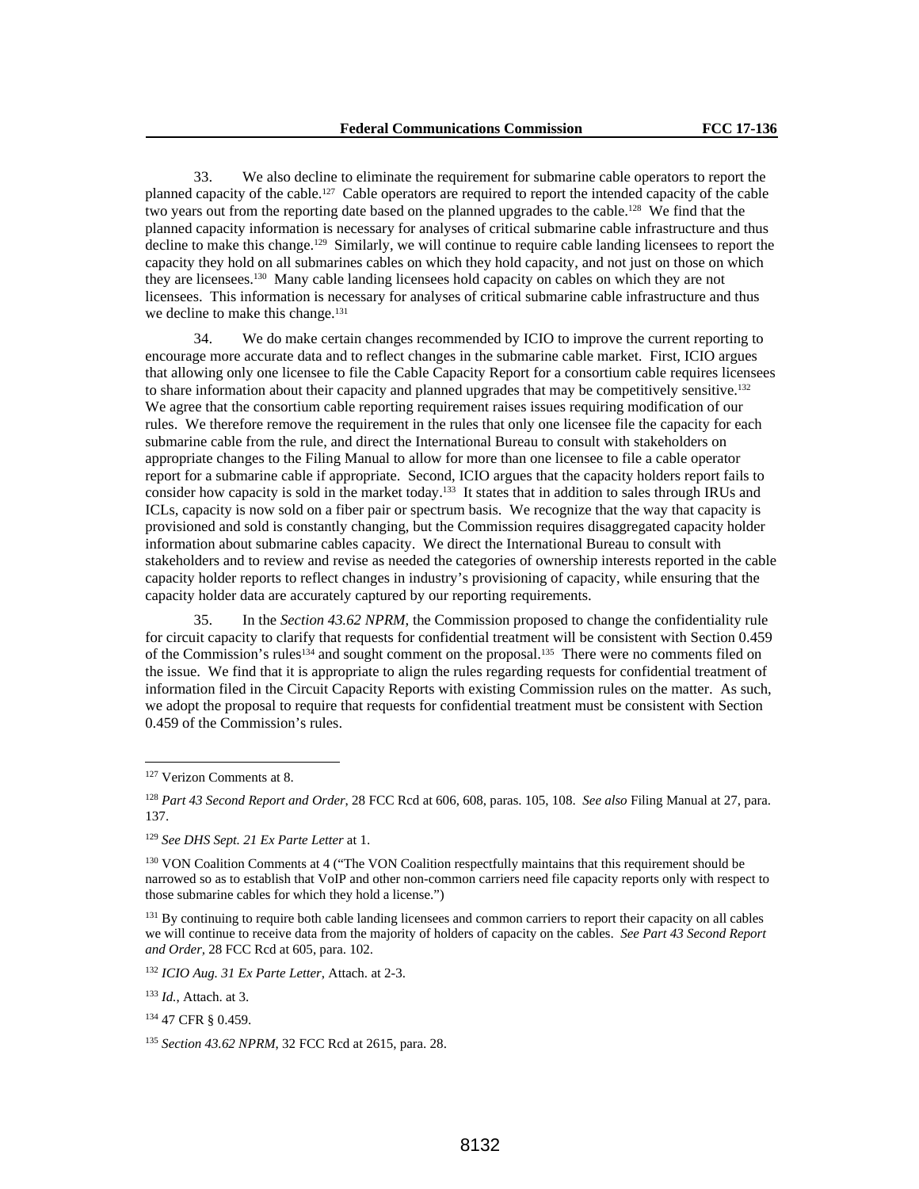33. We also decline to eliminate the requirement for submarine cable operators to report the planned capacity of the cable.[127] Cable operators are required to report the intended capacity of the cable two years out from the reporting date based on the planned upgrades to the cable.[128] We find that the planned capacity information is necessary for analyses of critical submarine cable infrastructure and thus decline to make this change.[129] Similarly, we will continue to require cable landing licensees to report the capacity they hold on all submarines cables on which they hold capacity, and not just on those on which they are licensees.[130] Many cable landing licensees hold capacity on cables on which they are not licensees. This information is necessary for analyses of critical submarine cable infrastructure and thus we decline to make this change.[131]

34. We do make certain changes recommended by ICIO to improve the current reporting to encourage more accurate data and to reflect changes in the submarine cable market. First, ICIO argues that allowing only one licensee to file the Cable Capacity Report for a consortium cable requires licensees to share information about their capacity and planned upgrades that may be competitively sensitive.[132] We agree that the consortium cable reporting requirement raises issues requiring modification of our rules. We therefore remove the requirement in the rules that only one licensee file the capacity for each submarine cable from the rule, and direct the International Bureau to consult with stakeholders on appropriate changes to the Filing Manual to allow for more than one licensee to file a cable operator report for a submarine cable if appropriate. Second, ICIO argues that the capacity holders report fails to consider how capacity is sold in the market today.[133] It states that in addition to sales through IRUs and ICLs, capacity is now sold on a fiber pair or spectrum basis. We recognize that the way that capacity is provisioned and sold is constantly changing, but the Commission requires disaggregated capacity holder information about submarine cables capacity. We direct the International Bureau to consult with stakeholders and to review and revise as needed the categories of ownership interests reported in the cable capacity holder reports to reflect changes in industry's provisioning of capacity, while ensuring that the capacity holder data are accurately captured by our reporting requirements.

35. In the *Section 43.62 NPRM*, the Commission proposed to change the confidentiality rule for circuit capacity to clarify that requests for confidential treatment will be consistent with Section 0.459 of the Commission's rules[134] and sought comment on the proposal.[135] There were no comments filed on the issue. We find that it is appropriate to align the rules regarding requests for confidential treatment of information filed in the Circuit Capacity Reports with existing Commission rules on the matter. As such, we adopt the proposal to require that requests for confidential treatment must be consistent with Section 0.459 of the Commission's rules.

---

[127] Verizon Comments at 8.

[128] *Part 43 Second Report and Order*, 28 FCC Rcd at 606, 608, paras. 105, 108. *See also* Filing Manual at 27, para. 137.

[129] *See DHS Sept. 21 Ex Parte Letter* at 1.

[130] VON Coalition Comments at 4 ("The VON Coalition respectfully maintains that this requirement should be narrowed so as to establish that VoIP and other non-common carriers need file capacity reports only with respect to those submarine cables for which they hold a license.")

[131] By continuing to require both cable landing licensees and common carriers to report their capacity on all cables we will continue to receive data from the majority of holders of capacity on the cables. *See Part 43 Second Report and Order*, 28 FCC Rcd at 605, para. 102.

[132] *ICIO Aug. 31 Ex Parte Letter*, Attach. at 2-3.

[133] *Id.*, Attach. at 3.

[134] 47 CFR § 0.459.

[135] *Section 43.62 NPRM*, 32 FCC Rcd at 2615, para. 28.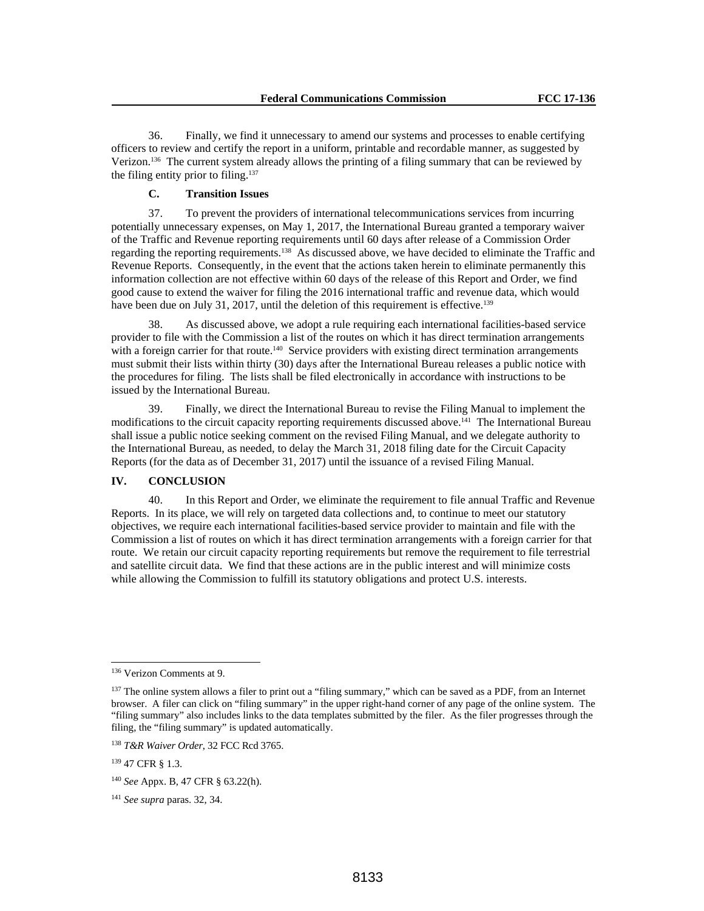36. Finally, we find it unnecessary to amend our systems and processes to enable certifying officers to review and certify the report in a uniform, printable and recordable manner, as suggested by Verizon.[136] The current system already allows the printing of a filing summary that can be reviewed by the filing entity prior to filing.[137]

### C. Transition Issues

37. To prevent the providers of international telecommunications services from incurring potentially unnecessary expenses, on May 1, 2017, the International Bureau granted a temporary waiver of the Traffic and Revenue reporting requirements until 60 days after release of a Commission Order regarding the reporting requirements.[138] As discussed above, we have decided to eliminate the Traffic and Revenue Reports. Consequently, in the event that the actions taken herein to eliminate permanently this information collection are not effective within 60 days of the release of this Report and Order, we find good cause to extend the waiver for filing the 2016 international traffic and revenue data, which would have been due on July 31, 2017, until the deletion of this requirement is effective.[139]

38. As discussed above, we adopt a rule requiring each international facilities-based service provider to file with the Commission a list of the routes on which it has direct termination arrangements with a foreign carrier for that route.[140] Service providers with existing direct termination arrangements must submit their lists within thirty (30) days after the International Bureau releases a public notice with the procedures for filing. The lists shall be filed electronically in accordance with instructions to be issued by the International Bureau.

39. Finally, we direct the International Bureau to revise the Filing Manual to implement the modifications to the circuit capacity reporting requirements discussed above.[141] The International Bureau shall issue a public notice seeking comment on the revised Filing Manual, and we delegate authority to the International Bureau, as needed, to delay the March 31, 2018 filing date for the Circuit Capacity Reports (for the data as of December 31, 2017) until the issuance of a revised Filing Manual.

## IV. CONCLUSION

40. In this Report and Order, we eliminate the requirement to file annual Traffic and Revenue Reports. In its place, we will rely on targeted data collections and, to continue to meet our statutory objectives, we require each international facilities-based service provider to maintain and file with the Commission a list of routes on which it has direct termination arrangements with a foreign carrier for that route. We retain our circuit capacity reporting requirements but remove the requirement to file terrestrial and satellite circuit data. We find that these actions are in the public interest and will minimize costs while allowing the Commission to fulfill its statutory obligations and protect U.S. interests.

---

[136] Verizon Comments at 9.

[137] The online system allows a filer to print out a "filing summary," which can be saved as a PDF, from an Internet browser. A filer can click on "filing summary" in the upper right-hand corner of any page of the online system. The "filing summary" also includes links to the data templates submitted by the filer. As the filer progresses through the filing, the "filing summary" is updated automatically.

[138] *T&R Waiver Order*, 32 FCC Rcd 3765.

[139] 47 CFR § 1.3.

[140] *See* Appx. B, 47 CFR § 63.22(h).

[141] *See supra* paras. 32, 34.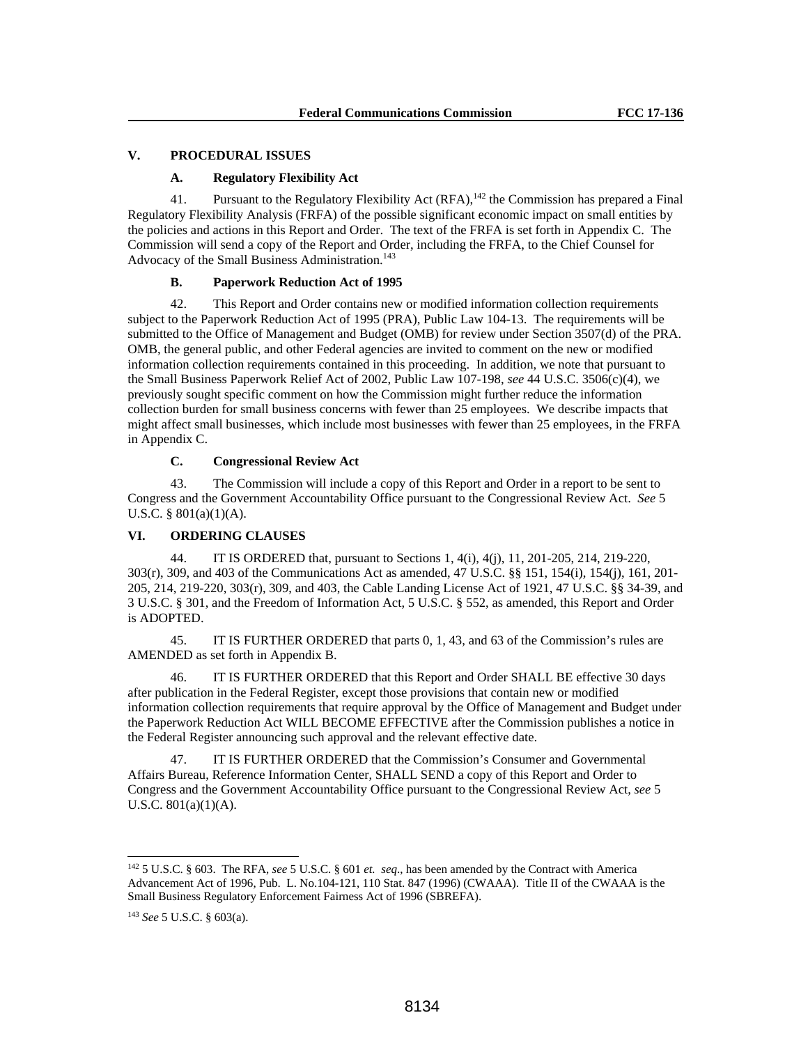## V. PROCEDURAL ISSUES

### A. Regulatory Flexibility Act

41. Pursuant to the Regulatory Flexibility Act (RFA),[142] the Commission has prepared a Final Regulatory Flexibility Analysis (FRFA) of the possible significant economic impact on small entities by the policies and actions in this Report and Order. The text of the FRFA is set forth in Appendix C. The Commission will send a copy of the Report and Order, including the FRFA, to the Chief Counsel for Advocacy of the Small Business Administration.[143]

### B. Paperwork Reduction Act of 1995

42. This Report and Order contains new or modified information collection requirements subject to the Paperwork Reduction Act of 1995 (PRA), Public Law 104-13. The requirements will be submitted to the Office of Management and Budget (OMB) for review under Section 3507(d) of the PRA. OMB, the general public, and other Federal agencies are invited to comment on the new or modified information collection requirements contained in this proceeding. In addition, we note that pursuant to the Small Business Paperwork Relief Act of 2002, Public Law 107-198, *see* 44 U.S.C. 3506(c)(4), we previously sought specific comment on how the Commission might further reduce the information collection burden for small business concerns with fewer than 25 employees. We describe impacts that might affect small businesses, which include most businesses with fewer than 25 employees, in the FRFA in Appendix C.

### C. Congressional Review Act

43. The Commission will include a copy of this Report and Order in a report to be sent to Congress and the Government Accountability Office pursuant to the Congressional Review Act. *See* 5 U.S.C. § 801(a)(1)(A).

## VI. ORDERING CLAUSES

44. IT IS ORDERED that, pursuant to Sections 1, 4(i), 4(j), 11, 201-205, 214, 219-220, 303(r), 309, and 403 of the Communications Act as amended, 47 U.S.C. §§ 151, 154(i), 154(j), 161, 201-205, 214, 219-220, 303(r), 309, and 403, the Cable Landing License Act of 1921, 47 U.S.C. §§ 34-39, and 3 U.S.C. § 301, and the Freedom of Information Act, 5 U.S.C. § 552, as amended, this Report and Order is ADOPTED.

45. IT IS FURTHER ORDERED that parts 0, 1, 43, and 63 of the Commission's rules are AMENDED as set forth in Appendix B.

46. IT IS FURTHER ORDERED that this Report and Order SHALL BE effective 30 days after publication in the Federal Register, except those provisions that contain new or modified information collection requirements that require approval by the Office of Management and Budget under the Paperwork Reduction Act WILL BECOME EFFECTIVE after the Commission publishes a notice in the Federal Register announcing such approval and the relevant effective date.

47. IT IS FURTHER ORDERED that the Commission's Consumer and Governmental Affairs Bureau, Reference Information Center, SHALL SEND a copy of this Report and Order to Congress and the Government Accountability Office pursuant to the Congressional Review Act, *see* 5 U.S.C. 801(a)(1)(A).

---

[142] 5 U.S.C. § 603. The RFA, *see* 5 U.S.C. § 601 *et. seq*., has been amended by the Contract with America Advancement Act of 1996, Pub. L. No.104-121, 110 Stat. 847 (1996) (CWAAA). Title II of the CWAAA is the Small Business Regulatory Enforcement Fairness Act of 1996 (SBREFA).

[143] *See* 5 U.S.C. § 603(a).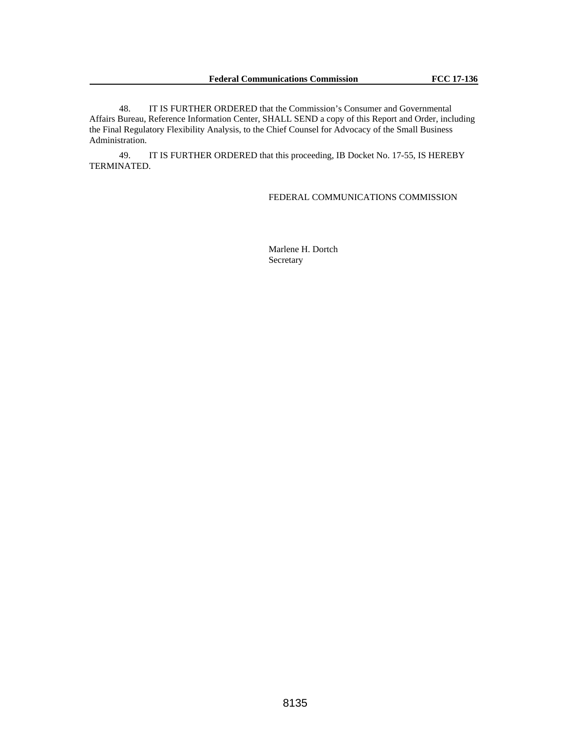48. IT IS FURTHER ORDERED that the Commission's Consumer and Governmental Affairs Bureau, Reference Information Center, SHALL SEND a copy of this Report and Order, including the Final Regulatory Flexibility Analysis, to the Chief Counsel for Advocacy of the Small Business Administration.

49. IT IS FURTHER ORDERED that this proceeding, IB Docket No. 17-55, IS HEREBY TERMINATED.

FEDERAL COMMUNICATIONS COMMISSION

Marlene H. Dortch
Secretary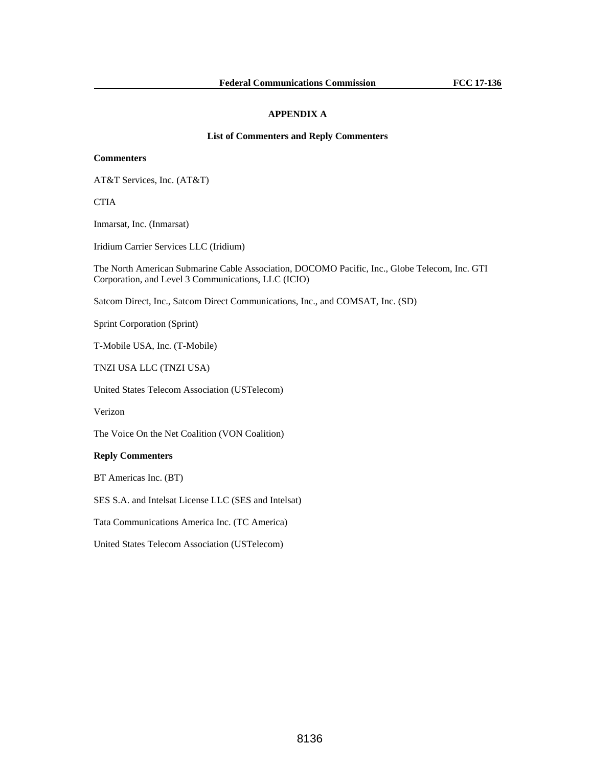# APPENDIX A

## List of Commenters and Reply Commenters

**Commenters**

AT&T Services, Inc. (AT&T)

CTIA

Inmarsat, Inc. (Inmarsat)

Iridium Carrier Services LLC (Iridium)

The North American Submarine Cable Association, DOCOMO Pacific, Inc., Globe Telecom, Inc. GTI Corporation, and Level 3 Communications, LLC (ICIO)

Satcom Direct, Inc., Satcom Direct Communications, Inc., and COMSAT, Inc. (SD)

Sprint Corporation (Sprint)

T-Mobile USA, Inc. (T-Mobile)

TNZI USA LLC (TNZI USA)

United States Telecom Association (USTelecom)

Verizon

The Voice On the Net Coalition (VON Coalition)

**Reply Commenters**

BT Americas Inc. (BT)

SES S.A. and Intelsat License LLC (SES and Intelsat)

Tata Communications America Inc. (TC America)

United States Telecom Association (USTelecom)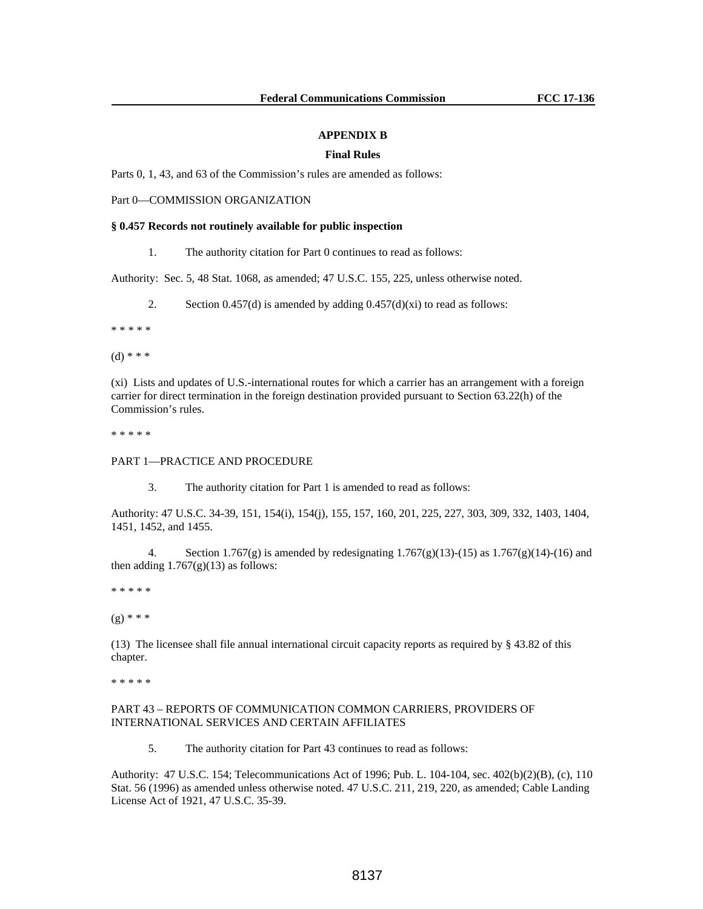## APPENDIX B

### Final Rules

Parts 0, 1, 43, and 63 of the Commission's rules are amended as follows:

Part 0—COMMISSION ORGANIZATION

**§ 0.457 Records not routinely available for public inspection**

1. The authority citation for Part 0 continues to read as follows:

Authority: Sec. 5, 48 Stat. 1068, as amended; 47 U.S.C. 155, 225, unless otherwise noted.

2. Section 0.457(d) is amended by adding 0.457(d)(xi) to read as follows:

* * * * *

(d) * * *

(xi) Lists and updates of U.S.-international routes for which a carrier has an arrangement with a foreign carrier for direct termination in the foreign destination provided pursuant to Section 63.22(h) of the Commission's rules.

* * * * *

PART 1—PRACTICE AND PROCEDURE

3. The authority citation for Part 1 is amended to read as follows:

Authority: 47 U.S.C. 34-39, 151, 154(i), 154(j), 155, 157, 160, 201, 225, 227, 303, 309, 332, 1403, 1404, 1451, 1452, and 1455.

4. Section 1.767(g) is amended by redesignating 1.767(g)(13)-(15) as 1.767(g)(14)-(16) and then adding 1.767(g)(13) as follows:

* * * * *

(g) * * *

(13) The licensee shall file annual international circuit capacity reports as required by § 43.82 of this chapter.

* * * * *

PART 43 – REPORTS OF COMMUNICATION COMMON CARRIERS, PROVIDERS OF INTERNATIONAL SERVICES AND CERTAIN AFFILIATES

5. The authority citation for Part 43 continues to read as follows:

Authority: 47 U.S.C. 154; Telecommunications Act of 1996; Pub. L. 104-104, sec. 402(b)(2)(B), (c), 110 Stat. 56 (1996) as amended unless otherwise noted. 47 U.S.C. 211, 219, 220, as amended; Cable Landing License Act of 1921, 47 U.S.C. 35-39.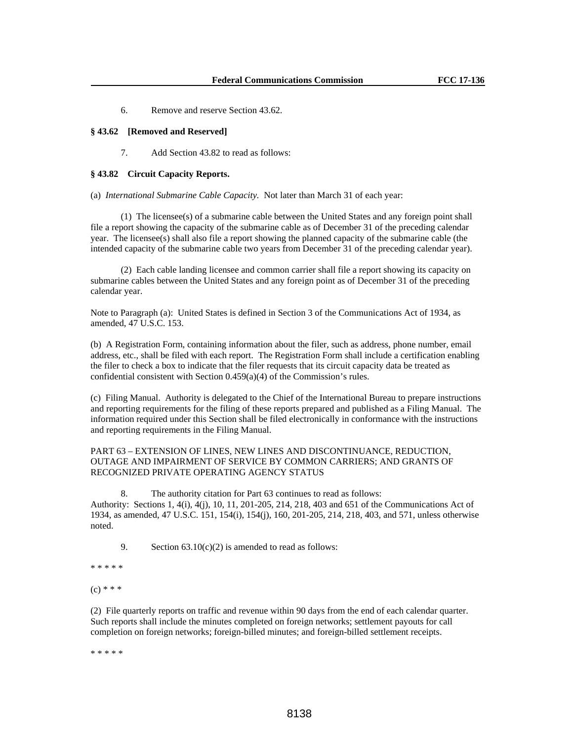6. Remove and reserve Section 43.62.

**§ 43.62 [Removed and Reserved]**

7. Add Section 43.82 to read as follows:

**§ 43.82 Circuit Capacity Reports.**

(a) *International Submarine Cable Capacity.* Not later than March 31 of each year:

(1) The licensee(s) of a submarine cable between the United States and any foreign point shall file a report showing the capacity of the submarine cable as of December 31 of the preceding calendar year. The licensee(s) shall also file a report showing the planned capacity of the submarine cable (the intended capacity of the submarine cable two years from December 31 of the preceding calendar year).

(2) Each cable landing licensee and common carrier shall file a report showing its capacity on submarine cables between the United States and any foreign point as of December 31 of the preceding calendar year.

Note to Paragraph (a): United States is defined in Section 3 of the Communications Act of 1934, as amended, 47 U.S.C. 153.

(b) A Registration Form, containing information about the filer, such as address, phone number, email address, etc., shall be filed with each report. The Registration Form shall include a certification enabling the filer to check a box to indicate that the filer requests that its circuit capacity data be treated as confidential consistent with Section 0.459(a)(4) of the Commission's rules.

(c) Filing Manual. Authority is delegated to the Chief of the International Bureau to prepare instructions and reporting requirements for the filing of these reports prepared and published as a Filing Manual. The information required under this Section shall be filed electronically in conformance with the instructions and reporting requirements in the Filing Manual.

PART 63 – EXTENSION OF LINES, NEW LINES AND DISCONTINUANCE, REDUCTION, OUTAGE AND IMPAIRMENT OF SERVICE BY COMMON CARRIERS; AND GRANTS OF RECOGNIZED PRIVATE OPERATING AGENCY STATUS

8. The authority citation for Part 63 continues to read as follows:
Authority: Sections 1, 4(i), 4(j), 10, 11, 201-205, 214, 218, 403 and 651 of the Communications Act of 1934, as amended, 47 U.S.C. 151, 154(i), 154(j), 160, 201-205, 214, 218, 403, and 571, unless otherwise noted.

9. Section 63.10(c)(2) is amended to read as follows:

* * * * *

(c) * * *

(2) File quarterly reports on traffic and revenue within 90 days from the end of each calendar quarter. Such reports shall include the minutes completed on foreign networks; settlement payouts for call completion on foreign networks; foreign-billed minutes; and foreign-billed settlement receipts.

* * * * *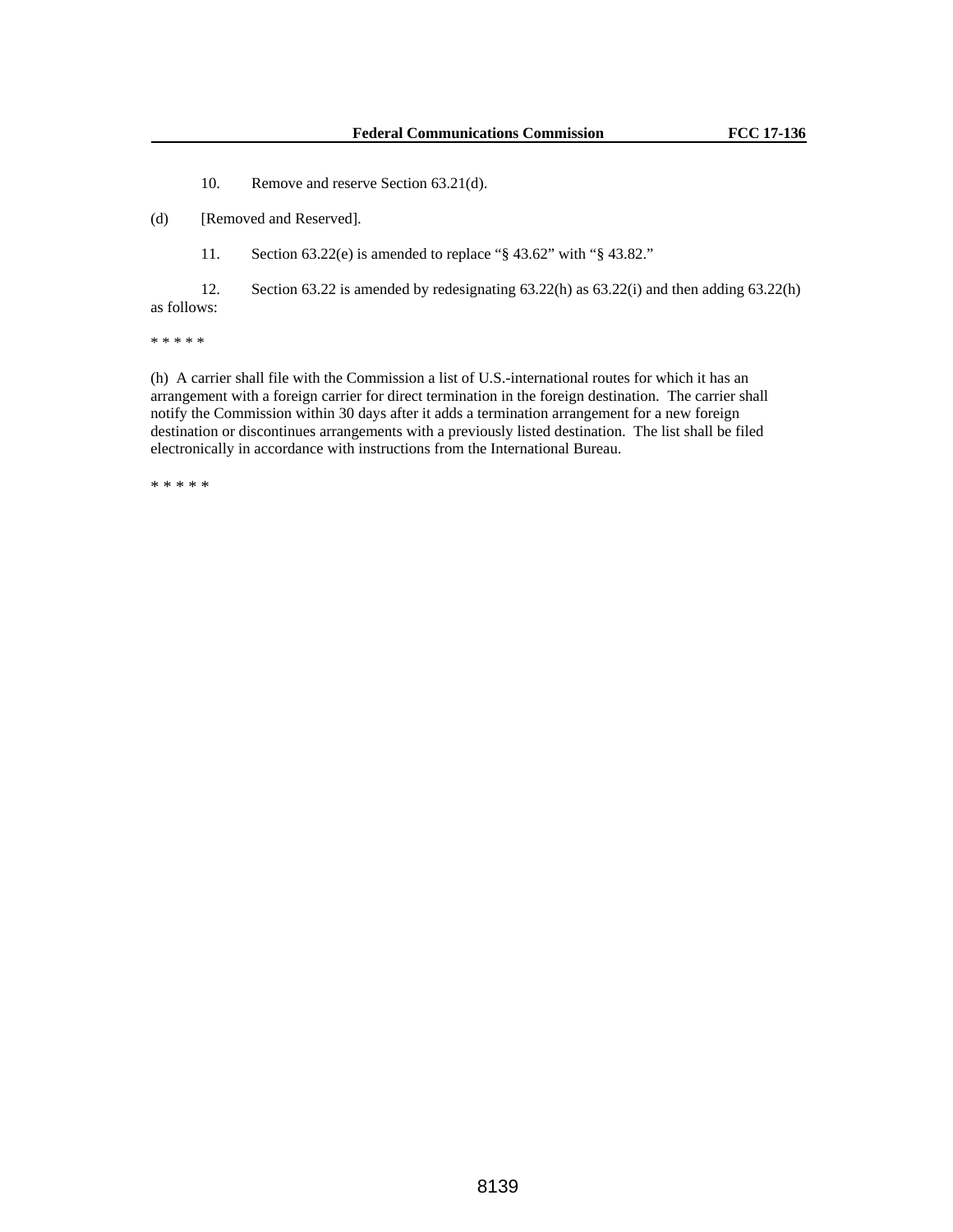10. Remove and reserve Section 63.21(d).

(d) [Removed and Reserved].

11. Section 63.22(e) is amended to replace "§ 43.62" with "§ 43.82."

12. Section 63.22 is amended by redesignating 63.22(h) as 63.22(i) and then adding 63.22(h) as follows:

* * * * *

(h) A carrier shall file with the Commission a list of U.S.-international routes for which it has an arrangement with a foreign carrier for direct termination in the foreign destination. The carrier shall notify the Commission within 30 days after it adds a termination arrangement for a new foreign destination or discontinues arrangements with a previously listed destination. The list shall be filed electronically in accordance with instructions from the International Bureau.

* * * * *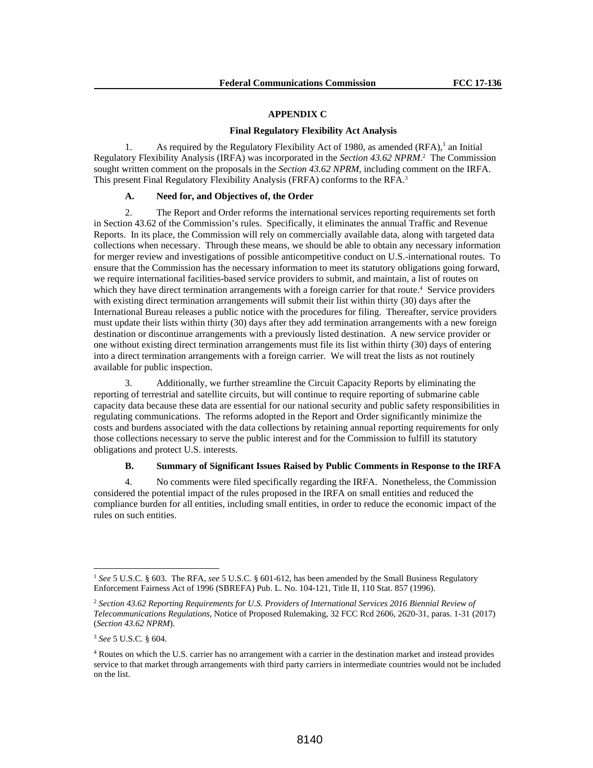## APPENDIX C

### Final Regulatory Flexibility Act Analysis

1. As required by the Regulatory Flexibility Act of 1980, as amended (RFA),[1] an Initial Regulatory Flexibility Analysis (IRFA) was incorporated in the *Section 43.62 NPRM*.[2] The Commission sought written comment on the proposals in the *Section 43.62 NPRM*, including comment on the IRFA. This present Final Regulatory Flexibility Analysis (FRFA) conforms to the RFA.[3]

#### A. Need for, and Objectives of, the Order

2. The Report and Order reforms the international services reporting requirements set forth in Section 43.62 of the Commission's rules. Specifically, it eliminates the annual Traffic and Revenue Reports. In its place, the Commission will rely on commercially available data, along with targeted data collections when necessary. Through these means, we should be able to obtain any necessary information for merger review and investigations of possible anticompetitive conduct on U.S.-international routes. To ensure that the Commission has the necessary information to meet its statutory obligations going forward, we require international facilities-based service providers to submit, and maintain, a list of routes on which they have direct termination arrangements with a foreign carrier for that route.[4] Service providers with existing direct termination arrangements will submit their list within thirty (30) days after the International Bureau releases a public notice with the procedures for filing. Thereafter, service providers must update their lists within thirty (30) days after they add termination arrangements with a new foreign destination or discontinue arrangements with a previously listed destination. A new service provider or one without existing direct termination arrangements must file its list within thirty (30) days of entering into a direct termination arrangements with a foreign carrier. We will treat the lists as not routinely available for public inspection.

3. Additionally, we further streamline the Circuit Capacity Reports by eliminating the reporting of terrestrial and satellite circuits, but will continue to require reporting of submarine cable capacity data because these data are essential for our national security and public safety responsibilities in regulating communications. The reforms adopted in the Report and Order significantly minimize the costs and burdens associated with the data collections by retaining annual reporting requirements for only those collections necessary to serve the public interest and for the Commission to fulfill its statutory obligations and protect U.S. interests.

#### B. Summary of Significant Issues Raised by Public Comments in Response to the IRFA

4. No comments were filed specifically regarding the IRFA. Nonetheless, the Commission considered the potential impact of the rules proposed in the IRFA on small entities and reduced the compliance burden for all entities, including small entities, in order to reduce the economic impact of the rules on such entities.

---

[1] *See* 5 U.S.C. § 603. The RFA, *see* 5 U.S.C. § 601-612, has been amended by the Small Business Regulatory Enforcement Fairness Act of 1996 (SBREFA) Pub. L. No. 104-121, Title II, 110 Stat. 857 (1996).

[2] *Section 43.62 Reporting Requirements for U.S. Providers of International Services 2016 Biennial Review of Telecommunications Regulations*, Notice of Proposed Rulemaking, 32 FCC Rcd 2606, 2620-31, paras. 1-31 (2017) (*Section 43.62 NPRM*).

[3] *See* 5 U.S.C. § 604.

[4] Routes on which the U.S. carrier has no arrangement with a carrier in the destination market and instead provides service to that market through arrangements with third party carriers in intermediate countries would not be included on the list.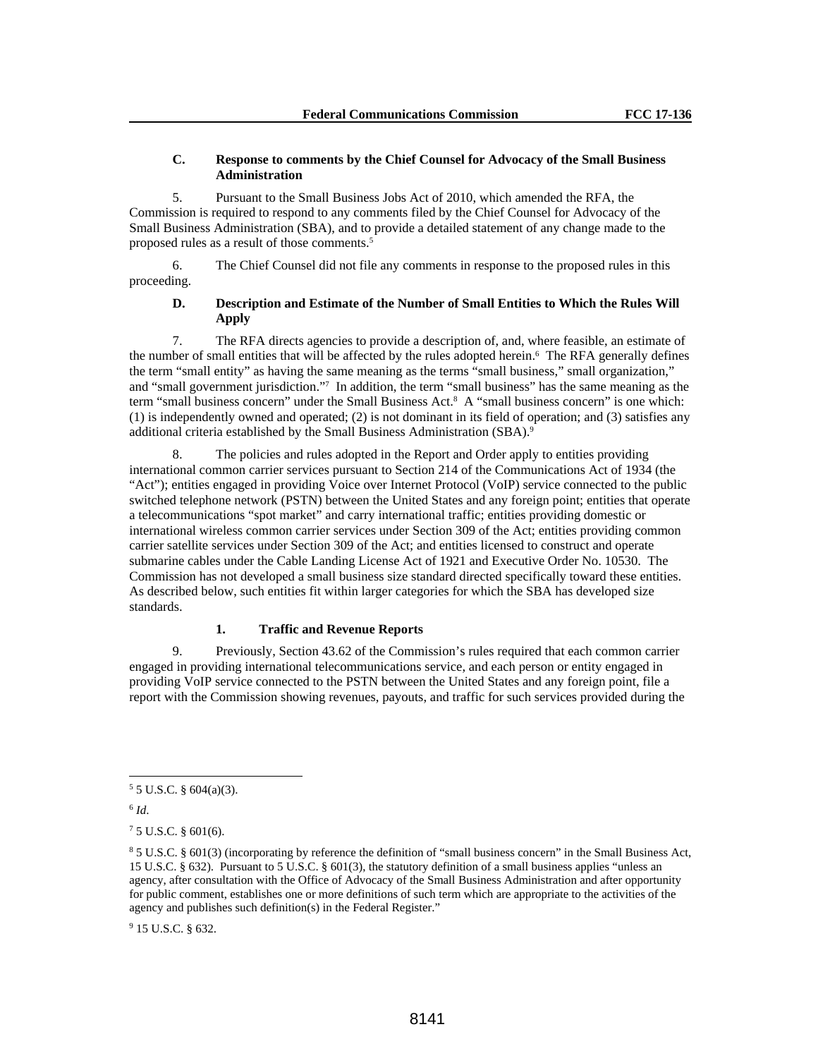### C. Response to comments by the Chief Counsel for Advocacy of the Small Business Administration

5. Pursuant to the Small Business Jobs Act of 2010, which amended the RFA, the Commission is required to respond to any comments filed by the Chief Counsel for Advocacy of the Small Business Administration (SBA), and to provide a detailed statement of any change made to the proposed rules as a result of those comments.[5]

6. The Chief Counsel did not file any comments in response to the proposed rules in this proceeding.

### D. Description and Estimate of the Number of Small Entities to Which the Rules Will Apply

7. The RFA directs agencies to provide a description of, and, where feasible, an estimate of the number of small entities that will be affected by the rules adopted herein.[6] The RFA generally defines the term "small entity" as having the same meaning as the terms "small business," small organization," and "small government jurisdiction."[7] In addition, the term "small business" has the same meaning as the term "small business concern" under the Small Business Act.[8] A "small business concern" is one which: (1) is independently owned and operated; (2) is not dominant in its field of operation; and (3) satisfies any additional criteria established by the Small Business Administration (SBA).[9]

8. The policies and rules adopted in the Report and Order apply to entities providing international common carrier services pursuant to Section 214 of the Communications Act of 1934 (the "Act"); entities engaged in providing Voice over Internet Protocol (VoIP) service connected to the public switched telephone network (PSTN) between the United States and any foreign point; entities that operate a telecommunications "spot market" and carry international traffic; entities providing domestic or international wireless common carrier services under Section 309 of the Act; entities providing common carrier satellite services under Section 309 of the Act; and entities licensed to construct and operate submarine cables under the Cable Landing License Act of 1921 and Executive Order No. 10530. The Commission has not developed a small business size standard directed specifically toward these entities. As described below, such entities fit within larger categories for which the SBA has developed size standards.

#### 1. Traffic and Revenue Reports

9. Previously, Section 43.62 of the Commission's rules required that each common carrier engaged in providing international telecommunications service, and each person or entity engaged in providing VoIP service connected to the PSTN between the United States and any foreign point, file a report with the Commission showing revenues, payouts, and traffic for such services provided during the

---

[5] 5 U.S.C. § 604(a)(3).

[6] *Id*.

[7] 5 U.S.C. § 601(6).

[8] 5 U.S.C. § 601(3) (incorporating by reference the definition of "small business concern" in the Small Business Act, 15 U.S.C. § 632). Pursuant to 5 U.S.C. § 601(3), the statutory definition of a small business applies "unless an agency, after consultation with the Office of Advocacy of the Small Business Administration and after opportunity for public comment, establishes one or more definitions of such term which are appropriate to the activities of the agency and publishes such definition(s) in the Federal Register."

[9] 15 U.S.C. § 632.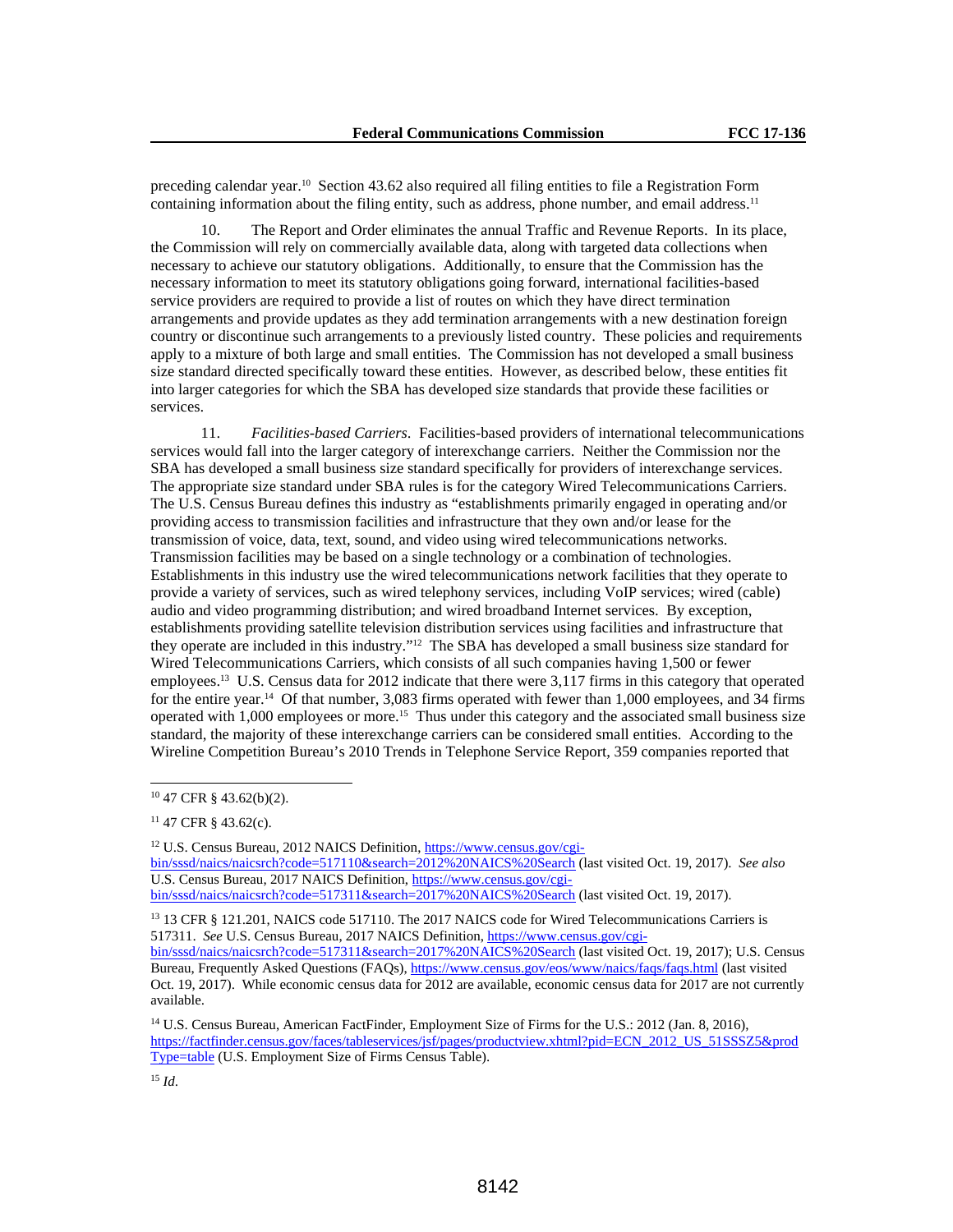preceding calendar year.[10] Section 43.62 also required all filing entities to file a Registration Form containing information about the filing entity, such as address, phone number, and email address.[11]

10. The Report and Order eliminates the annual Traffic and Revenue Reports. In its place, the Commission will rely on commercially available data, along with targeted data collections when necessary to achieve our statutory obligations. Additionally, to ensure that the Commission has the necessary information to meet its statutory obligations going forward, international facilities-based service providers are required to provide a list of routes on which they have direct termination arrangements and provide updates as they add termination arrangements with a new destination foreign country or discontinue such arrangements to a previously listed country. These policies and requirements apply to a mixture of both large and small entities. The Commission has not developed a small business size standard directed specifically toward these entities. However, as described below, these entities fit into larger categories for which the SBA has developed size standards that provide these facilities or services.

11. *Facilities-based Carriers*. Facilities-based providers of international telecommunications services would fall into the larger category of interexchange carriers. Neither the Commission nor the SBA has developed a small business size standard specifically for providers of interexchange services. The appropriate size standard under SBA rules is for the category Wired Telecommunications Carriers. The U.S. Census Bureau defines this industry as "establishments primarily engaged in operating and/or providing access to transmission facilities and infrastructure that they own and/or lease for the transmission of voice, data, text, sound, and video using wired telecommunications networks. Transmission facilities may be based on a single technology or a combination of technologies. Establishments in this industry use the wired telecommunications network facilities that they operate to provide a variety of services, such as wired telephony services, including VoIP services; wired (cable) audio and video programming distribution; and wired broadband Internet services. By exception, establishments providing satellite television distribution services using facilities and infrastructure that they operate are included in this industry."[12] The SBA has developed a small business size standard for Wired Telecommunications Carriers, which consists of all such companies having 1,500 or fewer employees.[13] U.S. Census data for 2012 indicate that there were 3,117 firms in this category that operated for the entire year.[14] Of that number, 3,083 firms operated with fewer than 1,000 employees, and 34 firms operated with 1,000 employees or more.[15] Thus under this category and the associated small business size standard, the majority of these interexchange carriers can be considered small entities. According to the Wireline Competition Bureau's 2010 Trends in Telephone Service Report, 359 companies reported that

---

[10] 47 CFR § 43.62(b)(2).

[11] 47 CFR § 43.62(c).

[12] U.S. Census Bureau, 2012 NAICS Definition, https://www.census.gov/cgi-bin/sssd/naics/naicsrch?code=517110&search=2012%20NAICS%20Search (last visited Oct. 19, 2017). *See also* U.S. Census Bureau, 2017 NAICS Definition, https://www.census.gov/cgi-bin/sssd/naics/naicsrch?code=517311&search=2017%20NAICS%20Search (last visited Oct. 19, 2017).

[13] 13 CFR § 121.201, NAICS code 517110. The 2017 NAICS code for Wired Telecommunications Carriers is 517311. *See* U.S. Census Bureau, 2017 NAICS Definition, https://www.census.gov/cgi-bin/sssd/naics/naicsrch?code=517311&search=2017%20NAICS%20Search (last visited Oct. 19, 2017); U.S. Census Bureau, Frequently Asked Questions (FAQs), https://www.census.gov/eos/www/naics/faqs/faqs.html (last visited Oct. 19, 2017). While economic census data for 2012 are available, economic census data for 2017 are not currently available.

[14] U.S. Census Bureau, American FactFinder, Employment Size of Firms for the U.S.: 2012 (Jan. 8, 2016), https://factfinder.census.gov/faces/tableservices/jsf/pages/productview.xhtml?pid=ECN_2012_US_51SSSZ5&prodType=table (U.S. Employment Size of Firms Census Table).

[15] *Id*.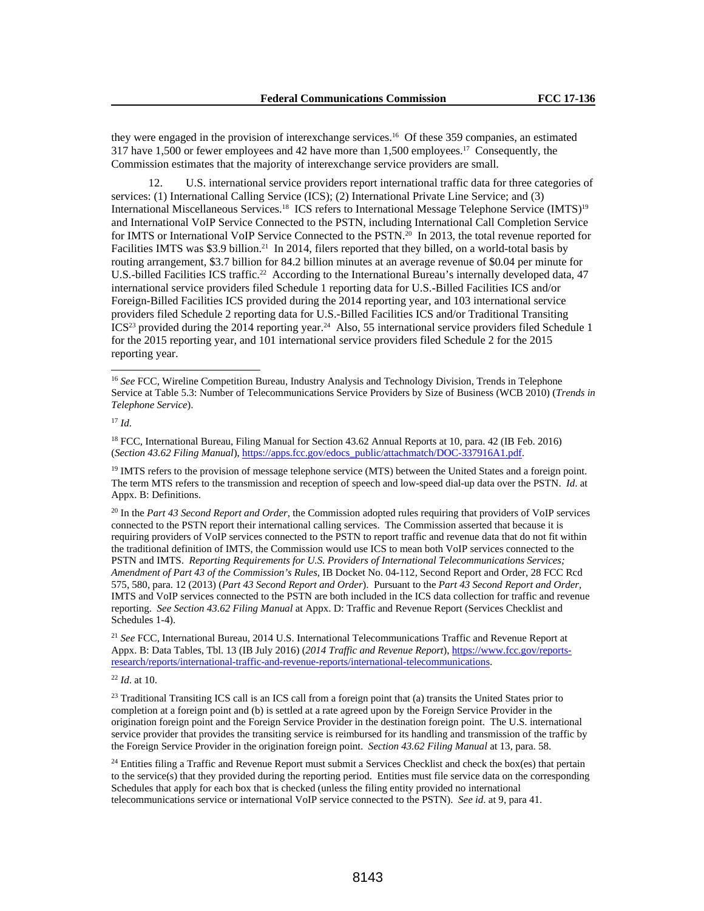they were engaged in the provision of interexchange services.[16] Of these 359 companies, an estimated 317 have 1,500 or fewer employees and 42 have more than 1,500 employees.[17] Consequently, the Commission estimates that the majority of interexchange service providers are small.

12. U.S. international service providers report international traffic data for three categories of services: (1) International Calling Service (ICS); (2) International Private Line Service; and (3) International Miscellaneous Services.[18] ICS refers to International Message Telephone Service (IMTS)[19] and International VoIP Service Connected to the PSTN, including International Call Completion Service for IMTS or International VoIP Service Connected to the PSTN.[20] In 2013, the total revenue reported for Facilities IMTS was $3.9 billion.[21] In 2014, filers reported that they billed, on a world-total basis by routing arrangement, $3.7 billion for 84.2 billion minutes at an average revenue of $0.04 per minute for U.S.-billed Facilities ICS traffic.[22] According to the International Bureau's internally developed data, 47 international service providers filed Schedule 1 reporting data for U.S.-Billed Facilities ICS and/or Foreign-Billed Facilities ICS provided during the 2014 reporting year, and 103 international service providers filed Schedule 2 reporting data for U.S.-Billed Facilities ICS and/or Traditional Transiting ICS[23] provided during the 2014 reporting year.[24] Also, 55 international service providers filed Schedule 1 for the 2015 reporting year, and 101 international service providers filed Schedule 2 for the 2015 reporting year.

---

[16] *See* FCC, Wireline Competition Bureau, Industry Analysis and Technology Division, Trends in Telephone Service at Table 5.3: Number of Telecommunications Service Providers by Size of Business (WCB 2010) (*Trends in Telephone Service*).

[17] *Id*.

[18] FCC, International Bureau, Filing Manual for Section 43.62 Annual Reports at 10, para. 42 (IB Feb. 2016) (*Section 43.62 Filing Manual*), https://apps.fcc.gov/edocs_public/attachmatch/DOC-337916A1.pdf.

[19] IMTS refers to the provision of message telephone service (MTS) between the United States and a foreign point. The term MTS refers to the transmission and reception of speech and low-speed dial-up data over the PSTN. *Id*. at Appx. B: Definitions.

[20] In the *Part 43 Second Report and Order*, the Commission adopted rules requiring that providers of VoIP services connected to the PSTN report their international calling services. The Commission asserted that because it is requiring providers of VoIP services connected to the PSTN to report traffic and revenue data that do not fit within the traditional definition of IMTS, the Commission would use ICS to mean both VoIP services connected to the PSTN and IMTS. *Reporting Requirements for U.S. Providers of International Telecommunications Services; Amendment of Part 43 of the Commission's Rules*, IB Docket No. 04-112, Second Report and Order, 28 FCC Rcd 575, 580, para. 12 (2013) (*Part 43 Second Report and Order*). Pursuant to the *Part 43 Second Report and Order*, IMTS and VoIP services connected to the PSTN are both included in the ICS data collection for traffic and revenue reporting. *See Section 43.62 Filing Manual* at Appx. D: Traffic and Revenue Report (Services Checklist and Schedules 1-4).

[21] *See* FCC, International Bureau, 2014 U.S. International Telecommunications Traffic and Revenue Report at Appx. B: Data Tables, Tbl. 13 (IB July 2016) (*2014 Traffic and Revenue Report*), https://www.fcc.gov/reports-research/reports/international-traffic-and-revenue-reports/international-telecommunications.

[22] *Id*. at 10.

[23] Traditional Transiting ICS call is an ICS call from a foreign point that (a) transits the United States prior to completion at a foreign point and (b) is settled at a rate agreed upon by the Foreign Service Provider in the origination foreign point and the Foreign Service Provider in the destination foreign point. The U.S. international service provider that provides the transiting service is reimbursed for its handling and transmission of the traffic by the Foreign Service Provider in the origination foreign point. *Section 43.62 Filing Manual* at 13, para. 58.

[24] Entities filing a Traffic and Revenue Report must submit a Services Checklist and check the box(es) that pertain to the service(s) that they provided during the reporting period. Entities must file service data on the corresponding Schedules that apply for each box that is checked (unless the filing entity provided no international telecommunications service or international VoIP service connected to the PSTN). *See id*. at 9, para 41.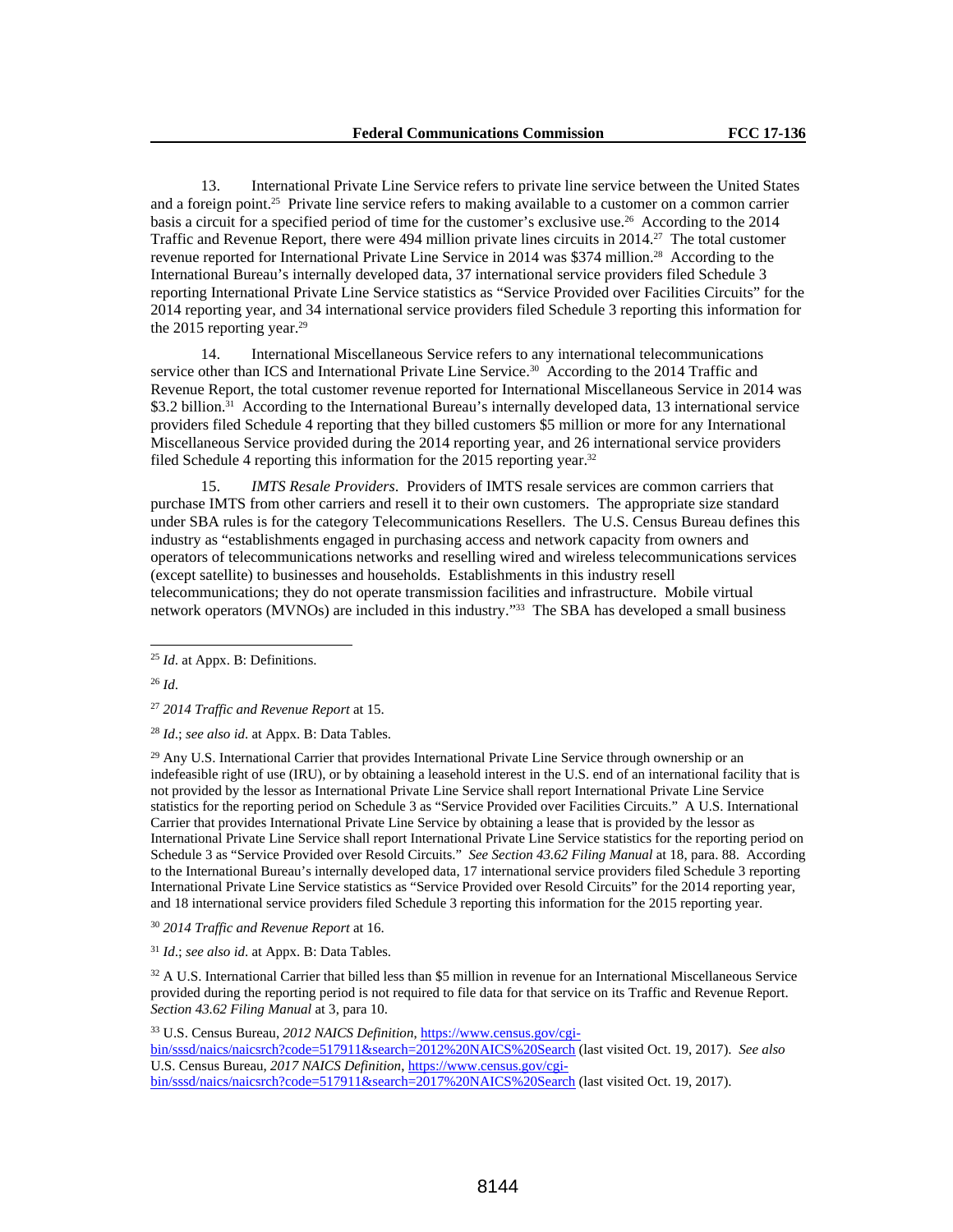13. International Private Line Service refers to private line service between the United States and a foreign point.[25] Private line service refers to making available to a customer on a common carrier basis a circuit for a specified period of time for the customer's exclusive use.[26] According to the 2014 Traffic and Revenue Report, there were 494 million private lines circuits in 2014.[27] The total customer revenue reported for International Private Line Service in 2014 was $374 million.[28] According to the International Bureau's internally developed data, 37 international service providers filed Schedule 3 reporting International Private Line Service statistics as "Service Provided over Facilities Circuits" for the 2014 reporting year, and 34 international service providers filed Schedule 3 reporting this information for the 2015 reporting year.[29]

14. International Miscellaneous Service refers to any international telecommunications service other than ICS and International Private Line Service.[30] According to the 2014 Traffic and Revenue Report, the total customer revenue reported for International Miscellaneous Service in 2014 was $3.2 billion.[31] According to the International Bureau's internally developed data, 13 international service providers filed Schedule 4 reporting that they billed customers $5 million or more for any International Miscellaneous Service provided during the 2014 reporting year, and 26 international service providers filed Schedule 4 reporting this information for the 2015 reporting year.[32]

15. *IMTS Resale Providers*. Providers of IMTS resale services are common carriers that purchase IMTS from other carriers and resell it to their own customers. The appropriate size standard under SBA rules is for the category Telecommunications Resellers. The U.S. Census Bureau defines this industry as "establishments engaged in purchasing access and network capacity from owners and operators of telecommunications networks and reselling wired and wireless telecommunications services (except satellite) to businesses and households. Establishments in this industry resell telecommunications; they do not operate transmission facilities and infrastructure. Mobile virtual network operators (MVNOs) are included in this industry."[33] The SBA has developed a small business

---

[25] *Id.* at Appx. B: Definitions.

[26] *Id.*

[27] *2014 Traffic and Revenue Report* at 15.

[28] *Id.*; *see also id.* at Appx. B: Data Tables.

[29] Any U.S. International Carrier that provides International Private Line Service through ownership or an indefeasible right of use (IRU), or by obtaining a leasehold interest in the U.S. end of an international facility that is not provided by the lessor as International Private Line Service shall report International Private Line Service statistics for the reporting period on Schedule 3 as "Service Provided over Facilities Circuits." A U.S. International Carrier that provides International Private Line Service by obtaining a lease that is provided by the lessor as International Private Line Service shall report International Private Line Service statistics for the reporting period on Schedule 3 as "Service Provided over Resold Circuits." *See Section 43.62 Filing Manual* at 18, para. 88. According to the International Bureau's internally developed data, 17 international service providers filed Schedule 3 reporting International Private Line Service statistics as "Service Provided over Resold Circuits" for the 2014 reporting year, and 18 international service providers filed Schedule 3 reporting this information for the 2015 reporting year.

[30] *2014 Traffic and Revenue Report* at 16.

[31] *Id.*; *see also id.* at Appx. B: Data Tables.

[32] A U.S. International Carrier that billed less than $5 million in revenue for an International Miscellaneous Service provided during the reporting period is not required to file data for that service on its Traffic and Revenue Report. *Section 43.62 Filing Manual* at 3, para 10.

[33] U.S. Census Bureau, *2012 NAICS Definition*, https://www.census.gov/cgi-bin/sssd/naics/naicsrch?code=517911&search=2012%20NAICS%20Search (last visited Oct. 19, 2017). *See also* U.S. Census Bureau, *2017 NAICS Definition*, https://www.census.gov/cgi-bin/sssd/naics/naicsrch?code=517911&search=2017%20NAICS%20Search (last visited Oct. 19, 2017).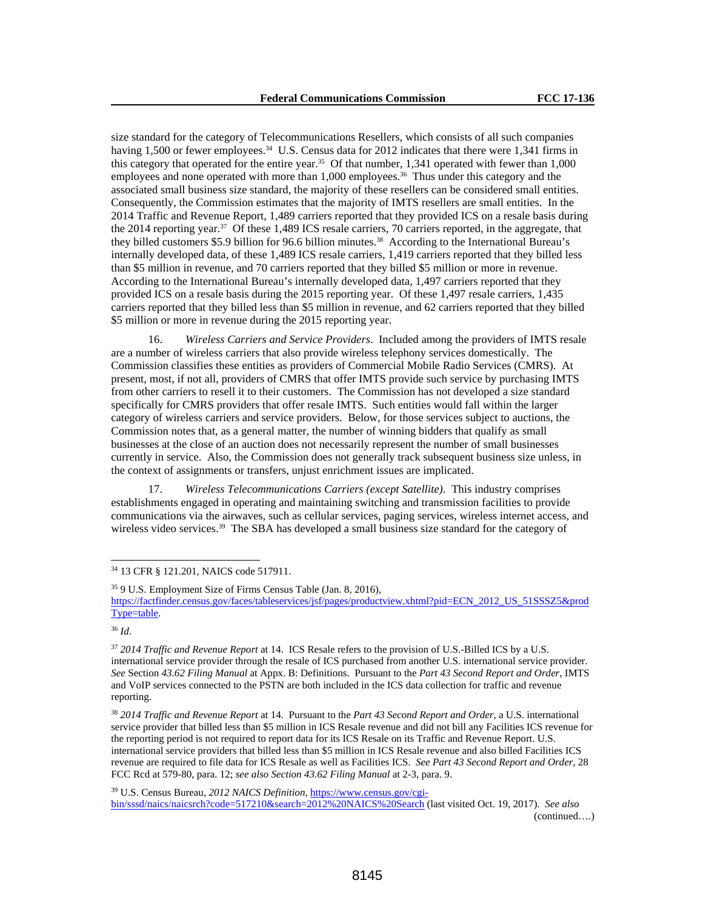size standard for the category of Telecommunications Resellers, which consists of all such companies having 1,500 or fewer employees.[34] U.S. Census data for 2012 indicates that there were 1,341 firms in this category that operated for the entire year.[35] Of that number, 1,341 operated with fewer than 1,000 employees and none operated with more than 1,000 employees.[36] Thus under this category and the associated small business size standard, the majority of these resellers can be considered small entities. Consequently, the Commission estimates that the majority of IMTS resellers are small entities. In the 2014 Traffic and Revenue Report, 1,489 carriers reported that they provided ICS on a resale basis during the 2014 reporting year.[37] Of these 1,489 ICS resale carriers, 70 carriers reported, in the aggregate, that they billed customers $5.9 billion for 96.6 billion minutes.[38] According to the International Bureau's internally developed data, of these 1,489 ICS resale carriers, 1,419 carriers reported that they billed less than $5 million in revenue, and 70 carriers reported that they billed $5 million or more in revenue. According to the International Bureau's internally developed data, 1,497 carriers reported that they provided ICS on a resale basis during the 2015 reporting year. Of these 1,497 resale carriers, 1,435 carriers reported that they billed less than $5 million in revenue, and 62 carriers reported that they billed $5 million or more in revenue during the 2015 reporting year.

16. *Wireless Carriers and Service Providers*. Included among the providers of IMTS resale are a number of wireless carriers that also provide wireless telephony services domestically. The Commission classifies these entities as providers of Commercial Mobile Radio Services (CMRS). At present, most, if not all, providers of CMRS that offer IMTS provide such service by purchasing IMTS from other carriers to resell it to their customers. The Commission has not developed a size standard specifically for CMRS providers that offer resale IMTS. Such entities would fall within the larger category of wireless carriers and service providers. Below, for those services subject to auctions, the Commission notes that, as a general matter, the number of winning bidders that qualify as small businesses at the close of an auction does not necessarily represent the number of small businesses currently in service. Also, the Commission does not generally track subsequent business size unless, in the context of assignments or transfers, unjust enrichment issues are implicated.

17. *Wireless Telecommunications Carriers (except Satellite)*. This industry comprises establishments engaged in operating and maintaining switching and transmission facilities to provide communications via the airwaves, such as cellular services, paging services, wireless internet access, and wireless video services.[39] The SBA has developed a small business size standard for the category of

---

[34] 13 CFR § 121.201, NAICS code 517911.

[35] 9 U.S. Employment Size of Firms Census Table (Jan. 8, 2016), https://factfinder.census.gov/faces/tableservices/jsf/pages/productview.xhtml?pid=ECN_2012_US_51SSSZ5&prodType=table.

[36] *Id.*

[37] *2014 Traffic and Revenue Report* at 14. ICS Resale refers to the provision of U.S.-Billed ICS by a U.S. international service provider through the resale of ICS purchased from another U.S. international service provider. *See* Section *43.62 Filing Manual* at Appx. B: Definitions. Pursuant to the *Part 43 Second Report and Order*, IMTS and VoIP services connected to the PSTN are both included in the ICS data collection for traffic and revenue reporting.

[38] *2014 Traffic and Revenue Report* at 14. Pursuant to the *Part 43 Second Report and Order*, a U.S. international service provider that billed less than $5 million in ICS Resale revenue and did not bill any Facilities ICS revenue for the reporting period is not required to report data for its ICS Resale on its Traffic and Revenue Report. U.S. international service providers that billed less than $5 million in ICS Resale revenue and also billed Facilities ICS revenue are required to file data for ICS Resale as well as Facilities ICS. *See Part 43 Second Report and Order*, 28 FCC Rcd at 579-80, para. 12; *see also Section 43.62 Filing Manual* at 2-3, para. 9.

[39] U.S. Census Bureau, *2012 NAICS Definition*, https://www.census.gov/cgi-bin/sssd/naics/naicsrch?code=517210&search=2012%20NAICS%20Search (last visited Oct. 19, 2017). *See also*

(continued….)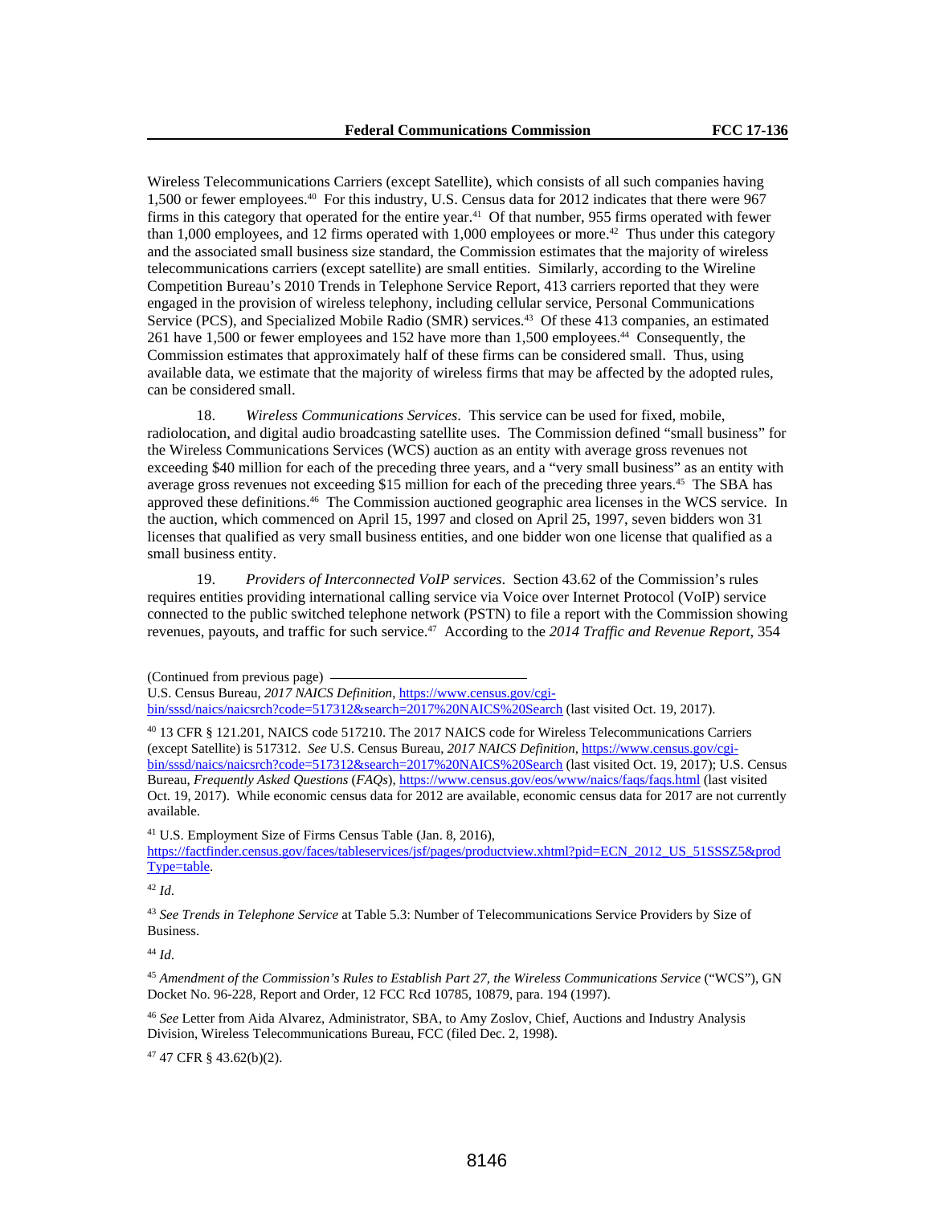Wireless Telecommunications Carriers (except Satellite), which consists of all such companies having 1,500 or fewer employees.[40] For this industry, U.S. Census data for 2012 indicates that there were 967 firms in this category that operated for the entire year.[41] Of that number, 955 firms operated with fewer than 1,000 employees, and 12 firms operated with 1,000 employees or more.[42] Thus under this category and the associated small business size standard, the Commission estimates that the majority of wireless telecommunications carriers (except satellite) are small entities. Similarly, according to the Wireline Competition Bureau's 2010 Trends in Telephone Service Report, 413 carriers reported that they were engaged in the provision of wireless telephony, including cellular service, Personal Communications Service (PCS), and Specialized Mobile Radio (SMR) services.[43] Of these 413 companies, an estimated 261 have 1,500 or fewer employees and 152 have more than 1,500 employees.[44] Consequently, the Commission estimates that approximately half of these firms can be considered small. Thus, using available data, we estimate that the majority of wireless firms that may be affected by the adopted rules, can be considered small.

18. *Wireless Communications Services*. This service can be used for fixed, mobile, radiolocation, and digital audio broadcasting satellite uses. The Commission defined "small business" for the Wireless Communications Services (WCS) auction as an entity with average gross revenues not exceeding $40 million for each of the preceding three years, and a "very small business" as an entity with average gross revenues not exceeding $15 million for each of the preceding three years.[45] The SBA has approved these definitions.[46] The Commission auctioned geographic area licenses in the WCS service. In the auction, which commenced on April 15, 1997 and closed on April 25, 1997, seven bidders won 31 licenses that qualified as very small business entities, and one bidder won one license that qualified as a small business entity.

19. *Providers of Interconnected VoIP services*. Section 43.62 of the Commission's rules requires entities providing international calling service via Voice over Internet Protocol (VoIP) service connected to the public switched telephone network (PSTN) to file a report with the Commission showing revenues, payouts, and traffic for such service.[47] According to the *2014 Traffic and Revenue Report*, 354

(Continued from previous page)
U.S. Census Bureau, *2017 NAICS Definition*, https://www.census.gov/cgi-bin/sssd/naics/naicsrch?code=517312&search=2017%20NAICS%20Search (last visited Oct. 19, 2017).

[40] 13 CFR § 121.201, NAICS code 517210. The 2017 NAICS code for Wireless Telecommunications Carriers (except Satellite) is 517312. *See* U.S. Census Bureau, *2017 NAICS Definition*, https://www.census.gov/cgi-bin/sssd/naics/naicsrch?code=517312&search=2017%20NAICS%20Search (last visited Oct. 19, 2017); U.S. Census Bureau, *Frequently Asked Questions* (*FAQs*), https://www.census.gov/eos/www/naics/faqs/faqs.html (last visited Oct. 19, 2017). While economic census data for 2012 are available, economic census data for 2017 are not currently available.

[41] U.S. Employment Size of Firms Census Table (Jan. 8, 2016), https://factfinder.census.gov/faces/tableservices/jsf/pages/productview.xhtml?pid=ECN_2012_US_51SSSZ5&prodType=table.

[42] *Id.*

[43] *See Trends in Telephone Service* at Table 5.3: Number of Telecommunications Service Providers by Size of Business.

[44] *Id.*

[45] *Amendment of the Commission's Rules to Establish Part 27, the Wireless Communications Service* ("WCS"), GN Docket No. 96-228, Report and Order, 12 FCC Rcd 10785, 10879, para. 194 (1997).

[46] *See* Letter from Aida Alvarez, Administrator, SBA, to Amy Zoslov, Chief, Auctions and Industry Analysis Division, Wireless Telecommunications Bureau, FCC (filed Dec. 2, 1998).

[47] 47 CFR § 43.62(b)(2).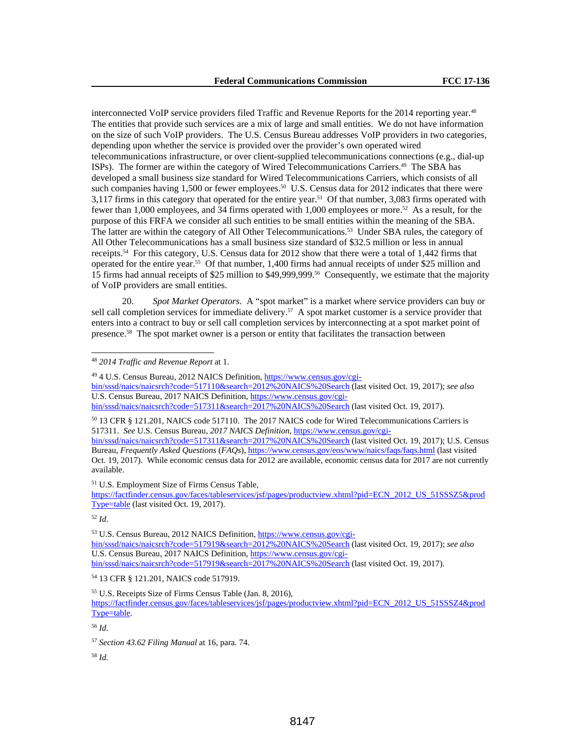interconnected VoIP service providers filed Traffic and Revenue Reports for the 2014 reporting year.[48] The entities that provide such services are a mix of large and small entities. We do not have information on the size of such VoIP providers. The U.S. Census Bureau addresses VoIP providers in two categories, depending upon whether the service is provided over the provider's own operated wired telecommunications infrastructure, or over client-supplied telecommunications connections (e.g., dial-up ISPs). The former are within the category of Wired Telecommunications Carriers.[49] The SBA has developed a small business size standard for Wired Telecommunications Carriers, which consists of all such companies having 1,500 or fewer employees.[50] U.S. Census data for 2012 indicates that there were 3,117 firms in this category that operated for the entire year.[51] Of that number, 3,083 firms operated with fewer than 1,000 employees, and 34 firms operated with 1,000 employees or more.[52] As a result, for the purpose of this FRFA we consider all such entities to be small entities within the meaning of the SBA. The latter are within the category of All Other Telecommunications.[53] Under SBA rules, the category of All Other Telecommunications has a small business size standard of $32.5 million or less in annual receipts.[54] For this category, U.S. Census data for 2012 show that there were a total of 1,442 firms that operated for the entire year.[55] Of that number, 1,400 firms had annual receipts of under $25 million and 15 firms had annual receipts of $25 million to $49,999,999.[56] Consequently, we estimate that the majority of VoIP providers are small entities.

20. *Spot Market Operators*. A "spot market" is a market where service providers can buy or sell call completion services for immediate delivery.[57] A spot market customer is a service provider that enters into a contract to buy or sell call completion services by interconnecting at a spot market point of presence.[58] The spot market owner is a person or entity that facilitates the transaction between

---

[48] *2014 Traffic and Revenue Report* at 1.

[49] 4 U.S. Census Bureau, 2012 NAICS Definition, https://www.census.gov/cgi-bin/sssd/naics/naicsrch?code=517110&search=2012%20NAICS%20Search (last visited Oct. 19, 2017); *see also* U.S. Census Bureau, 2017 NAICS Definition, https://www.census.gov/cgi-bin/sssd/naics/naicsrch?code=517311&search=2017%20NAICS%20Search (last visited Oct. 19, 2017).

[50] 13 CFR § 121.201, NAICS code 517110. The 2017 NAICS code for Wired Telecommunications Carriers is 517311. *See* U.S. Census Bureau, *2017 NAICS Definition*, https://www.census.gov/cgi-bin/sssd/naics/naicsrch?code=517311&search=2017%20NAICS%20Search (last visited Oct. 19, 2017); U.S. Census Bureau, *Frequently Asked Questions* (*FAQs*), https://www.census.gov/eos/www/naics/faqs/faqs.html (last visited Oct. 19, 2017). While economic census data for 2012 are available, economic census data for 2017 are not currently available.

[51] U.S. Employment Size of Firms Census Table, https://factfinder.census.gov/faces/tableservices/jsf/pages/productview.xhtml?pid=ECN_2012_US_51SSSZ5&prodType=table (last visited Oct. 19, 2017).

[52] *Id.*

[53] U.S. Census Bureau, 2012 NAICS Definition, https://www.census.gov/cgi-bin/sssd/naics/naicsrch?code=517919&search=2012%20NAICS%20Search (last visited Oct. 19, 2017); *see also* U.S. Census Bureau, 2017 NAICS Definition, https://www.census.gov/cgi-bin/sssd/naics/naicsrch?code=517919&search=2017%20NAICS%20Search (last visited Oct. 19, 2017).

[54] 13 CFR § 121.201, NAICS code 517919.

[55] U.S. Receipts Size of Firms Census Table (Jan. 8, 2016), https://factfinder.census.gov/faces/tableservices/jsf/pages/productview.xhtml?pid=ECN_2012_US_51SSSZ4&prodType=table.

[56] *Id.*

[57] *Section 43.62 Filing Manual* at 16, para. 74.

[58] *Id.*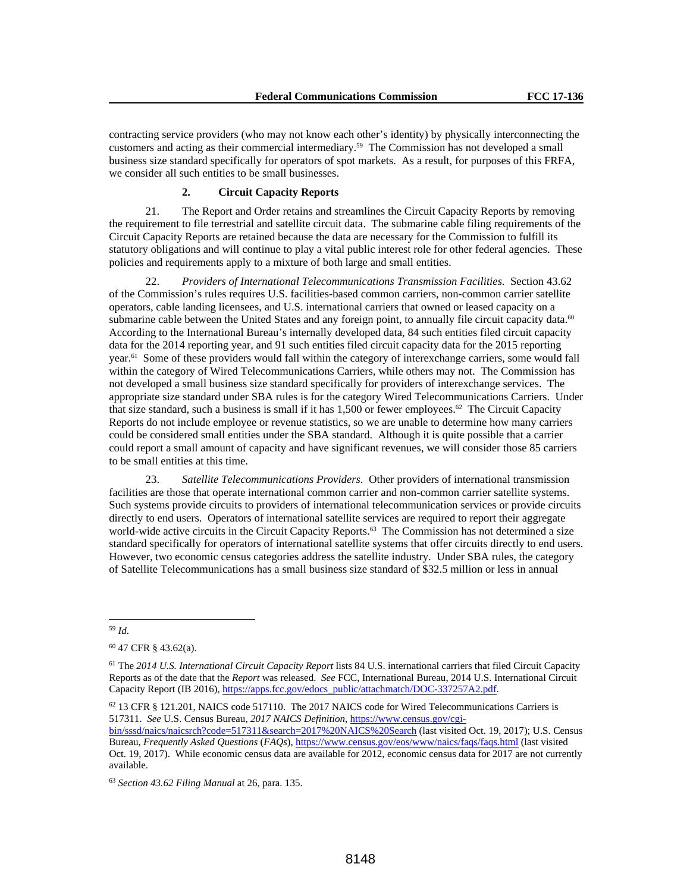contracting service providers (who may not know each other's identity) by physically interconnecting the customers and acting as their commercial intermediary.[59] The Commission has not developed a small business size standard specifically for operators of spot markets. As a result, for purposes of this FRFA, we consider all such entities to be small businesses.

### 2. Circuit Capacity Reports

21. The Report and Order retains and streamlines the Circuit Capacity Reports by removing the requirement to file terrestrial and satellite circuit data. The submarine cable filing requirements of the Circuit Capacity Reports are retained because the data are necessary for the Commission to fulfill its statutory obligations and will continue to play a vital public interest role for other federal agencies. These policies and requirements apply to a mixture of both large and small entities.

22. *Providers of International Telecommunications Transmission Facilities.* Section 43.62 of the Commission's rules requires U.S. facilities-based common carriers, non-common carrier satellite operators, cable landing licensees, and U.S. international carriers that owned or leased capacity on a submarine cable between the United States and any foreign point, to annually file circuit capacity data.[60] According to the International Bureau's internally developed data, 84 such entities filed circuit capacity data for the 2014 reporting year, and 91 such entities filed circuit capacity data for the 2015 reporting year.[61] Some of these providers would fall within the category of interexchange carriers, some would fall within the category of Wired Telecommunications Carriers, while others may not. The Commission has not developed a small business size standard specifically for providers of interexchange services. The appropriate size standard under SBA rules is for the category Wired Telecommunications Carriers. Under that size standard, such a business is small if it has 1,500 or fewer employees.[62] The Circuit Capacity Reports do not include employee or revenue statistics, so we are unable to determine how many carriers could be considered small entities under the SBA standard. Although it is quite possible that a carrier could report a small amount of capacity and have significant revenues, we will consider those 85 carriers to be small entities at this time.

23. *Satellite Telecommunications Providers*. Other providers of international transmission facilities are those that operate international common carrier and non-common carrier satellite systems. Such systems provide circuits to providers of international telecommunication services or provide circuits directly to end users. Operators of international satellite services are required to report their aggregate world-wide active circuits in the Circuit Capacity Reports.[63] The Commission has not determined a size standard specifically for operators of international satellite systems that offer circuits directly to end users. However, two economic census categories address the satellite industry. Under SBA rules, the category of Satellite Telecommunications has a small business size standard of $32.5 million or less in annual

---

[59] *Id*.

[60] 47 CFR § 43.62(a).

[61] The *2014 U.S. International Circuit Capacity Report* lists 84 U.S. international carriers that filed Circuit Capacity Reports as of the date that the *Report* was released. *See* FCC, International Bureau, 2014 U.S. International Circuit Capacity Report (IB 2016), https://apps.fcc.gov/edocs_public/attachmatch/DOC-337257A2.pdf.

[62] 13 CFR § 121.201, NAICS code 517110. The 2017 NAICS code for Wired Telecommunications Carriers is 517311. *See* U.S. Census Bureau, *2017 NAICS Definition*, https://www.census.gov/cgi-bin/sssd/naics/naicsrch?code=517311&search=2017%20NAICS%20Search (last visited Oct. 19, 2017); U.S. Census Bureau, *Frequently Asked Questions* (*FAQs*), https://www.census.gov/eos/www/naics/faqs/faqs.html (last visited Oct. 19, 2017). While economic census data are available for 2012, economic census data for 2017 are not currently available.

[63] *Section 43.62 Filing Manual* at 26, para. 135.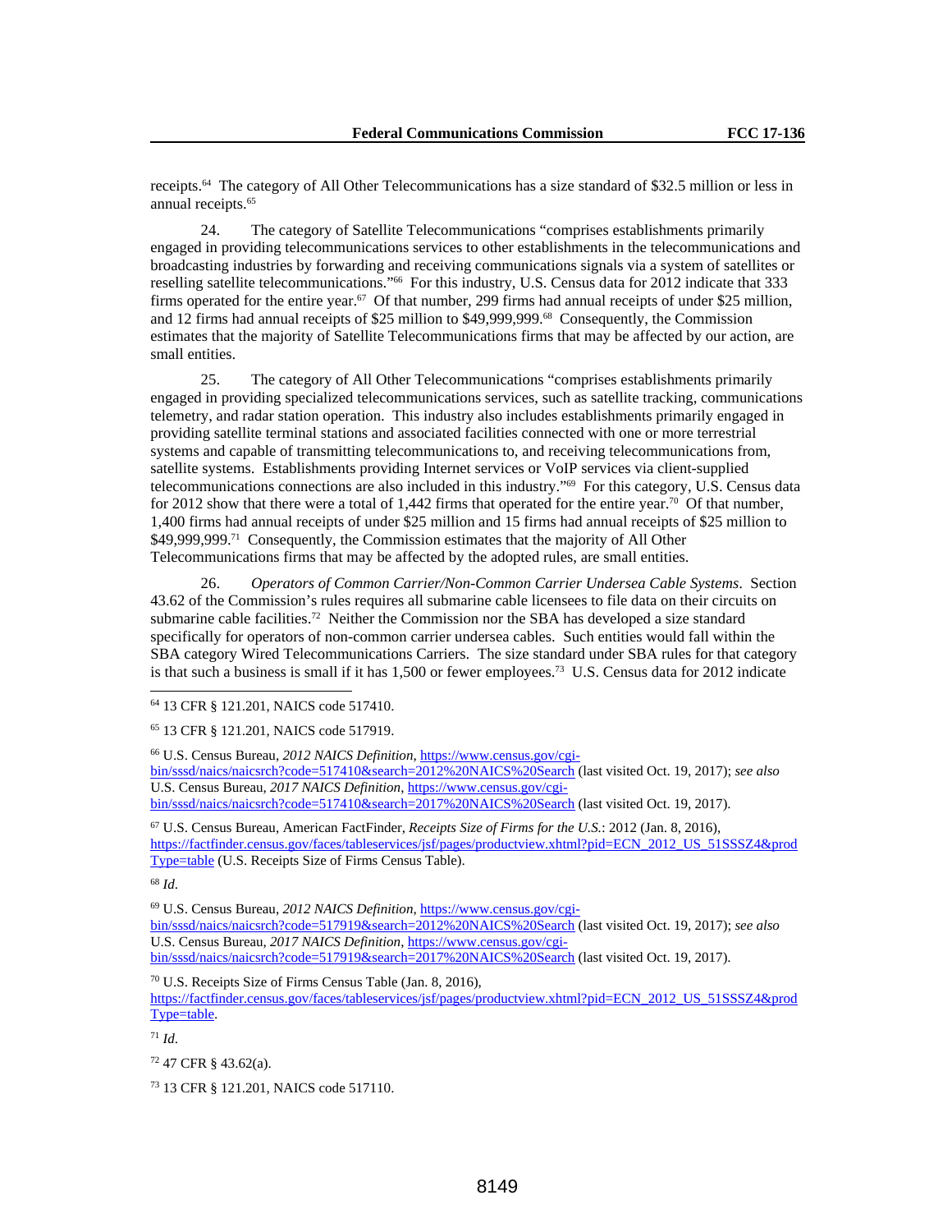receipts.[64] The category of All Other Telecommunications has a size standard of $32.5 million or less in annual receipts.[65]

24. The category of Satellite Telecommunications "comprises establishments primarily engaged in providing telecommunications services to other establishments in the telecommunications and broadcasting industries by forwarding and receiving communications signals via a system of satellites or reselling satellite telecommunications."[66] For this industry, U.S. Census data for 2012 indicate that 333 firms operated for the entire year.[67] Of that number, 299 firms had annual receipts of under $25 million, and 12 firms had annual receipts of $25 million to $49,999,999.[68] Consequently, the Commission estimates that the majority of Satellite Telecommunications firms that may be affected by our action, are small entities.

25. The category of All Other Telecommunications "comprises establishments primarily engaged in providing specialized telecommunications services, such as satellite tracking, communications telemetry, and radar station operation. This industry also includes establishments primarily engaged in providing satellite terminal stations and associated facilities connected with one or more terrestrial systems and capable of transmitting telecommunications to, and receiving telecommunications from, satellite systems. Establishments providing Internet services or VoIP services via client-supplied telecommunications connections are also included in this industry."[69] For this category, U.S. Census data for 2012 show that there were a total of 1,442 firms that operated for the entire year.[70] Of that number, 1,400 firms had annual receipts of under $25 million and 15 firms had annual receipts of $25 million to $49,999,999.[71] Consequently, the Commission estimates that the majority of All Other Telecommunications firms that may be affected by the adopted rules, are small entities.

26. *Operators of Common Carrier/Non-Common Carrier Undersea Cable Systems*. Section 43.62 of the Commission's rules requires all submarine cable licensees to file data on their circuits on submarine cable facilities.[72] Neither the Commission nor the SBA has developed a size standard specifically for operators of non-common carrier undersea cables. Such entities would fall within the SBA category Wired Telecommunications Carriers. The size standard under SBA rules for that category is that such a business is small if it has 1,500 or fewer employees.[73] U.S. Census data for 2012 indicate

---

[64] 13 CFR § 121.201, NAICS code 517410.

[65] 13 CFR § 121.201, NAICS code 517919.

[66] U.S. Census Bureau, *2012 NAICS Definition*, https://www.census.gov/cgi-bin/sssd/naics/naicsrch?code=517410&search=2012%20NAICS%20Search (last visited Oct. 19, 2017); *see also* U.S. Census Bureau, *2017 NAICS Definition*, https://www.census.gov/cgi-bin/sssd/naics/naicsrch?code=517410&search=2017%20NAICS%20Search (last visited Oct. 19, 2017).

[67] U.S. Census Bureau, American FactFinder, *Receipts Size of Firms for the U.S.*: 2012 (Jan. 8, 2016), https://factfinder.census.gov/faces/tableservices/jsf/pages/productview.xhtml?pid=ECN_2012_US_51SSSZ4&prodType=table (U.S. Receipts Size of Firms Census Table).

[68] *Id*.

[69] U.S. Census Bureau, *2012 NAICS Definition*, https://www.census.gov/cgi-bin/sssd/naics/naicsrch?code=517919&search=2012%20NAICS%20Search (last visited Oct. 19, 2017); *see also* U.S. Census Bureau, *2017 NAICS Definition*, https://www.census.gov/cgi-bin/sssd/naics/naicsrch?code=517919&search=2017%20NAICS%20Search (last visited Oct. 19, 2017).

[70] U.S. Receipts Size of Firms Census Table (Jan. 8, 2016), https://factfinder.census.gov/faces/tableservices/jsf/pages/productview.xhtml?pid=ECN_2012_US_51SSSZ4&prodType=table.

[71] *Id*.

[72] 47 CFR § 43.62(a).

[73] 13 CFR § 121.201, NAICS code 517110.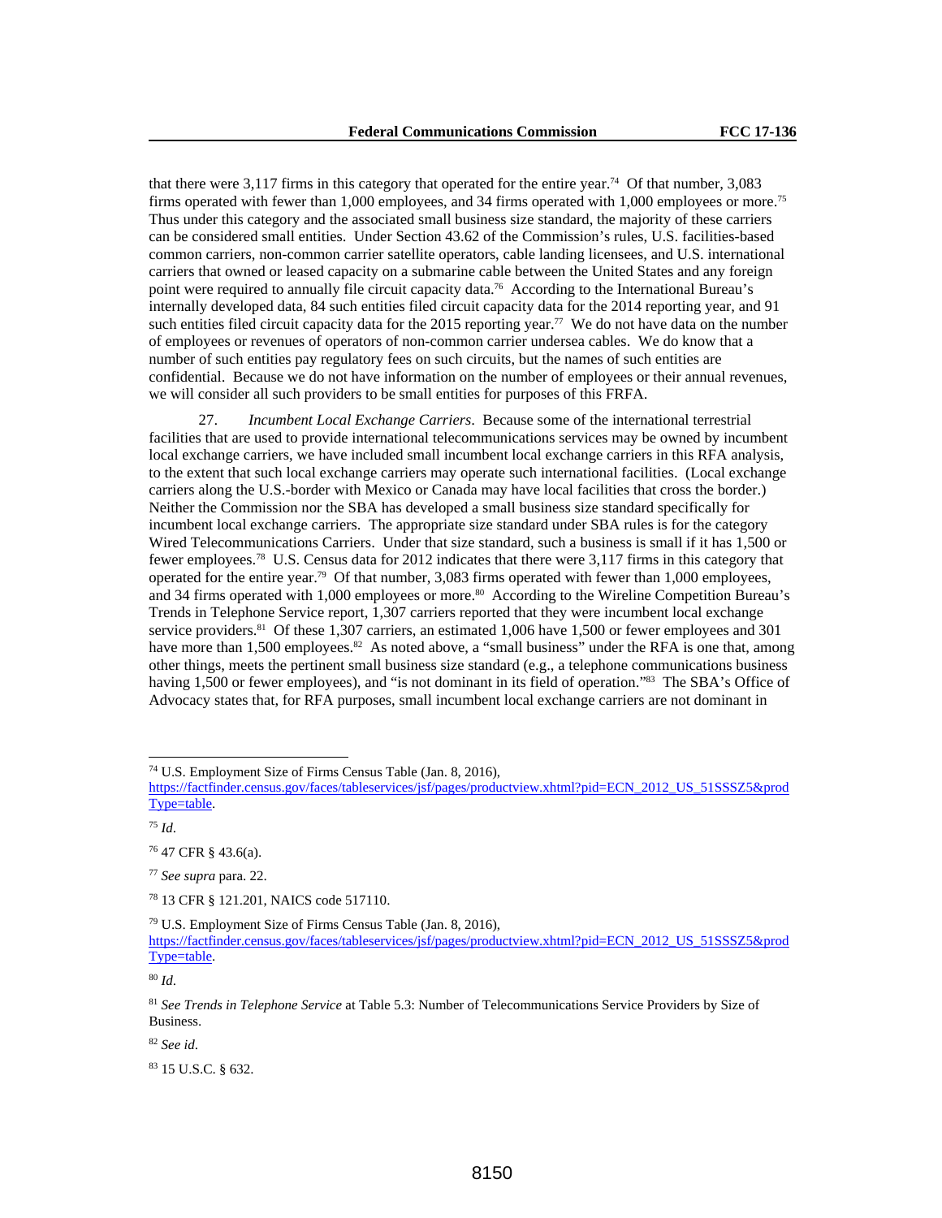that there were 3,117 firms in this category that operated for the entire year.[74] Of that number, 3,083 firms operated with fewer than 1,000 employees, and 34 firms operated with 1,000 employees or more.[75] Thus under this category and the associated small business size standard, the majority of these carriers can be considered small entities. Under Section 43.62 of the Commission's rules, U.S. facilities-based common carriers, non-common carrier satellite operators, cable landing licensees, and U.S. international carriers that owned or leased capacity on a submarine cable between the United States and any foreign point were required to annually file circuit capacity data.[76] According to the International Bureau's internally developed data, 84 such entities filed circuit capacity data for the 2014 reporting year, and 91 such entities filed circuit capacity data for the 2015 reporting year.[77] We do not have data on the number of employees or revenues of operators of non-common carrier undersea cables. We do know that a number of such entities pay regulatory fees on such circuits, but the names of such entities are confidential. Because we do not have information on the number of employees or their annual revenues, we will consider all such providers to be small entities for purposes of this FRFA.

27. *Incumbent Local Exchange Carriers*. Because some of the international terrestrial facilities that are used to provide international telecommunications services may be owned by incumbent local exchange carriers, we have included small incumbent local exchange carriers in this RFA analysis, to the extent that such local exchange carriers may operate such international facilities. (Local exchange carriers along the U.S.-border with Mexico or Canada may have local facilities that cross the border.) Neither the Commission nor the SBA has developed a small business size standard specifically for incumbent local exchange carriers. The appropriate size standard under SBA rules is for the category Wired Telecommunications Carriers. Under that size standard, such a business is small if it has 1,500 or fewer employees.[78] U.S. Census data for 2012 indicates that there were 3,117 firms in this category that operated for the entire year.[79] Of that number, 3,083 firms operated with fewer than 1,000 employees, and 34 firms operated with 1,000 employees or more.[80] According to the Wireline Competition Bureau's Trends in Telephone Service report, 1,307 carriers reported that they were incumbent local exchange service providers.[81] Of these 1,307 carriers, an estimated 1,006 have 1,500 or fewer employees and 301 have more than 1,500 employees.[82] As noted above, a "small business" under the RFA is one that, among other things, meets the pertinent small business size standard (e.g., a telephone communications business having 1,500 or fewer employees), and "is not dominant in its field of operation."[83] The SBA's Office of Advocacy states that, for RFA purposes, small incumbent local exchange carriers are not dominant in

---

[74] U.S. Employment Size of Firms Census Table (Jan. 8, 2016), https://factfinder.census.gov/faces/tableservices/jsf/pages/productview.xhtml?pid=ECN_2012_US_51SSSZ5&prodType=table.

[75] *Id*.

[76] 47 CFR § 43.6(a).

[77] *See supra* para. 22.

[78] 13 CFR § 121.201, NAICS code 517110.

[79] U.S. Employment Size of Firms Census Table (Jan. 8, 2016), https://factfinder.census.gov/faces/tableservices/jsf/pages/productview.xhtml?pid=ECN_2012_US_51SSSZ5&prodType=table.

[80] *Id*.

[81] *See Trends in Telephone Service* at Table 5.3: Number of Telecommunications Service Providers by Size of Business.

[82] *See id*.

[83] 15 U.S.C. § 632.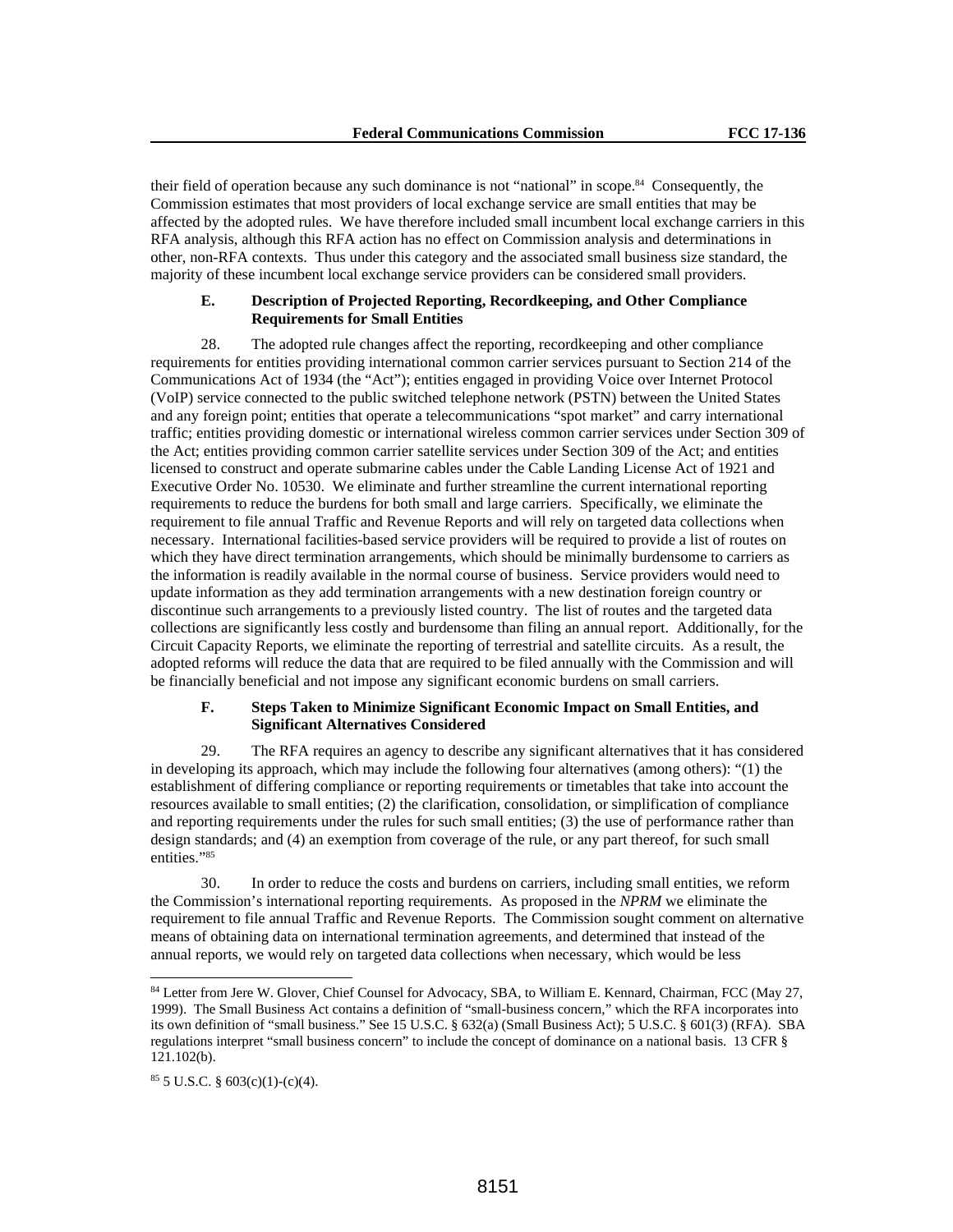their field of operation because any such dominance is not "national" in scope.[84] Consequently, the Commission estimates that most providers of local exchange service are small entities that may be affected by the adopted rules. We have therefore included small incumbent local exchange carriers in this RFA analysis, although this RFA action has no effect on Commission analysis and determinations in other, non-RFA contexts. Thus under this category and the associated small business size standard, the majority of these incumbent local exchange service providers can be considered small providers.

### E. Description of Projected Reporting, Recordkeeping, and Other Compliance Requirements for Small Entities

28. The adopted rule changes affect the reporting, recordkeeping and other compliance requirements for entities providing international common carrier services pursuant to Section 214 of the Communications Act of 1934 (the "Act"); entities engaged in providing Voice over Internet Protocol (VoIP) service connected to the public switched telephone network (PSTN) between the United States and any foreign point; entities that operate a telecommunications "spot market" and carry international traffic; entities providing domestic or international wireless common carrier services under Section 309 of the Act; entities providing common carrier satellite services under Section 309 of the Act; and entities licensed to construct and operate submarine cables under the Cable Landing License Act of 1921 and Executive Order No. 10530. We eliminate and further streamline the current international reporting requirements to reduce the burdens for both small and large carriers. Specifically, we eliminate the requirement to file annual Traffic and Revenue Reports and will rely on targeted data collections when necessary. International facilities-based service providers will be required to provide a list of routes on which they have direct termination arrangements, which should be minimally burdensome to carriers as the information is readily available in the normal course of business. Service providers would need to update information as they add termination arrangements with a new destination foreign country or discontinue such arrangements to a previously listed country. The list of routes and the targeted data collections are significantly less costly and burdensome than filing an annual report. Additionally, for the Circuit Capacity Reports, we eliminate the reporting of terrestrial and satellite circuits. As a result, the adopted reforms will reduce the data that are required to be filed annually with the Commission and will be financially beneficial and not impose any significant economic burdens on small carriers.

### F. Steps Taken to Minimize Significant Economic Impact on Small Entities, and Significant Alternatives Considered

29. The RFA requires an agency to describe any significant alternatives that it has considered in developing its approach, which may include the following four alternatives (among others): "(1) the establishment of differing compliance or reporting requirements or timetables that take into account the resources available to small entities; (2) the clarification, consolidation, or simplification of compliance and reporting requirements under the rules for such small entities; (3) the use of performance rather than design standards; and (4) an exemption from coverage of the rule, or any part thereof, for such small entities."[85]

30. In order to reduce the costs and burdens on carriers, including small entities, we reform the Commission's international reporting requirements. As proposed in the *NPRM* we eliminate the requirement to file annual Traffic and Revenue Reports. The Commission sought comment on alternative means of obtaining data on international termination agreements, and determined that instead of the annual reports, we would rely on targeted data collections when necessary, which would be less

---

[84] Letter from Jere W. Glover, Chief Counsel for Advocacy, SBA, to William E. Kennard, Chairman, FCC (May 27, 1999). The Small Business Act contains a definition of "small-business concern," which the RFA incorporates into its own definition of "small business." See 15 U.S.C. § 632(a) (Small Business Act); 5 U.S.C. § 601(3) (RFA). SBA regulations interpret "small business concern" to include the concept of dominance on a national basis. 13 CFR § 121.102(b).

[85] 5 U.S.C. § 603(c)(1)-(c)(4).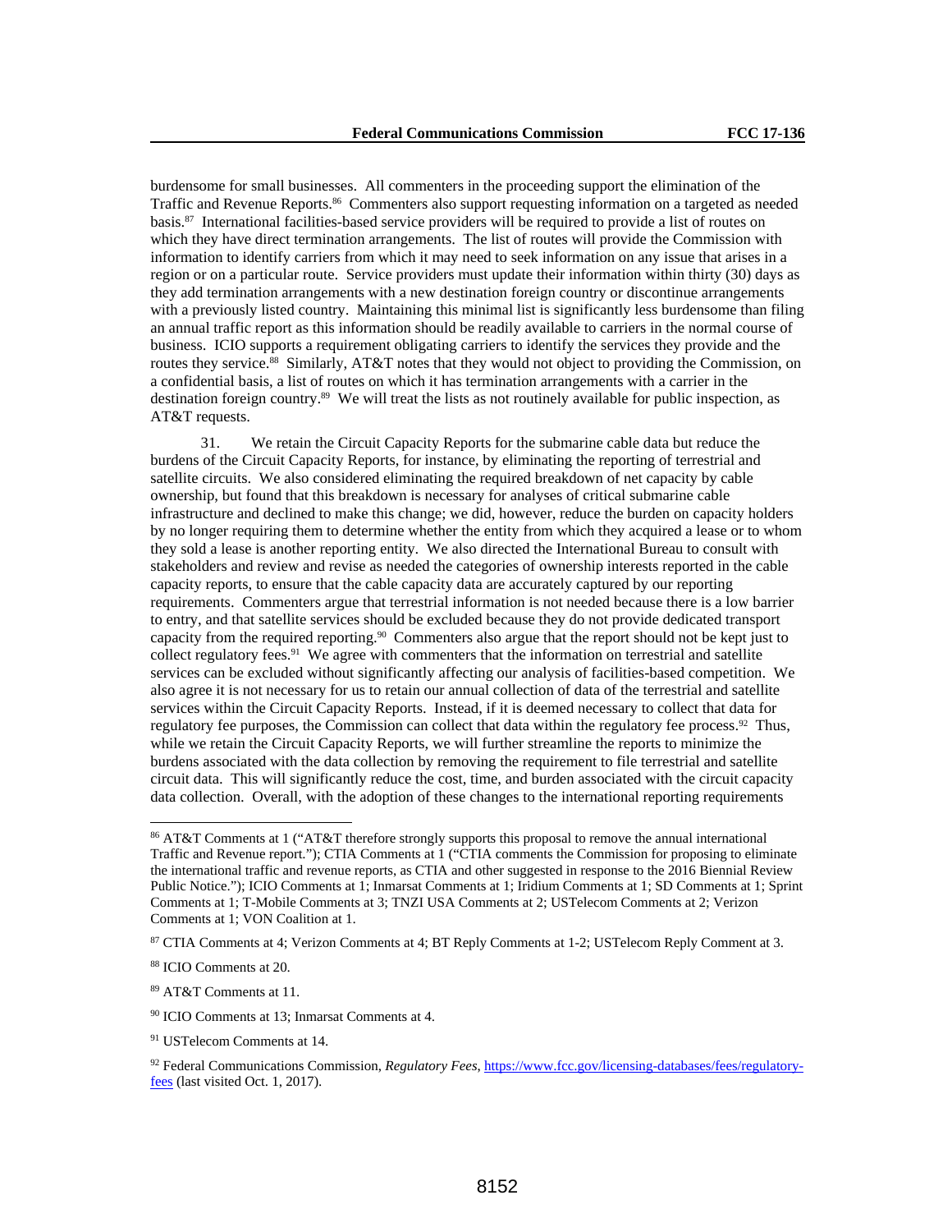burdensome for small businesses. All commenters in the proceeding support the elimination of the Traffic and Revenue Reports.[86] Commenters also support requesting information on a targeted as needed basis.[87] International facilities-based service providers will be required to provide a list of routes on which they have direct termination arrangements. The list of routes will provide the Commission with information to identify carriers from which it may need to seek information on any issue that arises in a region or on a particular route. Service providers must update their information within thirty (30) days as they add termination arrangements with a new destination foreign country or discontinue arrangements with a previously listed country. Maintaining this minimal list is significantly less burdensome than filing an annual traffic report as this information should be readily available to carriers in the normal course of business. ICIO supports a requirement obligating carriers to identify the services they provide and the routes they service.[88] Similarly, AT&T notes that they would not object to providing the Commission, on a confidential basis, a list of routes on which it has termination arrangements with a carrier in the destination foreign country.[89] We will treat the lists as not routinely available for public inspection, as AT&T requests.

31. We retain the Circuit Capacity Reports for the submarine cable data but reduce the burdens of the Circuit Capacity Reports, for instance, by eliminating the reporting of terrestrial and satellite circuits. We also considered eliminating the required breakdown of net capacity by cable ownership, but found that this breakdown is necessary for analyses of critical submarine cable infrastructure and declined to make this change; we did, however, reduce the burden on capacity holders by no longer requiring them to determine whether the entity from which they acquired a lease or to whom they sold a lease is another reporting entity. We also directed the International Bureau to consult with stakeholders and review and revise as needed the categories of ownership interests reported in the cable capacity reports, to ensure that the cable capacity data are accurately captured by our reporting requirements. Commenters argue that terrestrial information is not needed because there is a low barrier to entry, and that satellite services should be excluded because they do not provide dedicated transport capacity from the required reporting.[90] Commenters also argue that the report should not be kept just to collect regulatory fees.[91] We agree with commenters that the information on terrestrial and satellite services can be excluded without significantly affecting our analysis of facilities-based competition. We also agree it is not necessary for us to retain our annual collection of data of the terrestrial and satellite services within the Circuit Capacity Reports. Instead, if it is deemed necessary to collect that data for regulatory fee purposes, the Commission can collect that data within the regulatory fee process.[92] Thus, while we retain the Circuit Capacity Reports, we will further streamline the reports to minimize the burdens associated with the data collection by removing the requirement to file terrestrial and satellite circuit data. This will significantly reduce the cost, time, and burden associated with the circuit capacity data collection. Overall, with the adoption of these changes to the international reporting requirements

---

[86] AT&T Comments at 1 ("AT&T therefore strongly supports this proposal to remove the annual international Traffic and Revenue report."); CTIA Comments at 1 ("CTIA comments the Commission for proposing to eliminate the international traffic and revenue reports, as CTIA and other suggested in response to the 2016 Biennial Review Public Notice."); ICIO Comments at 1; Inmarsat Comments at 1; Iridium Comments at 1; SD Comments at 1; Sprint Comments at 1; T-Mobile Comments at 3; TNZI USA Comments at 2; USTelecom Comments at 2; Verizon Comments at 1; VON Coalition at 1.

[87] CTIA Comments at 4; Verizon Comments at 4; BT Reply Comments at 1-2; USTelecom Reply Comment at 3.

[88] ICIO Comments at 20.

[89] AT&T Comments at 11.

[90] ICIO Comments at 13; Inmarsat Comments at 4.

[91] USTelecom Comments at 14.

[92] Federal Communications Commission, *Regulatory Fees*, https://www.fcc.gov/licensing-databases/fees/regulatory-fees (last visited Oct. 1, 2017).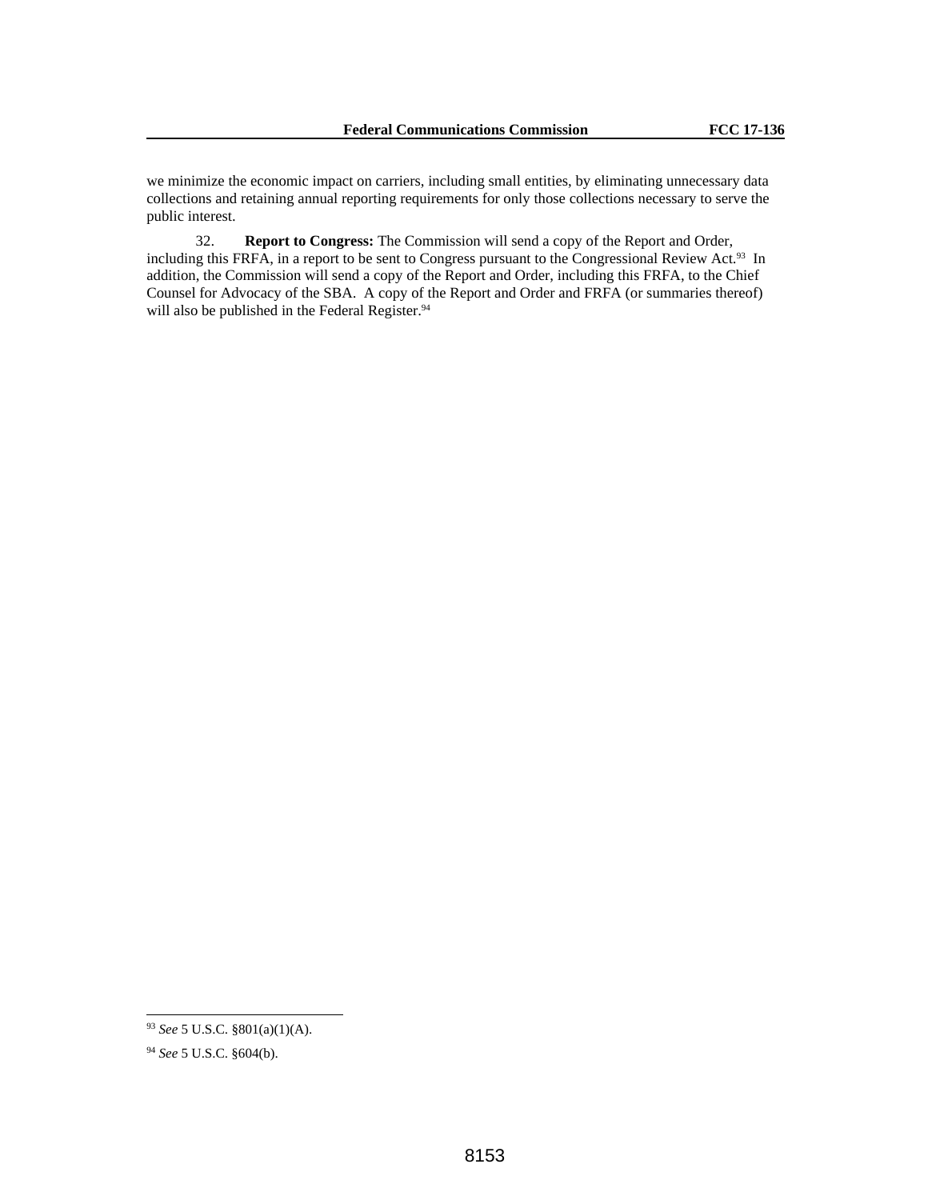we minimize the economic impact on carriers, including small entities, by eliminating unnecessary data collections and retaining annual reporting requirements for only those collections necessary to serve the public interest.

32. **Report to Congress:** The Commission will send a copy of the Report and Order, including this FRFA, in a report to be sent to Congress pursuant to the Congressional Review Act.[93] In addition, the Commission will send a copy of the Report and Order, including this FRFA, to the Chief Counsel for Advocacy of the SBA. A copy of the Report and Order and FRFA (or summaries thereof) will also be published in the Federal Register.[94]

---

[93] *See* 5 U.S.C. §801(a)(1)(A).

[94] *See* 5 U.S.C. §604(b).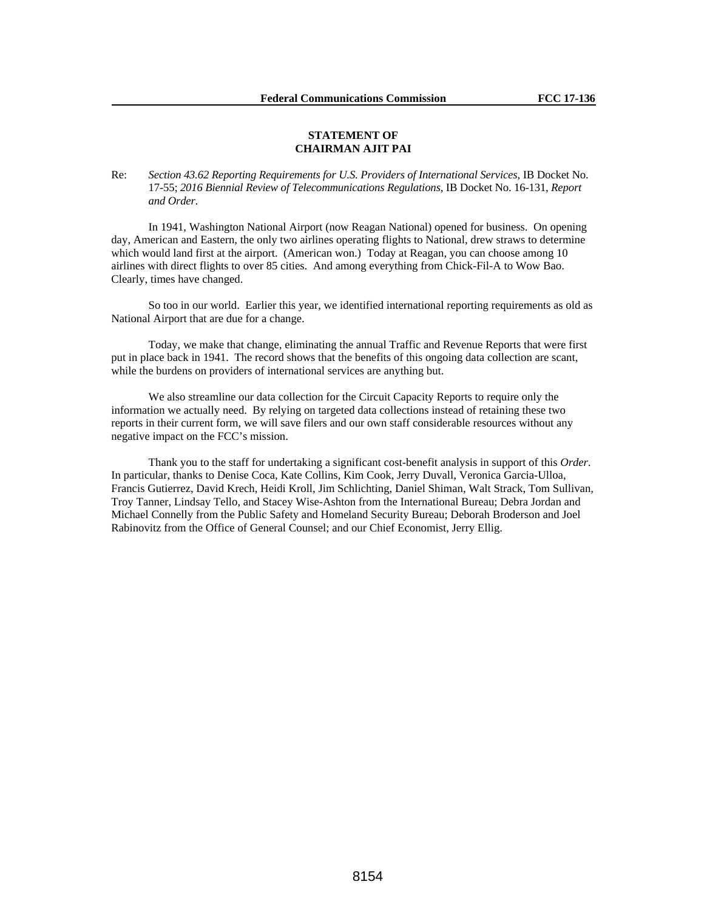**STATEMENT OF**
**CHAIRMAN AJIT PAI**

Re: *Section 43.62 Reporting Requirements for U.S. Providers of International Services*, IB Docket No. 17-55; *2016 Biennial Review of Telecommunications Regulations*, IB Docket No. 16-131, *Report and Order*.

In 1941, Washington National Airport (now Reagan National) opened for business. On opening day, American and Eastern, the only two airlines operating flights to National, drew straws to determine which would land first at the airport. (American won.) Today at Reagan, you can choose among 10 airlines with direct flights to over 85 cities. And among everything from Chick-Fil-A to Wow Bao. Clearly, times have changed.

So too in our world. Earlier this year, we identified international reporting requirements as old as National Airport that are due for a change.

Today, we make that change, eliminating the annual Traffic and Revenue Reports that were first put in place back in 1941. The record shows that the benefits of this ongoing data collection are scant, while the burdens on providers of international services are anything but.

We also streamline our data collection for the Circuit Capacity Reports to require only the information we actually need. By relying on targeted data collections instead of retaining these two reports in their current form, we will save filers and our own staff considerable resources without any negative impact on the FCC's mission.

Thank you to the staff for undertaking a significant cost-benefit analysis in support of this *Order*. In particular, thanks to Denise Coca, Kate Collins, Kim Cook, Jerry Duvall, Veronica Garcia-Ulloa, Francis Gutierrez, David Krech, Heidi Kroll, Jim Schlichting, Daniel Shiman, Walt Strack, Tom Sullivan, Troy Tanner, Lindsay Tello, and Stacey Wise-Ashton from the International Bureau; Debra Jordan and Michael Connelly from the Public Safety and Homeland Security Bureau; Deborah Broderson and Joel Rabinovitz from the Office of General Counsel; and our Chief Economist, Jerry Ellig.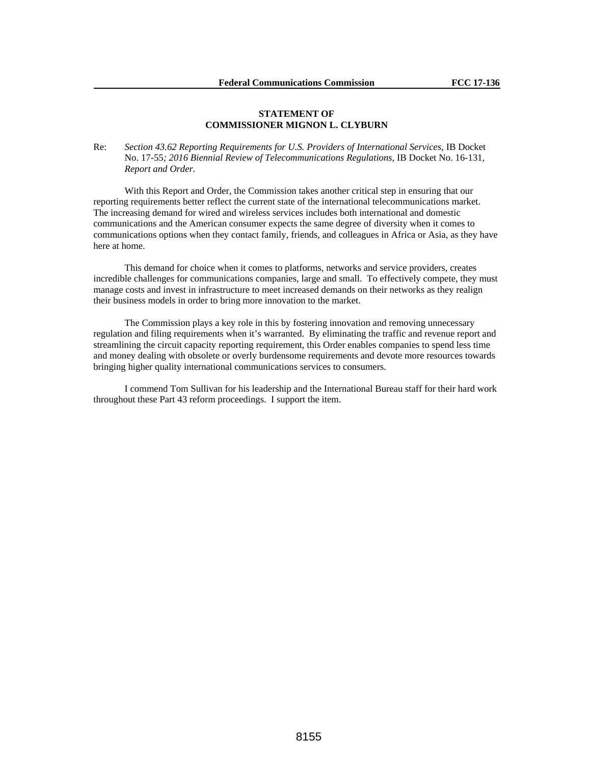**STATEMENT OF**
**COMMISSIONER MIGNON L. CLYBURN**

Re: *Section 43.62 Reporting Requirements for U.S. Providers of International Services*, IB Docket No. 17-55*; 2016 Biennial Review of Telecommunications Regulations,* IB Docket No. 16-131, *Report and Order.*

With this Report and Order, the Commission takes another critical step in ensuring that our reporting requirements better reflect the current state of the international telecommunications market. The increasing demand for wired and wireless services includes both international and domestic communications and the American consumer expects the same degree of diversity when it comes to communications options when they contact family, friends, and colleagues in Africa or Asia, as they have here at home.

This demand for choice when it comes to platforms, networks and service providers, creates incredible challenges for communications companies, large and small. To effectively compete, they must manage costs and invest in infrastructure to meet increased demands on their networks as they realign their business models in order to bring more innovation to the market.

The Commission plays a key role in this by fostering innovation and removing unnecessary regulation and filing requirements when it's warranted. By eliminating the traffic and revenue report and streamlining the circuit capacity reporting requirement, this Order enables companies to spend less time and money dealing with obsolete or overly burdensome requirements and devote more resources towards bringing higher quality international communications services to consumers.

I commend Tom Sullivan for his leadership and the International Bureau staff for their hard work throughout these Part 43 reform proceedings. I support the item.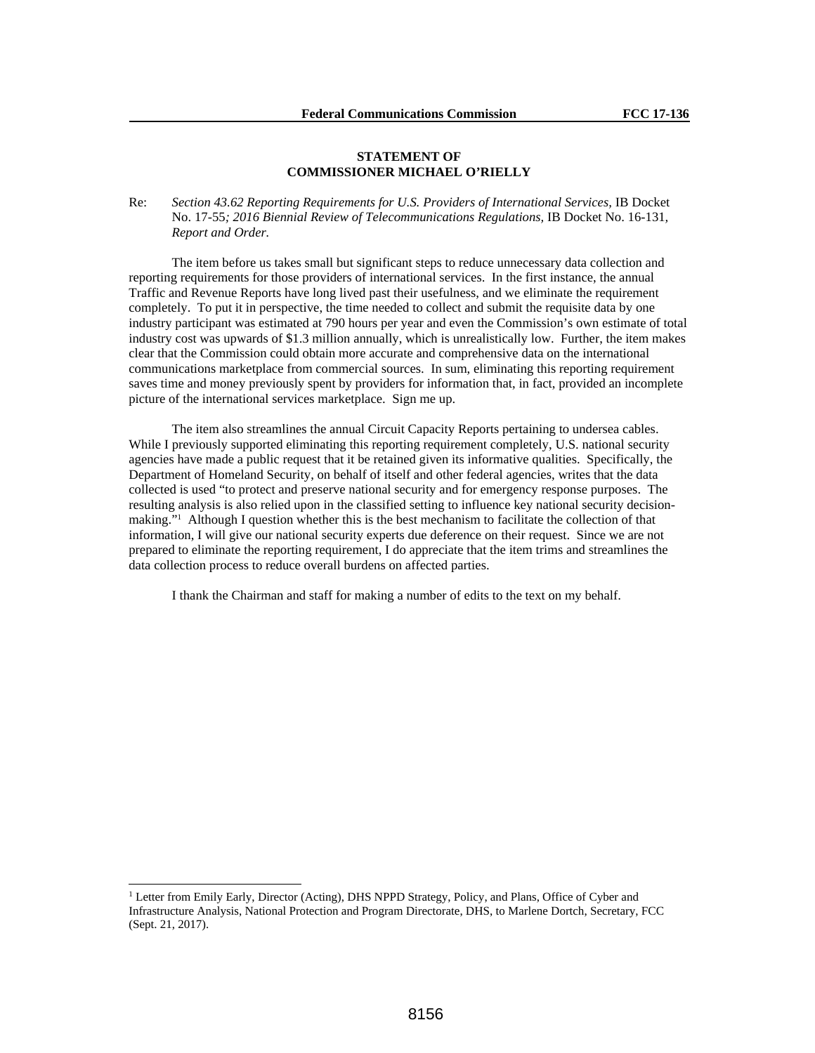**STATEMENT OF**
**COMMISSIONER MICHAEL O'RIELLY**

Re: *Section 43.62 Reporting Requirements for U.S. Providers of International Services*, IB Docket No. 17-55*; 2016 Biennial Review of Telecommunications Regulations,* IB Docket No. 16-131, *Report and Order.*

The item before us takes small but significant steps to reduce unnecessary data collection and reporting requirements for those providers of international services. In the first instance, the annual Traffic and Revenue Reports have long lived past their usefulness, and we eliminate the requirement completely. To put it in perspective, the time needed to collect and submit the requisite data by one industry participant was estimated at 790 hours per year and even the Commission's own estimate of total industry cost was upwards of $1.3 million annually, which is unrealistically low. Further, the item makes clear that the Commission could obtain more accurate and comprehensive data on the international communications marketplace from commercial sources. In sum, eliminating this reporting requirement saves time and money previously spent by providers for information that, in fact, provided an incomplete picture of the international services marketplace. Sign me up.

The item also streamlines the annual Circuit Capacity Reports pertaining to undersea cables. While I previously supported eliminating this reporting requirement completely, U.S. national security agencies have made a public request that it be retained given its informative qualities. Specifically, the Department of Homeland Security, on behalf of itself and other federal agencies, writes that the data collected is used "to protect and preserve national security and for emergency response purposes. The resulting analysis is also relied upon in the classified setting to influence key national security decision-making."[1] Although I question whether this is the best mechanism to facilitate the collection of that information, I will give our national security experts due deference on their request. Since we are not prepared to eliminate the reporting requirement, I do appreciate that the item trims and streamlines the data collection process to reduce overall burdens on affected parties.

I thank the Chairman and staff for making a number of edits to the text on my behalf.

---

[1] Letter from Emily Early, Director (Acting), DHS NPPD Strategy, Policy, and Plans, Office of Cyber and Infrastructure Analysis, National Protection and Program Directorate, DHS, to Marlene Dortch, Secretary, FCC (Sept. 21, 2017).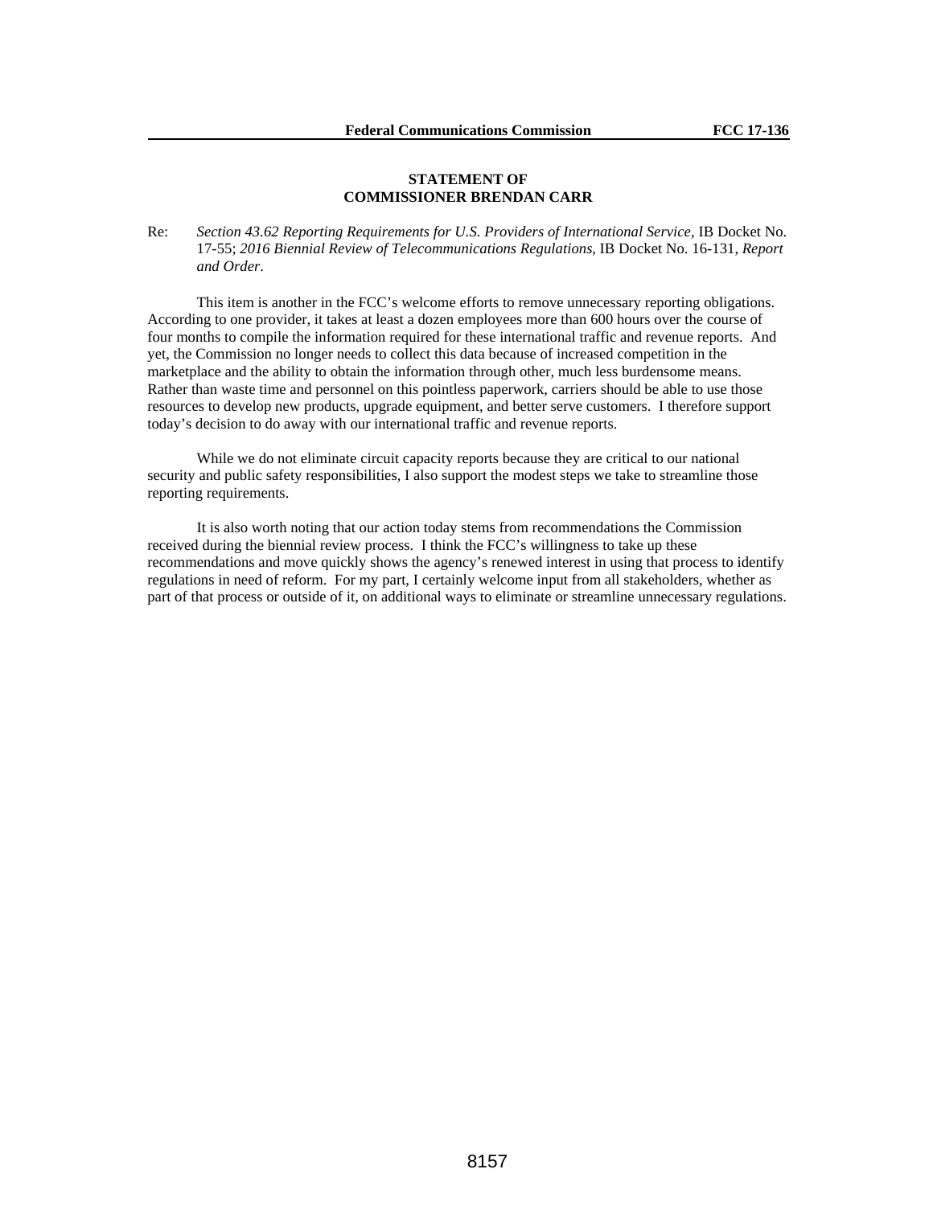**STATEMENT OF**
**COMMISSIONER BRENDAN CARR**

Re: *Section 43.62 Reporting Requirements for U.S. Providers of International Service,* IB Docket No. 17-55; *2016 Biennial Review of Telecommunications Regulations*, IB Docket No. 16-131, *Report and Order*.

This item is another in the FCC's welcome efforts to remove unnecessary reporting obligations. According to one provider, it takes at least a dozen employees more than 600 hours over the course of four months to compile the information required for these international traffic and revenue reports. And yet, the Commission no longer needs to collect this data because of increased competition in the marketplace and the ability to obtain the information through other, much less burdensome means. Rather than waste time and personnel on this pointless paperwork, carriers should be able to use those resources to develop new products, upgrade equipment, and better serve customers. I therefore support today's decision to do away with our international traffic and revenue reports.

While we do not eliminate circuit capacity reports because they are critical to our national security and public safety responsibilities, I also support the modest steps we take to streamline those reporting requirements.

It is also worth noting that our action today stems from recommendations the Commission received during the biennial review process. I think the FCC's willingness to take up these recommendations and move quickly shows the agency's renewed interest in using that process to identify regulations in need of reform. For my part, I certainly welcome input from all stakeholders, whether as part of that process or outside of it, on additional ways to eliminate or streamline unnecessary regulations.